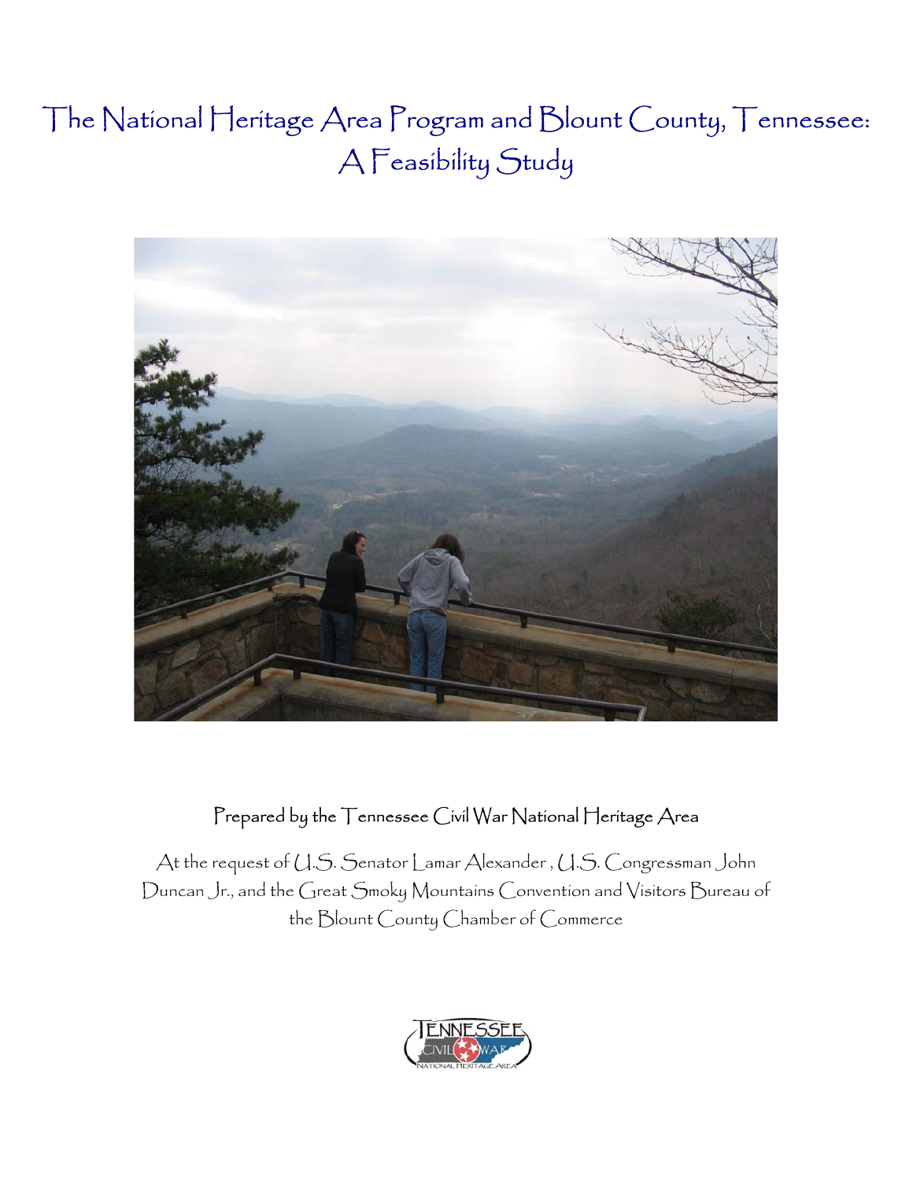# The National Heritage Area Program and Blount County, Tennessee: A Feasibility Study

Prepared by the Tennessee Civil War National Heritage Area

At the request of U.S. Senator Lamar Alexander , U.S. Congressman John Duncan Jr., and the Great Smoky Mountains Convention and Visitors Bureau of the Blount County Chamber of Commerce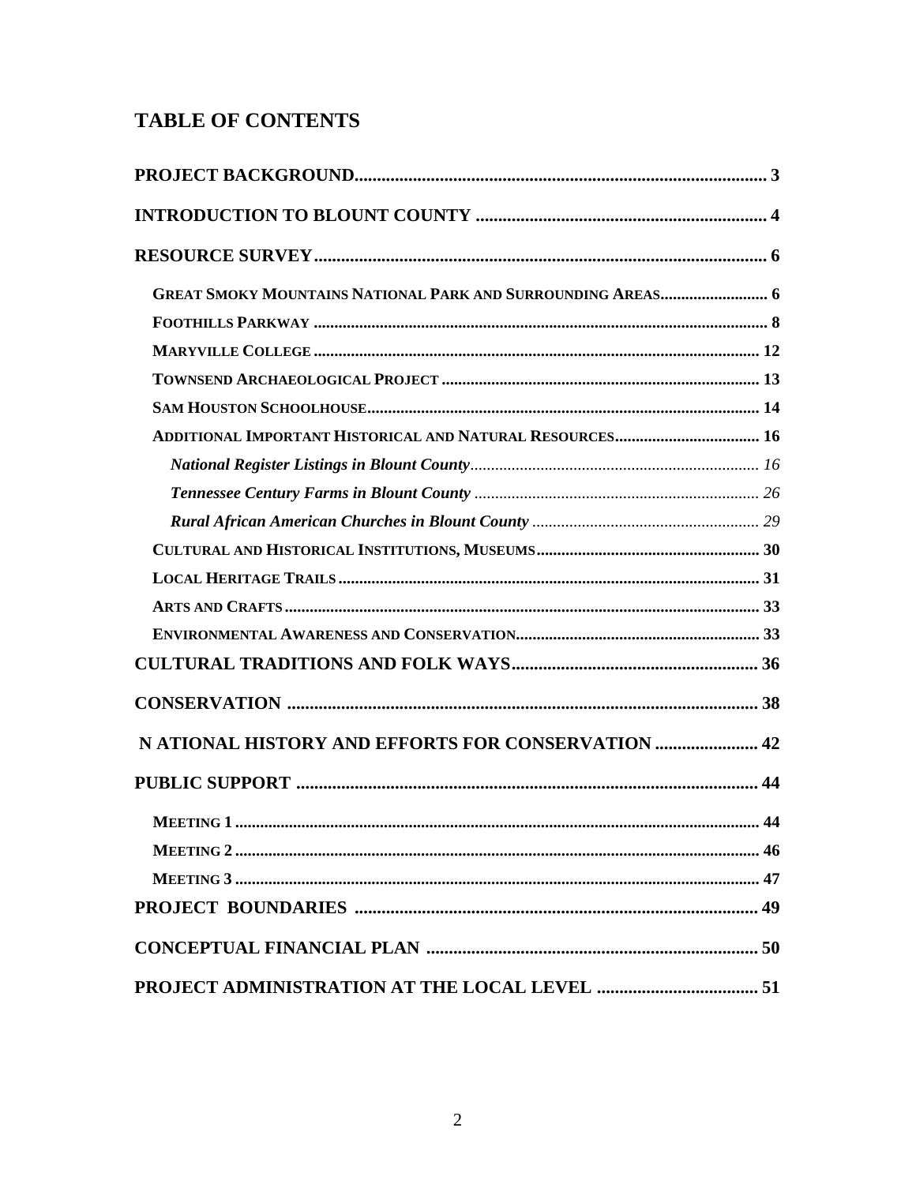# TABLE OF CONTENTS

**PROJECT BACKGROUND** ........................................................................................ 3

**INTRODUCTION TO BLOUNT COUNTY** ................................................................ 4

**RESOURCE SURVEY** .............................................................................................. 6

- **GREAT SMOKY MOUNTAINS NATIONAL PARK AND SURROUNDING AREAS** ..................... 6
- **FOOTHILLS PARKWAY** ........................................................................................ 8
- **MARYVILLE COLLEGE** ........................................................................................ 12
- **TOWNSEND ARCHAEOLOGICAL PROJECT** ........................................................... 13
- **SAM HOUSTON SCHOOLHOUSE** ............................................................................ 14
- **ADDITIONAL IMPORTANT HISTORICAL AND NATURAL RESOURCES** ............................ 16
  - ***National Register Listings in Blount County*** ..................................................... 16
  - ***Tennessee Century Farms in Blount County*** ...................................................... 26
  - ***Rural African American Churches in Blount County*** ........................................... 29
- **CULTURAL AND HISTORICAL INSTITUTIONS, MUSEUMS** ............................................. 30
- **LOCAL HERITAGE TRAILS** ................................................................................... 31
- **ARTS AND CRAFTS** ............................................................................................. 33
- **ENVIRONMENTAL AWARENESS AND CONSERVATION** ................................................ 33

**CULTURAL TRADITIONS AND FOLK WAYS** ........................................................... 36

**CONSERVATION** .................................................................................................... 38

**N ATIONAL HISTORY AND EFFORTS FOR CONSERVATION** ...................................... 42

**PUBLIC SUPPORT** .................................................................................................. 44

- **MEETING 1** ......................................................................................................... 44
- **MEETING 2** ......................................................................................................... 46
- **MEETING 3** ......................................................................................................... 47

**PROJECT BOUNDARIES** .......................................................................................... 49

**CONCEPTUAL FINANCIAL PLAN** .............................................................................. 50

**PROJECT ADMINISTRATION AT THE LOCAL LEVEL** ................................................. 51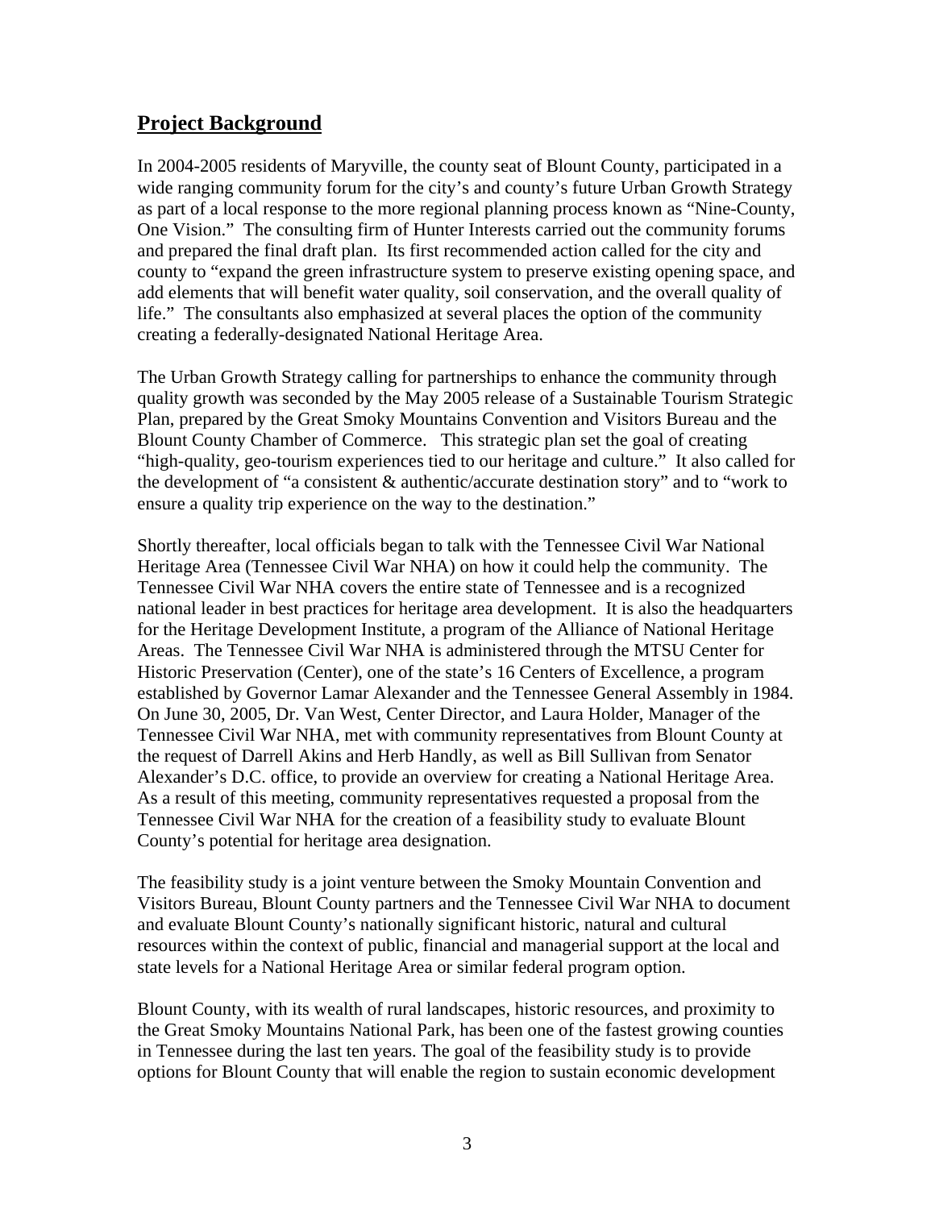## Project Background

In 2004-2005 residents of Maryville, the county seat of Blount County, participated in a wide ranging community forum for the city's and county's future Urban Growth Strategy as part of a local response to the more regional planning process known as "Nine-County, One Vision." The consulting firm of Hunter Interests carried out the community forums and prepared the final draft plan. Its first recommended action called for the city and county to "expand the green infrastructure system to preserve existing opening space, and add elements that will benefit water quality, soil conservation, and the overall quality of life." The consultants also emphasized at several places the option of the community creating a federally-designated National Heritage Area.

The Urban Growth Strategy calling for partnerships to enhance the community through quality growth was seconded by the May 2005 release of a Sustainable Tourism Strategic Plan, prepared by the Great Smoky Mountains Convention and Visitors Bureau and the Blount County Chamber of Commerce. This strategic plan set the goal of creating "high-quality, geo-tourism experiences tied to our heritage and culture." It also called for the development of "a consistent & authentic/accurate destination story" and to "work to ensure a quality trip experience on the way to the destination."

Shortly thereafter, local officials began to talk with the Tennessee Civil War National Heritage Area (Tennessee Civil War NHA) on how it could help the community. The Tennessee Civil War NHA covers the entire state of Tennessee and is a recognized national leader in best practices for heritage area development. It is also the headquarters for the Heritage Development Institute, a program of the Alliance of National Heritage Areas. The Tennessee Civil War NHA is administered through the MTSU Center for Historic Preservation (Center), one of the state's 16 Centers of Excellence, a program established by Governor Lamar Alexander and the Tennessee General Assembly in 1984. On June 30, 2005, Dr. Van West, Center Director, and Laura Holder, Manager of the Tennessee Civil War NHA, met with community representatives from Blount County at the request of Darrell Akins and Herb Handly, as well as Bill Sullivan from Senator Alexander's D.C. office, to provide an overview for creating a National Heritage Area. As a result of this meeting, community representatives requested a proposal from the Tennessee Civil War NHA for the creation of a feasibility study to evaluate Blount County's potential for heritage area designation.

The feasibility study is a joint venture between the Smoky Mountain Convention and Visitors Bureau, Blount County partners and the Tennessee Civil War NHA to document and evaluate Blount County's nationally significant historic, natural and cultural resources within the context of public, financial and managerial support at the local and state levels for a National Heritage Area or similar federal program option.

Blount County, with its wealth of rural landscapes, historic resources, and proximity to the Great Smoky Mountains National Park, has been one of the fastest growing counties in Tennessee during the last ten years. The goal of the feasibility study is to provide options for Blount County that will enable the region to sustain economic development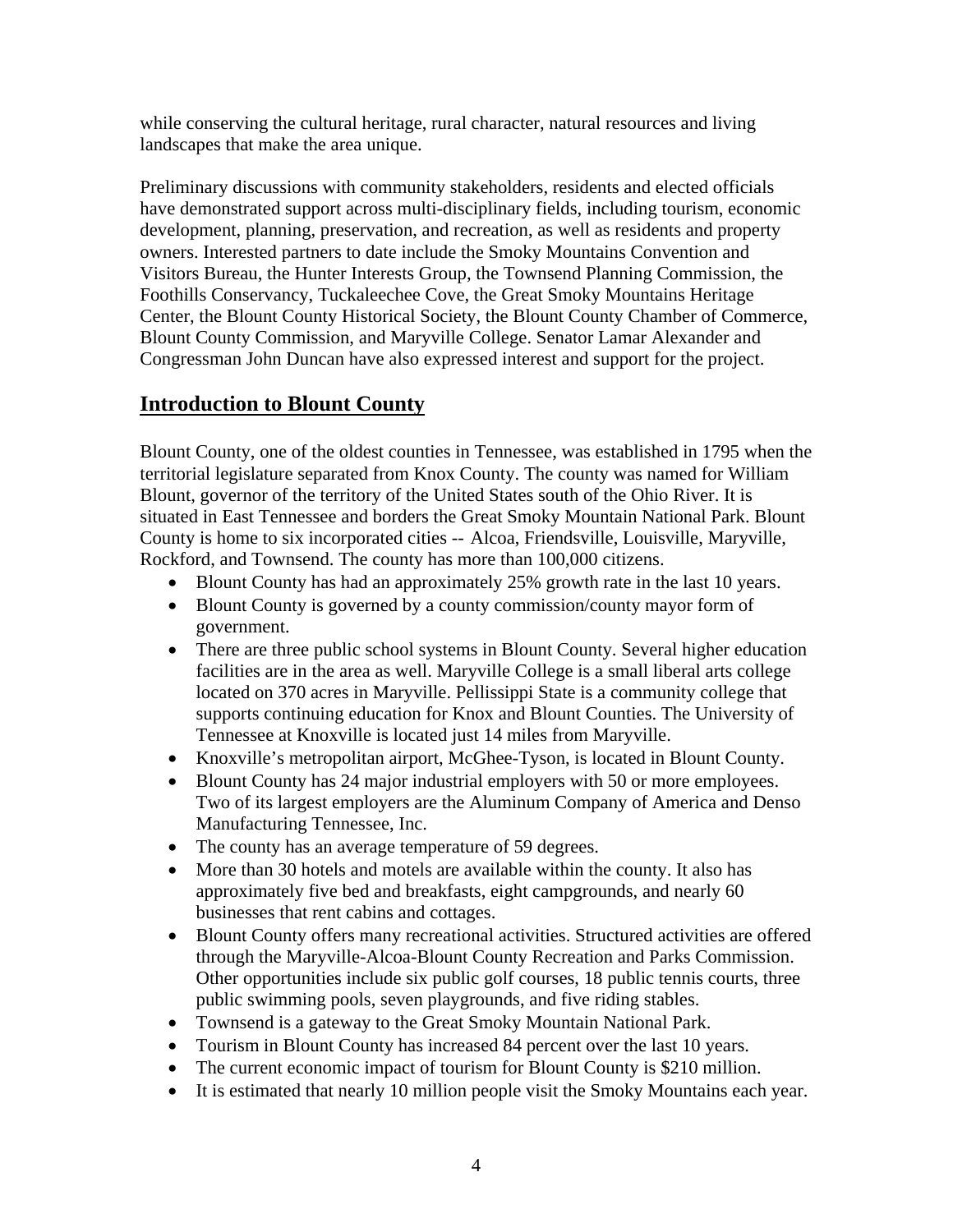while conserving the cultural heritage, rural character, natural resources and living landscapes that make the area unique.

Preliminary discussions with community stakeholders, residents and elected officials have demonstrated support across multi-disciplinary fields, including tourism, economic development, planning, preservation, and recreation, as well as residents and property owners. Interested partners to date include the Smoky Mountains Convention and Visitors Bureau, the Hunter Interests Group, the Townsend Planning Commission, the Foothills Conservancy, Tuckaleechee Cove, the Great Smoky Mountains Heritage Center, the Blount County Historical Society, the Blount County Chamber of Commerce, Blount County Commission, and Maryville College. Senator Lamar Alexander and Congressman John Duncan have also expressed interest and support for the project.

## Introduction to Blount County

Blount County, one of the oldest counties in Tennessee, was established in 1795 when the territorial legislature separated from Knox County. The county was named for William Blount, governor of the territory of the United States south of the Ohio River. It is situated in East Tennessee and borders the Great Smoky Mountain National Park. Blount County is home to six incorporated cities -- Alcoa, Friendsville, Louisville, Maryville, Rockford, and Townsend. The county has more than 100,000 citizens.

- Blount County has had an approximately 25% growth rate in the last 10 years.
- Blount County is governed by a county commission/county mayor form of government.
- There are three public school systems in Blount County. Several higher education facilities are in the area as well. Maryville College is a small liberal arts college located on 370 acres in Maryville. Pellissippi State is a community college that supports continuing education for Knox and Blount Counties. The University of Tennessee at Knoxville is located just 14 miles from Maryville.
- Knoxville's metropolitan airport, McGhee-Tyson, is located in Blount County.
- Blount County has 24 major industrial employers with 50 or more employees. Two of its largest employers are the Aluminum Company of America and Denso Manufacturing Tennessee, Inc.
- The county has an average temperature of 59 degrees.
- More than 30 hotels and motels are available within the county. It also has approximately five bed and breakfasts, eight campgrounds, and nearly 60 businesses that rent cabins and cottages.
- Blount County offers many recreational activities. Structured activities are offered through the Maryville-Alcoa-Blount County Recreation and Parks Commission. Other opportunities include six public golf courses, 18 public tennis courts, three public swimming pools, seven playgrounds, and five riding stables.
- Townsend is a gateway to the Great Smoky Mountain National Park.
- Tourism in Blount County has increased 84 percent over the last 10 years.
- The current economic impact of tourism for Blount County is $210 million.
- It is estimated that nearly 10 million people visit the Smoky Mountains each year.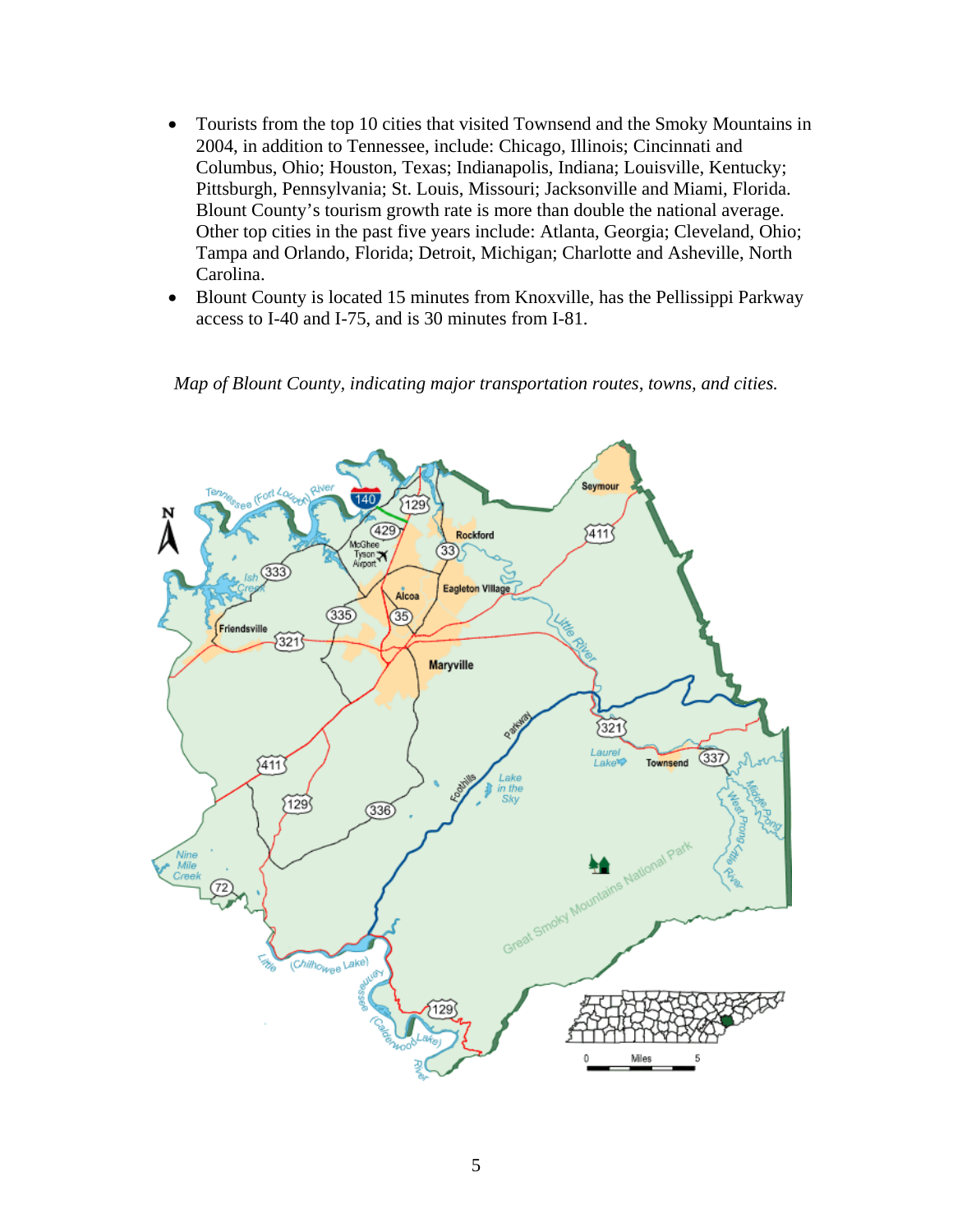- Tourists from the top 10 cities that visited Townsend and the Smoky Mountains in 2004, in addition to Tennessee, include: Chicago, Illinois; Cincinnati and Columbus, Ohio; Houston, Texas; Indianapolis, Indiana; Louisville, Kentucky; Pittsburgh, Pennsylvania; St. Louis, Missouri; Jacksonville and Miami, Florida. Blount County's tourism growth rate is more than double the national average. Other top cities in the past five years include: Atlanta, Georgia; Cleveland, Ohio; Tampa and Orlando, Florida; Detroit, Michigan; Charlotte and Asheville, North Carolina.
- Blount County is located 15 minutes from Knoxville, has the Pellissippi Parkway access to I-40 and I-75, and is 30 minutes from I-81.

*Map of Blount County, indicating major transportation routes, towns, and cities.*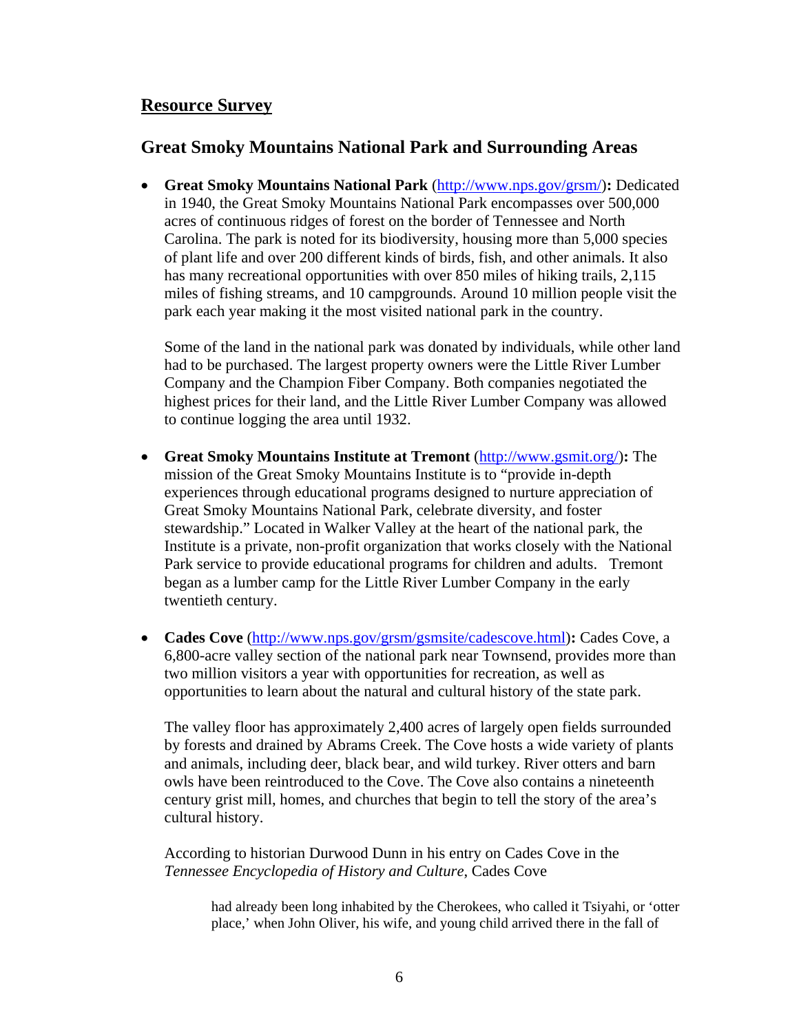## Resource Survey

## Great Smoky Mountains National Park and Surrounding Areas

- **Great Smoky Mountains National Park** (http://www.nps.gov/grsm/)**:** Dedicated in 1940, the Great Smoky Mountains National Park encompasses over 500,000 acres of continuous ridges of forest on the border of Tennessee and North Carolina. The park is noted for its biodiversity, housing more than 5,000 species of plant life and over 200 different kinds of birds, fish, and other animals. It also has many recreational opportunities with over 850 miles of hiking trails, 2,115 miles of fishing streams, and 10 campgrounds. Around 10 million people visit the park each year making it the most visited national park in the country.

  Some of the land in the national park was donated by individuals, while other land had to be purchased. The largest property owners were the Little River Lumber Company and the Champion Fiber Company. Both companies negotiated the highest prices for their land, and the Little River Lumber Company was allowed to continue logging the area until 1932.

- **Great Smoky Mountains Institute at Tremont** (http://www.gsmit.org/)**:** The mission of the Great Smoky Mountains Institute is to "provide in-depth experiences through educational programs designed to nurture appreciation of Great Smoky Mountains National Park, celebrate diversity, and foster stewardship." Located in Walker Valley at the heart of the national park, the Institute is a private, non-profit organization that works closely with the National Park service to provide educational programs for children and adults. Tremont began as a lumber camp for the Little River Lumber Company in the early twentieth century.

- **Cades Cove** (http://www.nps.gov/grsm/gsmsite/cadescove.html)**:** Cades Cove, a 6,800-acre valley section of the national park near Townsend, provides more than two million visitors a year with opportunities for recreation, as well as opportunities to learn about the natural and cultural history of the state park.

  The valley floor has approximately 2,400 acres of largely open fields surrounded by forests and drained by Abrams Creek. The Cove hosts a wide variety of plants and animals, including deer, black bear, and wild turkey. River otters and barn owls have been reintroduced to the Cove. The Cove also contains a nineteenth century grist mill, homes, and churches that begin to tell the story of the area's cultural history.

  According to historian Durwood Dunn in his entry on Cades Cove in the *Tennessee Encyclopedia of History and Culture*, Cades Cove

  > had already been long inhabited by the Cherokees, who called it Tsiyahi, or 'otter place,' when John Oliver, his wife, and young child arrived there in the fall of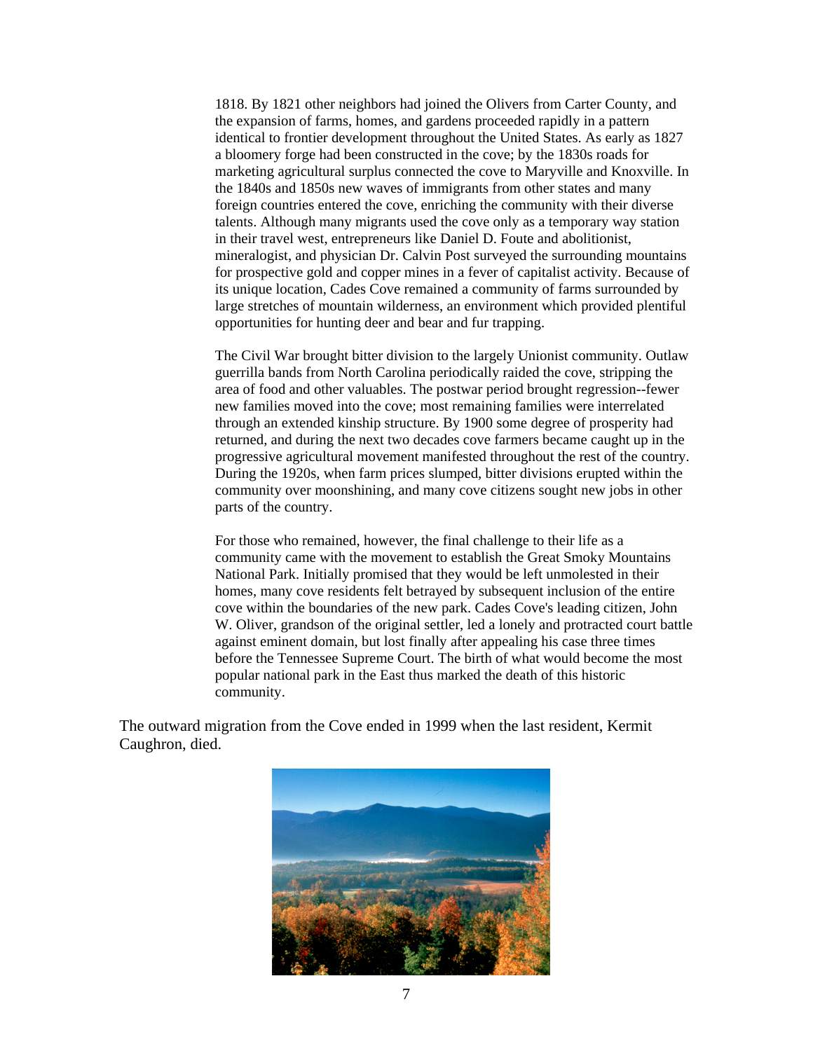1818. By 1821 other neighbors had joined the Olivers from Carter County, and the expansion of farms, homes, and gardens proceeded rapidly in a pattern identical to frontier development throughout the United States. As early as 1827 a bloomery forge had been constructed in the cove; by the 1830s roads for marketing agricultural surplus connected the cove to Maryville and Knoxville. In the 1840s and 1850s new waves of immigrants from other states and many foreign countries entered the cove, enriching the community with their diverse talents. Although many migrants used the cove only as a temporary way station in their travel west, entrepreneurs like Daniel D. Foute and abolitionist, mineralogist, and physician Dr. Calvin Post surveyed the surrounding mountains for prospective gold and copper mines in a fever of capitalist activity. Because of its unique location, Cades Cove remained a community of farms surrounded by large stretches of mountain wilderness, an environment which provided plentiful opportunities for hunting deer and bear and fur trapping.

The Civil War brought bitter division to the largely Unionist community. Outlaw guerrilla bands from North Carolina periodically raided the cove, stripping the area of food and other valuables. The postwar period brought regression--fewer new families moved into the cove; most remaining families were interrelated through an extended kinship structure. By 1900 some degree of prosperity had returned, and during the next two decades cove farmers became caught up in the progressive agricultural movement manifested throughout the rest of the country. During the 1920s, when farm prices slumped, bitter divisions erupted within the community over moonshining, and many cove citizens sought new jobs in other parts of the country.

For those who remained, however, the final challenge to their life as a community came with the movement to establish the Great Smoky Mountains National Park. Initially promised that they would be left unmolested in their homes, many cove residents felt betrayed by subsequent inclusion of the entire cove within the boundaries of the new park. Cades Cove's leading citizen, John W. Oliver, grandson of the original settler, led a lonely and protracted court battle against eminent domain, but lost finally after appealing his case three times before the Tennessee Supreme Court. The birth of what would become the most popular national park in the East thus marked the death of this historic community.

The outward migration from the Cove ended in 1999 when the last resident, Kermit Caughron, died.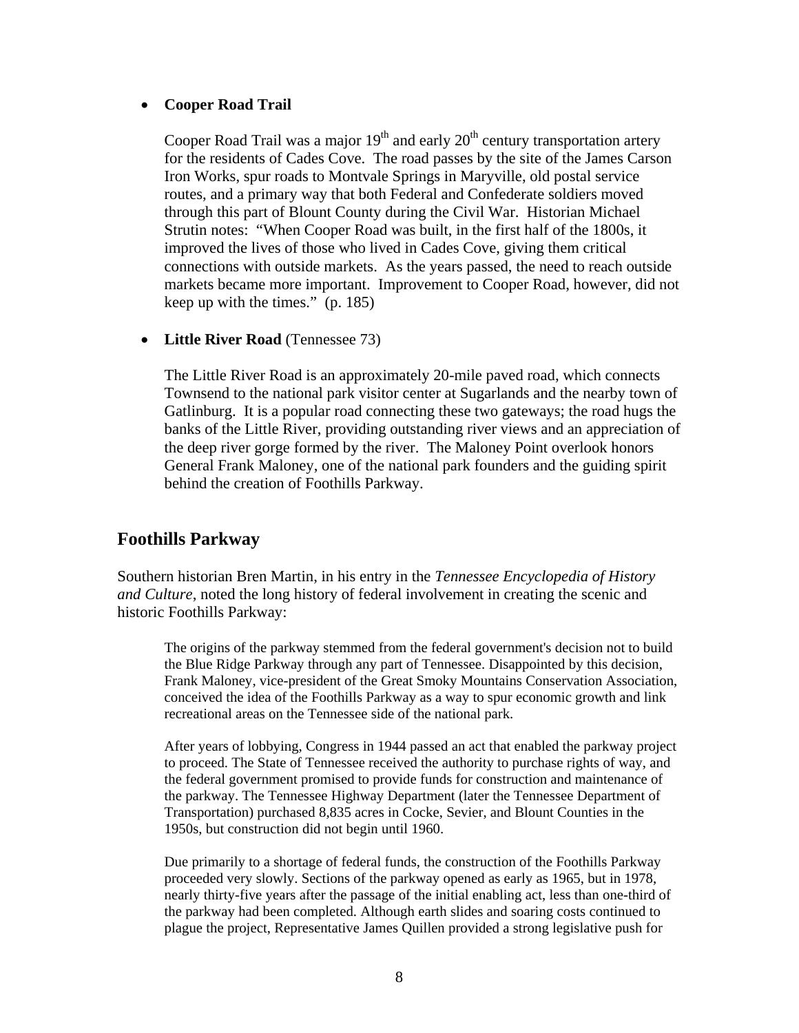- **Cooper Road Trail**

  Cooper Road Trail was a major 19th and early 20th century transportation artery for the residents of Cades Cove. The road passes by the site of the James Carson Iron Works, spur roads to Montvale Springs in Maryville, old postal service routes, and a primary way that both Federal and Confederate soldiers moved through this part of Blount County during the Civil War. Historian Michael Strutin notes: "When Cooper Road was built, in the first half of the 1800s, it improved the lives of those who lived in Cades Cove, giving them critical connections with outside markets. As the years passed, the need to reach outside markets became more important. Improvement to Cooper Road, however, did not keep up with the times." (p. 185)

- **Little River Road** (Tennessee 73)

  The Little River Road is an approximately 20-mile paved road, which connects Townsend to the national park visitor center at Sugarlands and the nearby town of Gatlinburg. It is a popular road connecting these two gateways; the road hugs the banks of the Little River, providing outstanding river views and an appreciation of the deep river gorge formed by the river. The Maloney Point overlook honors General Frank Maloney, one of the national park founders and the guiding spirit behind the creation of Foothills Parkway.

## Foothills Parkway

Southern historian Bren Martin, in his entry in the *Tennessee Encyclopedia of History and Culture*, noted the long history of federal involvement in creating the scenic and historic Foothills Parkway:

> The origins of the parkway stemmed from the federal government's decision not to build the Blue Ridge Parkway through any part of Tennessee. Disappointed by this decision, Frank Maloney, vice-president of the Great Smoky Mountains Conservation Association, conceived the idea of the Foothills Parkway as a way to spur economic growth and link recreational areas on the Tennessee side of the national park.
>
> After years of lobbying, Congress in 1944 passed an act that enabled the parkway project to proceed. The State of Tennessee received the authority to purchase rights of way, and the federal government promised to provide funds for construction and maintenance of the parkway. The Tennessee Highway Department (later the Tennessee Department of Transportation) purchased 8,835 acres in Cocke, Sevier, and Blount Counties in the 1950s, but construction did not begin until 1960.
>
> Due primarily to a shortage of federal funds, the construction of the Foothills Parkway proceeded very slowly. Sections of the parkway opened as early as 1965, but in 1978, nearly thirty-five years after the passage of the initial enabling act, less than one-third of the parkway had been completed. Although earth slides and soaring costs continued to plague the project, Representative James Quillen provided a strong legislative push for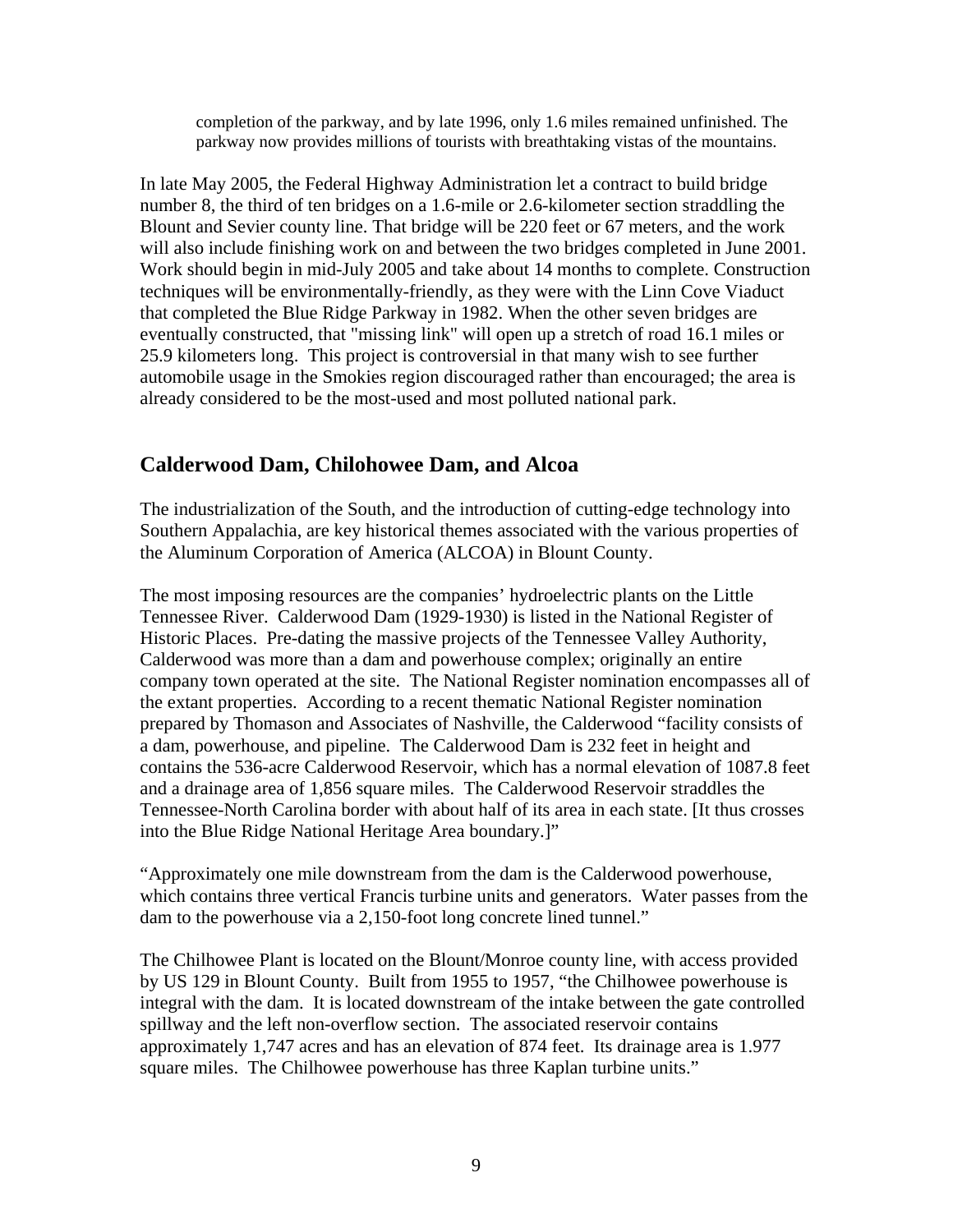> completion of the parkway, and by late 1996, only 1.6 miles remained unfinished. The parkway now provides millions of tourists with breathtaking vistas of the mountains.

In late May 2005, the Federal Highway Administration let a contract to build bridge number 8, the third of ten bridges on a 1.6-mile or 2.6-kilometer section straddling the Blount and Sevier county line. That bridge will be 220 feet or 67 meters, and the work will also include finishing work on and between the two bridges completed in June 2001. Work should begin in mid-July 2005 and take about 14 months to complete. Construction techniques will be environmentally-friendly, as they were with the Linn Cove Viaduct that completed the Blue Ridge Parkway in 1982. When the other seven bridges are eventually constructed, that "missing link" will open up a stretch of road 16.1 miles or 25.9 kilometers long. This project is controversial in that many wish to see further automobile usage in the Smokies region discouraged rather than encouraged; the area is already considered to be the most-used and most polluted national park.

## Calderwood Dam, Chilohowee Dam, and Alcoa

The industrialization of the South, and the introduction of cutting-edge technology into Southern Appalachia, are key historical themes associated with the various properties of the Aluminum Corporation of America (ALCOA) in Blount County.

The most imposing resources are the companies' hydroelectric plants on the Little Tennessee River. Calderwood Dam (1929-1930) is listed in the National Register of Historic Places. Pre-dating the massive projects of the Tennessee Valley Authority, Calderwood was more than a dam and powerhouse complex; originally an entire company town operated at the site. The National Register nomination encompasses all of the extant properties. According to a recent thematic National Register nomination prepared by Thomason and Associates of Nashville, the Calderwood "facility consists of a dam, powerhouse, and pipeline. The Calderwood Dam is 232 feet in height and contains the 536-acre Calderwood Reservoir, which has a normal elevation of 1087.8 feet and a drainage area of 1,856 square miles. The Calderwood Reservoir straddles the Tennessee-North Carolina border with about half of its area in each state. [It thus crosses into the Blue Ridge National Heritage Area boundary.]"

"Approximately one mile downstream from the dam is the Calderwood powerhouse, which contains three vertical Francis turbine units and generators. Water passes from the dam to the powerhouse via a 2,150-foot long concrete lined tunnel."

The Chilhowee Plant is located on the Blount/Monroe county line, with access provided by US 129 in Blount County. Built from 1955 to 1957, "the Chilhowee powerhouse is integral with the dam. It is located downstream of the intake between the gate controlled spillway and the left non-overflow section. The associated reservoir contains approximately 1,747 acres and has an elevation of 874 feet. Its drainage area is 1.977 square miles. The Chilhowee powerhouse has three Kaplan turbine units."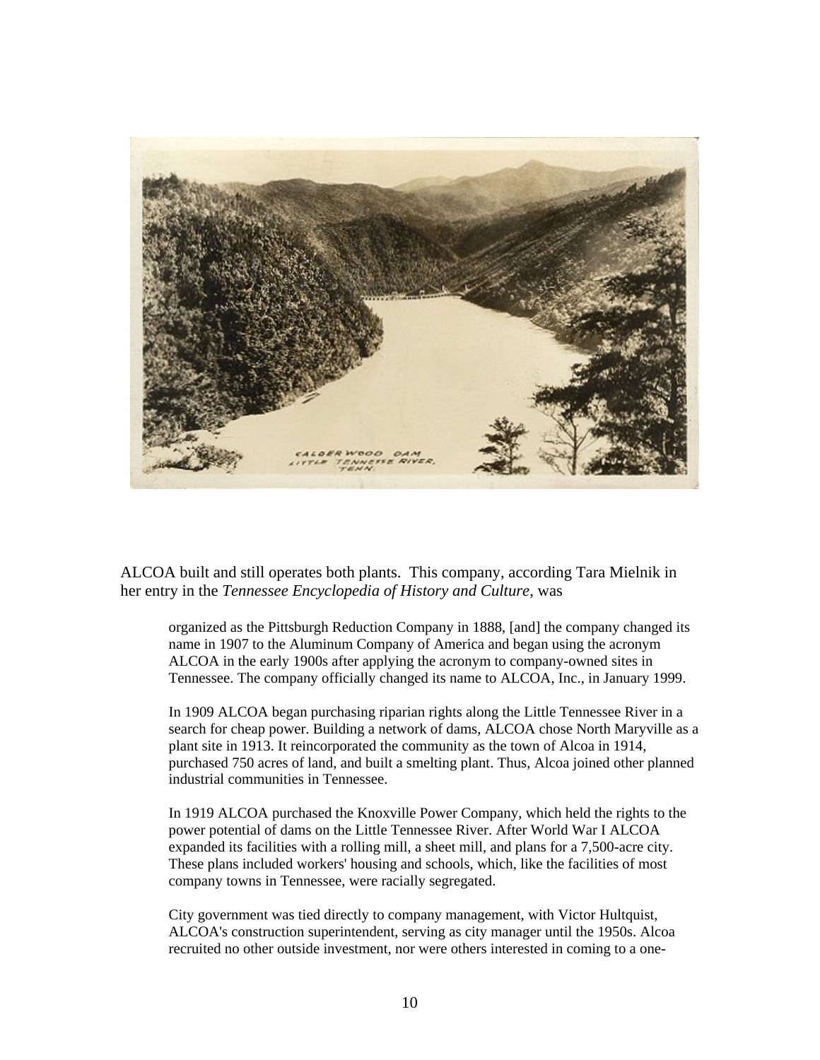ALCOA built and still operates both plants. This company, according Tara Mielnik in her entry in the *Tennessee Encyclopedia of History and Culture*, was

> organized as the Pittsburgh Reduction Company in 1888, [and] the company changed its name in 1907 to the Aluminum Company of America and began using the acronym ALCOA in the early 1900s after applying the acronym to company-owned sites in Tennessee. The company officially changed its name to ALCOA, Inc., in January 1999.
>
> In 1909 ALCOA began purchasing riparian rights along the Little Tennessee River in a search for cheap power. Building a network of dams, ALCOA chose North Maryville as a plant site in 1913. It reincorporated the community as the town of Alcoa in 1914, purchased 750 acres of land, and built a smelting plant. Thus, Alcoa joined other planned industrial communities in Tennessee.
>
> In 1919 ALCOA purchased the Knoxville Power Company, which held the rights to the power potential of dams on the Little Tennessee River. After World War I ALCOA expanded its facilities with a rolling mill, a sheet mill, and plans for a 7,500-acre city. These plans included workers' housing and schools, which, like the facilities of most company towns in Tennessee, were racially segregated.
>
> City government was tied directly to company management, with Victor Hultquist, ALCOA's construction superintendent, serving as city manager until the 1950s. Alcoa recruited no other outside investment, nor were others interested in coming to a one-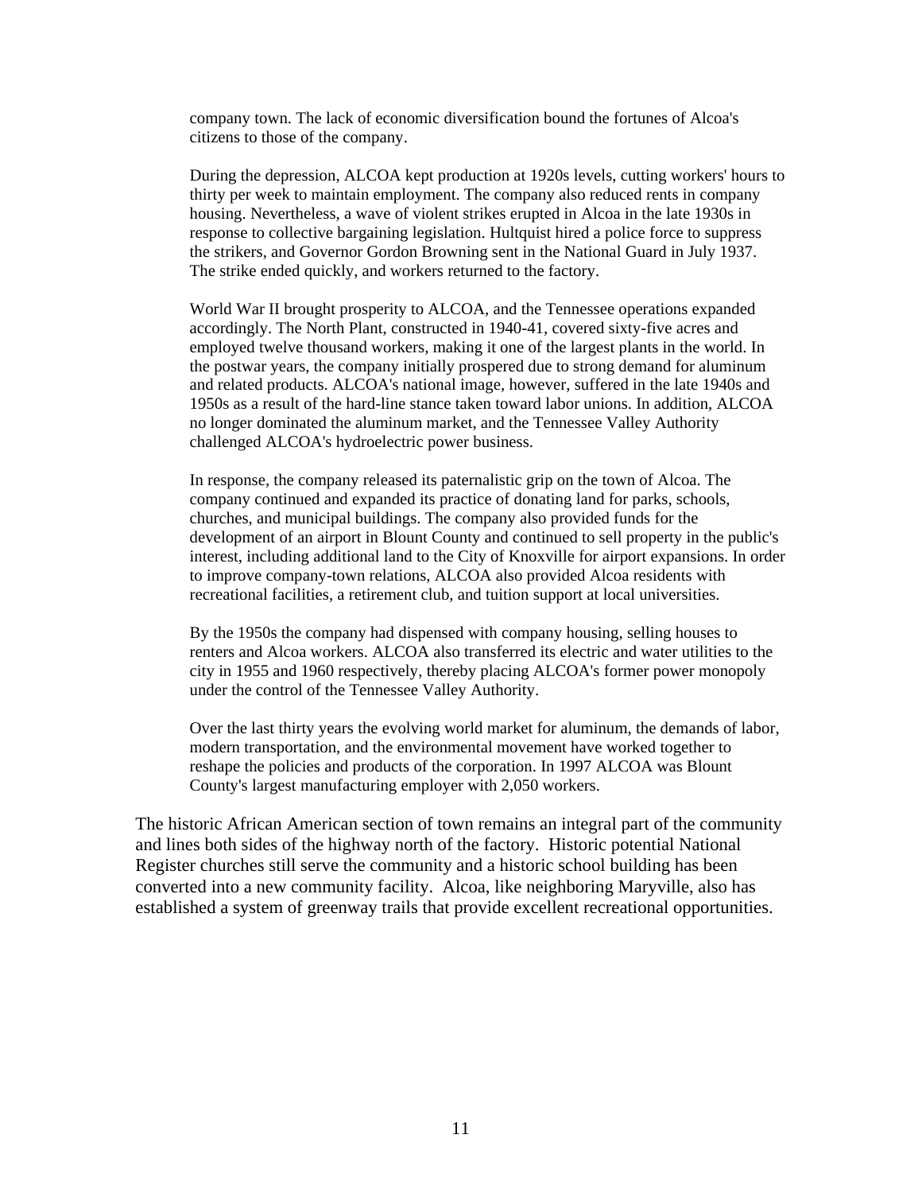> company town. The lack of economic diversification bound the fortunes of Alcoa's citizens to those of the company.
>
> During the depression, ALCOA kept production at 1920s levels, cutting workers' hours to thirty per week to maintain employment. The company also reduced rents in company housing. Nevertheless, a wave of violent strikes erupted in Alcoa in the late 1930s in response to collective bargaining legislation. Hultquist hired a police force to suppress the strikers, and Governor Gordon Browning sent in the National Guard in July 1937. The strike ended quickly, and workers returned to the factory.
>
> World War II brought prosperity to ALCOA, and the Tennessee operations expanded accordingly. The North Plant, constructed in 1940-41, covered sixty-five acres and employed twelve thousand workers, making it one of the largest plants in the world. In the postwar years, the company initially prospered due to strong demand for aluminum and related products. ALCOA's national image, however, suffered in the late 1940s and 1950s as a result of the hard-line stance taken toward labor unions. In addition, ALCOA no longer dominated the aluminum market, and the Tennessee Valley Authority challenged ALCOA's hydroelectric power business.
>
> In response, the company released its paternalistic grip on the town of Alcoa. The company continued and expanded its practice of donating land for parks, schools, churches, and municipal buildings. The company also provided funds for the development of an airport in Blount County and continued to sell property in the public's interest, including additional land to the City of Knoxville for airport expansions. In order to improve company-town relations, ALCOA also provided Alcoa residents with recreational facilities, a retirement club, and tuition support at local universities.
>
> By the 1950s the company had dispensed with company housing, selling houses to renters and Alcoa workers. ALCOA also transferred its electric and water utilities to the city in 1955 and 1960 respectively, thereby placing ALCOA's former power monopoly under the control of the Tennessee Valley Authority.
>
> Over the last thirty years the evolving world market for aluminum, the demands of labor, modern transportation, and the environmental movement have worked together to reshape the policies and products of the corporation. In 1997 ALCOA was Blount County's largest manufacturing employer with 2,050 workers.

The historic African American section of town remains an integral part of the community and lines both sides of the highway north of the factory. Historic potential National Register churches still serve the community and a historic school building has been converted into a new community facility. Alcoa, like neighboring Maryville, also has established a system of greenway trails that provide excellent recreational opportunities.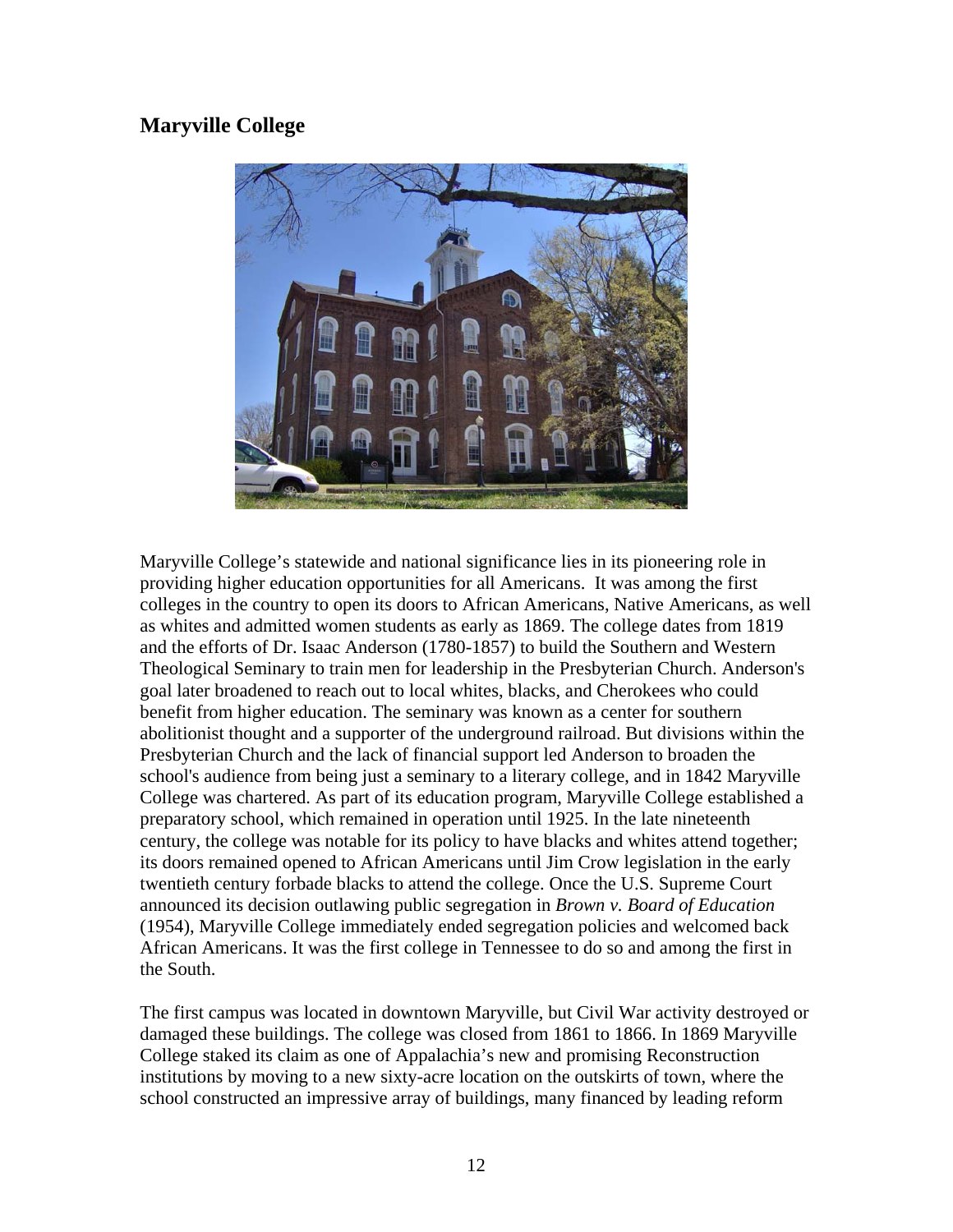## Maryville College

Maryville College's statewide and national significance lies in its pioneering role in providing higher education opportunities for all Americans. It was among the first colleges in the country to open its doors to African Americans, Native Americans, as well as whites and admitted women students as early as 1869. The college dates from 1819 and the efforts of Dr. Isaac Anderson (1780-1857) to build the Southern and Western Theological Seminary to train men for leadership in the Presbyterian Church. Anderson's goal later broadened to reach out to local whites, blacks, and Cherokees who could benefit from higher education. The seminary was known as a center for southern abolitionist thought and a supporter of the underground railroad. But divisions within the Presbyterian Church and the lack of financial support led Anderson to broaden the school's audience from being just a seminary to a literary college, and in 1842 Maryville College was chartered. As part of its education program, Maryville College established a preparatory school, which remained in operation until 1925. In the late nineteenth century, the college was notable for its policy to have blacks and whites attend together; its doors remained opened to African Americans until Jim Crow legislation in the early twentieth century forbade blacks to attend the college. Once the U.S. Supreme Court announced its decision outlawing public segregation in *Brown v. Board of Education* (1954), Maryville College immediately ended segregation policies and welcomed back African Americans. It was the first college in Tennessee to do so and among the first in the South.

The first campus was located in downtown Maryville, but Civil War activity destroyed or damaged these buildings. The college was closed from 1861 to 1866. In 1869 Maryville College staked its claim as one of Appalachia's new and promising Reconstruction institutions by moving to a new sixty-acre location on the outskirts of town, where the school constructed an impressive array of buildings, many financed by leading reform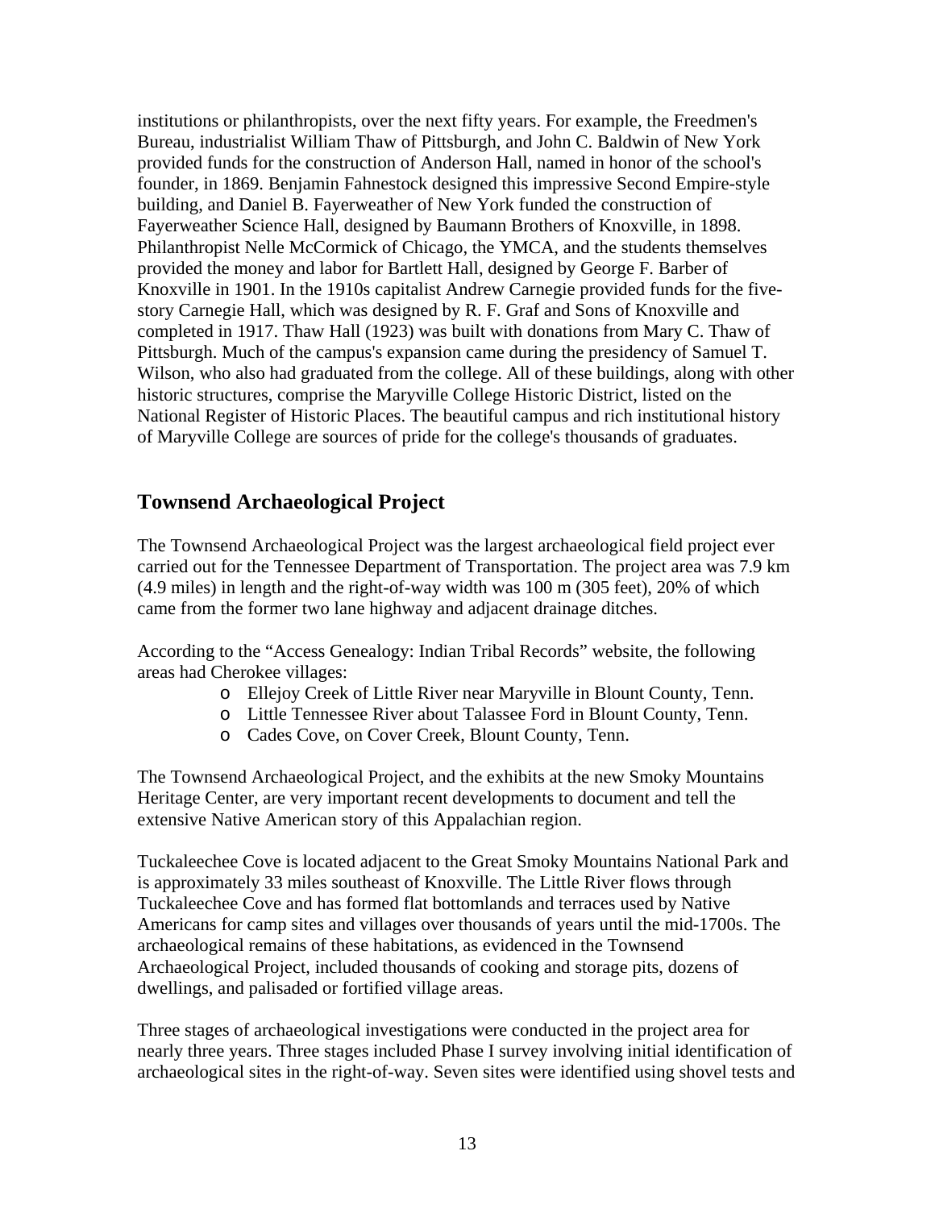institutions or philanthropists, over the next fifty years. For example, the Freedmen's Bureau, industrialist William Thaw of Pittsburgh, and John C. Baldwin of New York provided funds for the construction of Anderson Hall, named in honor of the school's founder, in 1869. Benjamin Fahnestock designed this impressive Second Empire-style building, and Daniel B. Fayerweather of New York funded the construction of Fayerweather Science Hall, designed by Baumann Brothers of Knoxville, in 1898. Philanthropist Nelle McCormick of Chicago, the YMCA, and the students themselves provided the money and labor for Bartlett Hall, designed by George F. Barber of Knoxville in 1901. In the 1910s capitalist Andrew Carnegie provided funds for the five-story Carnegie Hall, which was designed by R. F. Graf and Sons of Knoxville and completed in 1917. Thaw Hall (1923) was built with donations from Mary C. Thaw of Pittsburgh. Much of the campus's expansion came during the presidency of Samuel T. Wilson, who also had graduated from the college. All of these buildings, along with other historic structures, comprise the Maryville College Historic District, listed on the National Register of Historic Places. The beautiful campus and rich institutional history of Maryville College are sources of pride for the college's thousands of graduates.

## Townsend Archaeological Project

The Townsend Archaeological Project was the largest archaeological field project ever carried out for the Tennessee Department of Transportation. The project area was 7.9 km (4.9 miles) in length and the right-of-way width was 100 m (305 feet), 20% of which came from the former two lane highway and adjacent drainage ditches.

According to the "Access Genealogy: Indian Tribal Records" website, the following areas had Cherokee villages:

- Ellejoy Creek of Little River near Maryville in Blount County, Tenn.
- Little Tennessee River about Talassee Ford in Blount County, Tenn.
- Cades Cove, on Cover Creek, Blount County, Tenn.

The Townsend Archaeological Project, and the exhibits at the new Smoky Mountains Heritage Center, are very important recent developments to document and tell the extensive Native American story of this Appalachian region.

Tuckaleechee Cove is located adjacent to the Great Smoky Mountains National Park and is approximately 33 miles southeast of Knoxville. The Little River flows through Tuckaleechee Cove and has formed flat bottomlands and terraces used by Native Americans for camp sites and villages over thousands of years until the mid-1700s. The archaeological remains of these habitations, as evidenced in the Townsend Archaeological Project, included thousands of cooking and storage pits, dozens of dwellings, and palisaded or fortified village areas.

Three stages of archaeological investigations were conducted in the project area for nearly three years. Three stages included Phase I survey involving initial identification of archaeological sites in the right-of-way. Seven sites were identified using shovel tests and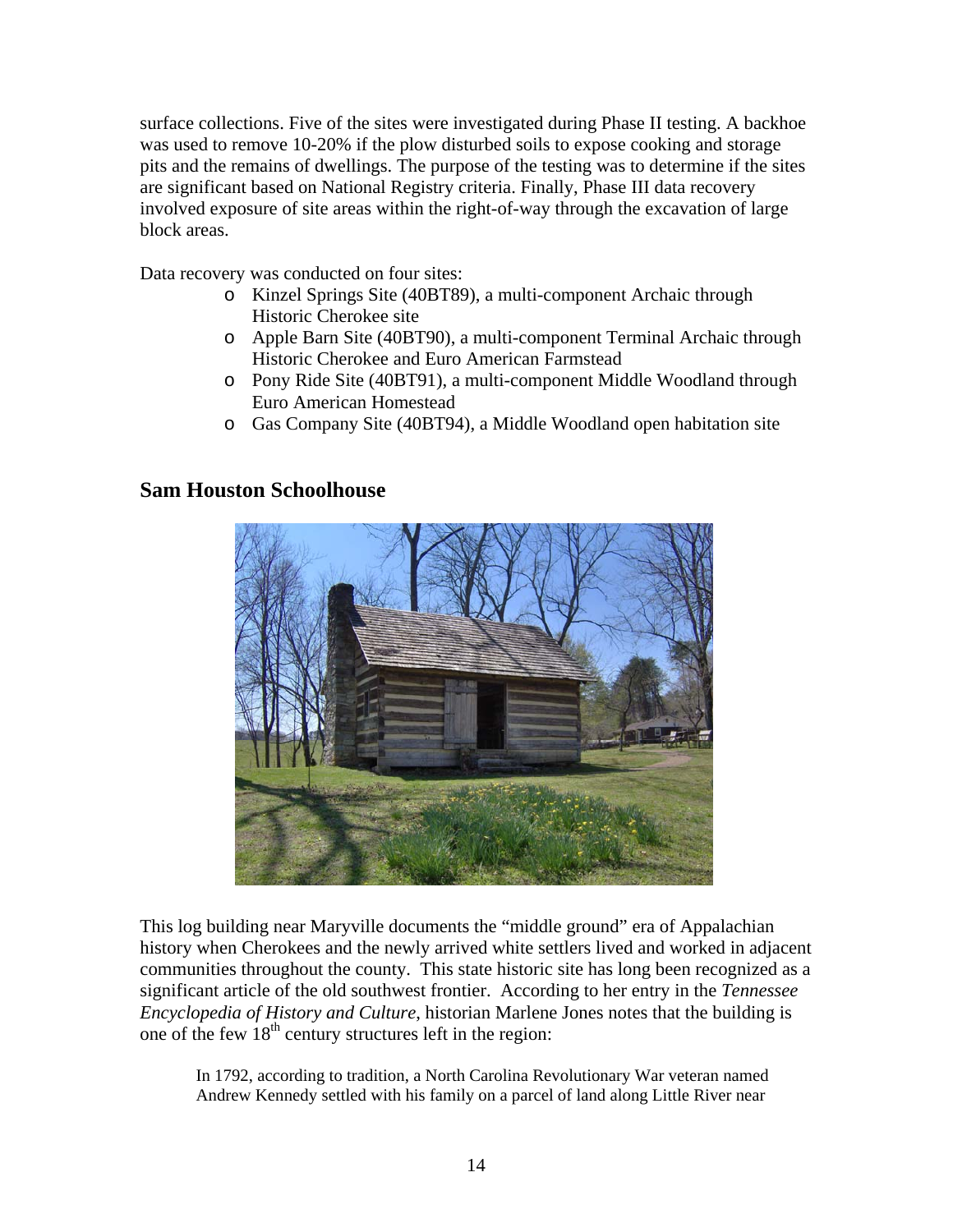surface collections. Five of the sites were investigated during Phase II testing. A backhoe was used to remove 10-20% if the plow disturbed soils to expose cooking and storage pits and the remains of dwellings. The purpose of the testing was to determine if the sites are significant based on National Registry criteria. Finally, Phase III data recovery involved exposure of site areas within the right-of-way through the excavation of large block areas.

Data recovery was conducted on four sites:

- Kinzel Springs Site (40BT89), a multi-component Archaic through Historic Cherokee site
- Apple Barn Site (40BT90), a multi-component Terminal Archaic through Historic Cherokee and Euro American Farmstead
- Pony Ride Site (40BT91), a multi-component Middle Woodland through Euro American Homestead
- Gas Company Site (40BT94), a Middle Woodland open habitation site

## Sam Houston Schoolhouse

This log building near Maryville documents the "middle ground" era of Appalachian history when Cherokees and the newly arrived white settlers lived and worked in adjacent communities throughout the county. This state historic site has long been recognized as a significant article of the old southwest frontier. According to her entry in the *Tennessee Encyclopedia of History and Culture*, historian Marlene Jones notes that the building is one of the few 18th century structures left in the region:

> In 1792, according to tradition, a North Carolina Revolutionary War veteran named Andrew Kennedy settled with his family on a parcel of land along Little River near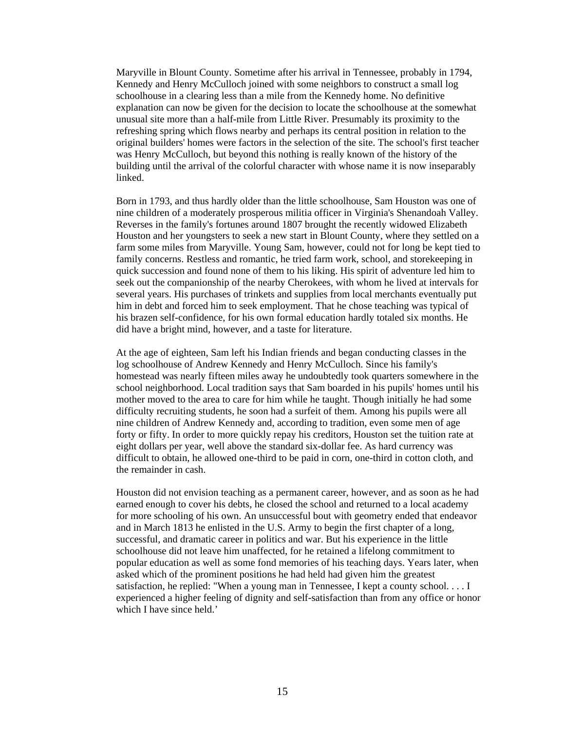Maryville in Blount County. Sometime after his arrival in Tennessee, probably in 1794, Kennedy and Henry McCulloch joined with some neighbors to construct a small log schoolhouse in a clearing less than a mile from the Kennedy home. No definitive explanation can now be given for the decision to locate the schoolhouse at the somewhat unusual site more than a half-mile from Little River. Presumably its proximity to the refreshing spring which flows nearby and perhaps its central position in relation to the original builders' homes were factors in the selection of the site. The school's first teacher was Henry McCulloch, but beyond this nothing is really known of the history of the building until the arrival of the colorful character with whose name it is now inseparably linked.

Born in 1793, and thus hardly older than the little schoolhouse, Sam Houston was one of nine children of a moderately prosperous militia officer in Virginia's Shenandoah Valley. Reverses in the family's fortunes around 1807 brought the recently widowed Elizabeth Houston and her youngsters to seek a new start in Blount County, where they settled on a farm some miles from Maryville. Young Sam, however, could not for long be kept tied to family concerns. Restless and romantic, he tried farm work, school, and storekeeping in quick succession and found none of them to his liking. His spirit of adventure led him to seek out the companionship of the nearby Cherokees, with whom he lived at intervals for several years. His purchases of trinkets and supplies from local merchants eventually put him in debt and forced him to seek employment. That he chose teaching was typical of his brazen self-confidence, for his own formal education hardly totaled six months. He did have a bright mind, however, and a taste for literature.

At the age of eighteen, Sam left his Indian friends and began conducting classes in the log schoolhouse of Andrew Kennedy and Henry McCulloch. Since his family's homestead was nearly fifteen miles away he undoubtedly took quarters somewhere in the school neighborhood. Local tradition says that Sam boarded in his pupils' homes until his mother moved to the area to care for him while he taught. Though initially he had some difficulty recruiting students, he soon had a surfeit of them. Among his pupils were all nine children of Andrew Kennedy and, according to tradition, even some men of age forty or fifty. In order to more quickly repay his creditors, Houston set the tuition rate at eight dollars per year, well above the standard six-dollar fee. As hard currency was difficult to obtain, he allowed one-third to be paid in corn, one-third in cotton cloth, and the remainder in cash.

Houston did not envision teaching as a permanent career, however, and as soon as he had earned enough to cover his debts, he closed the school and returned to a local academy for more schooling of his own. An unsuccessful bout with geometry ended that endeavor and in March 1813 he enlisted in the U.S. Army to begin the first chapter of a long, successful, and dramatic career in politics and war. But his experience in the little schoolhouse did not leave him unaffected, for he retained a lifelong commitment to popular education as well as some fond memories of his teaching days. Years later, when asked which of the prominent positions he had held had given him the greatest satisfaction, he replied: "When a young man in Tennessee, I kept a county school. . . . I experienced a higher feeling of dignity and self-satisfaction than from any office or honor which I have since held.'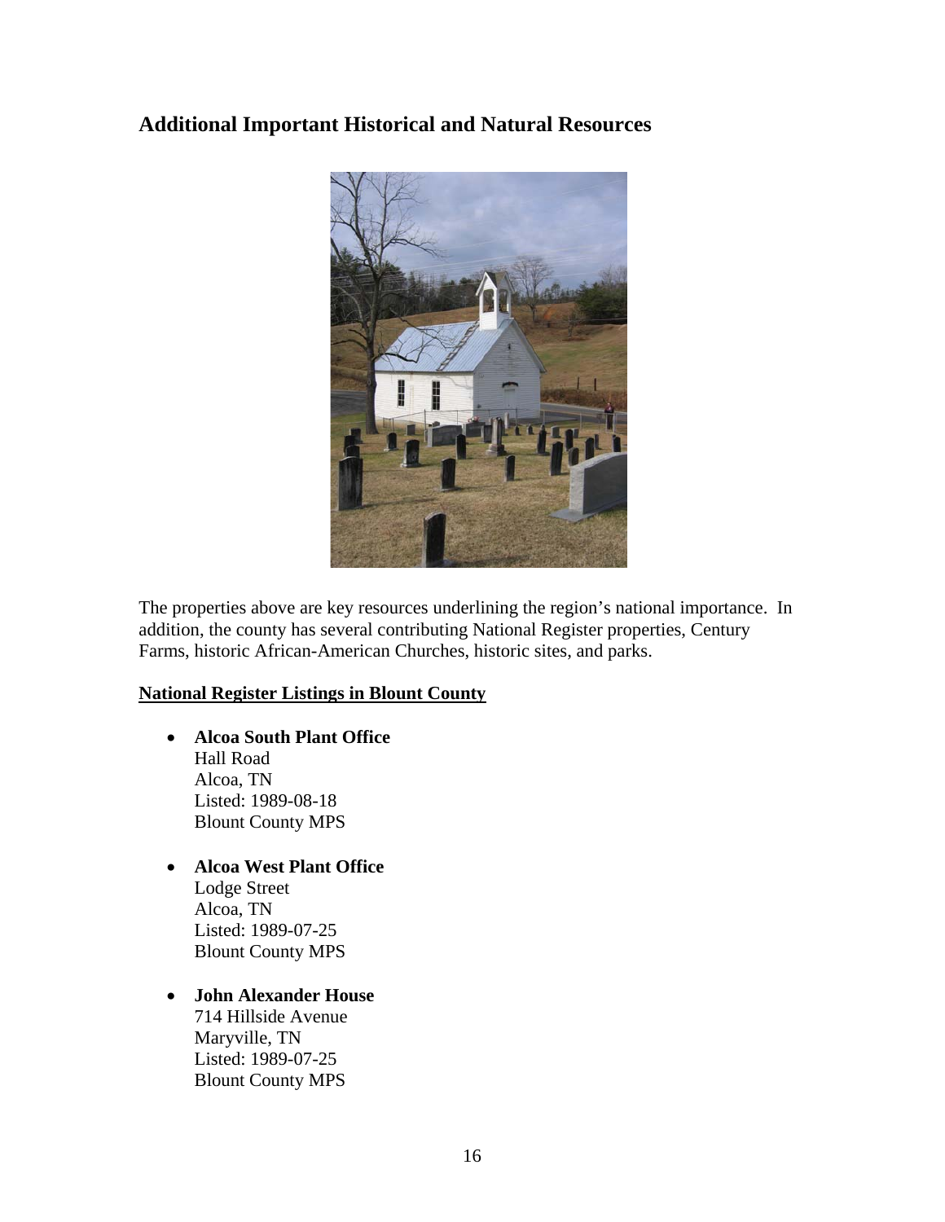## Additional Important Historical and Natural Resources

The properties above are key resources underlining the region's national importance. In addition, the county has several contributing National Register properties, Century Farms, historic African-American Churches, historic sites, and parks.

**National Register Listings in Blount County**

- **Alcoa South Plant Office**
  Hall Road
  Alcoa, TN
  Listed: 1989-08-18
  Blount County MPS

- **Alcoa West Plant Office**
  Lodge Street
  Alcoa, TN
  Listed: 1989-07-25
  Blount County MPS

- **John Alexander House**
  714 Hillside Avenue
  Maryville, TN
  Listed: 1989-07-25
  Blount County MPS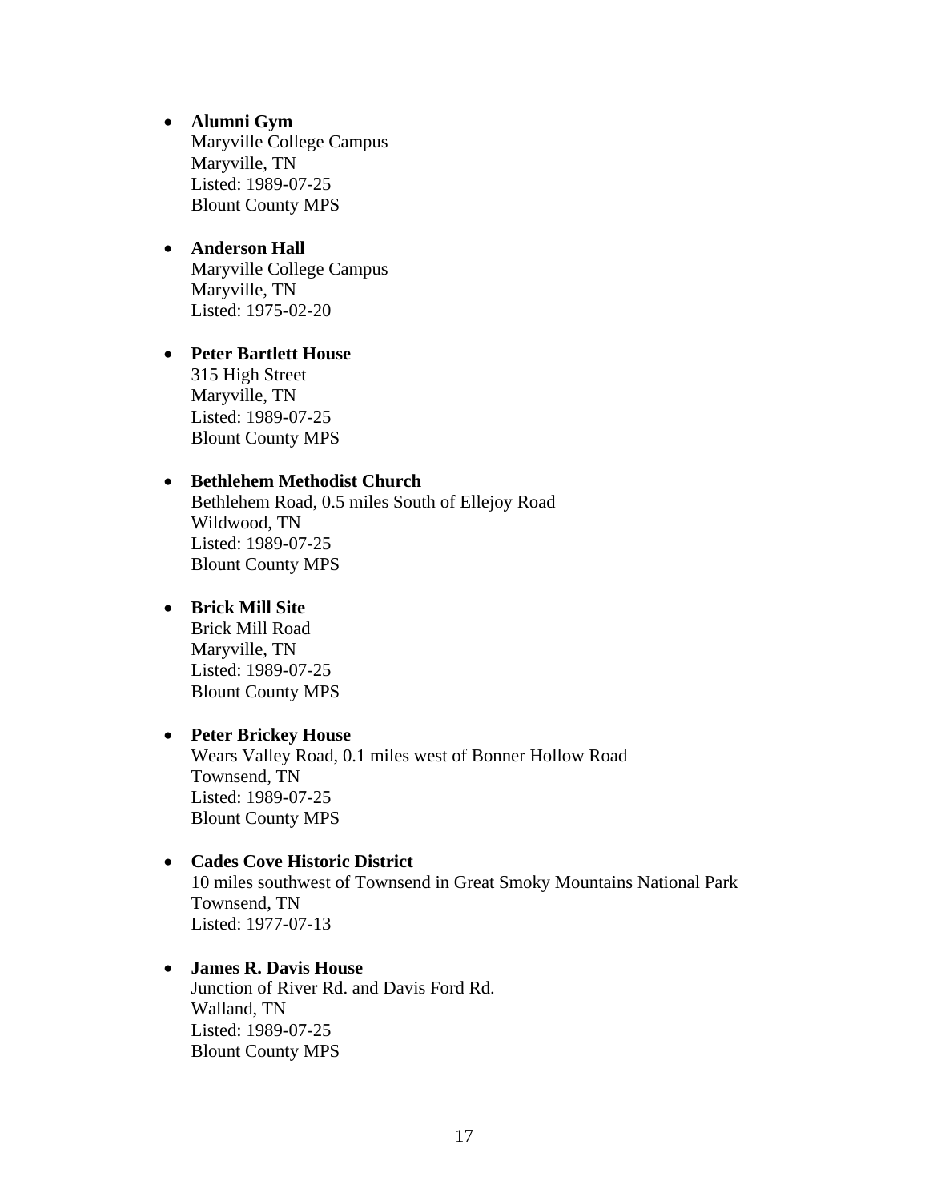- **Alumni Gym**
  Maryville College Campus
  Maryville, TN
  Listed: 1989-07-25
  Blount County MPS

- **Anderson Hall**
  Maryville College Campus
  Maryville, TN
  Listed: 1975-02-20

- **Peter Bartlett House**
  315 High Street
  Maryville, TN
  Listed: 1989-07-25
  Blount County MPS

- **Bethlehem Methodist Church**
  Bethlehem Road, 0.5 miles South of Ellejoy Road
  Wildwood, TN
  Listed: 1989-07-25
  Blount County MPS

- **Brick Mill Site**
  Brick Mill Road
  Maryville, TN
  Listed: 1989-07-25
  Blount County MPS

- **Peter Brickey House**
  Wears Valley Road, 0.1 miles west of Bonner Hollow Road
  Townsend, TN
  Listed: 1989-07-25
  Blount County MPS

- **Cades Cove Historic District**
  10 miles southwest of Townsend in Great Smoky Mountains National Park
  Townsend, TN
  Listed: 1977-07-13

- **James R. Davis House**
  Junction of River Rd. and Davis Ford Rd.
  Walland, TN
  Listed: 1989-07-25
  Blount County MPS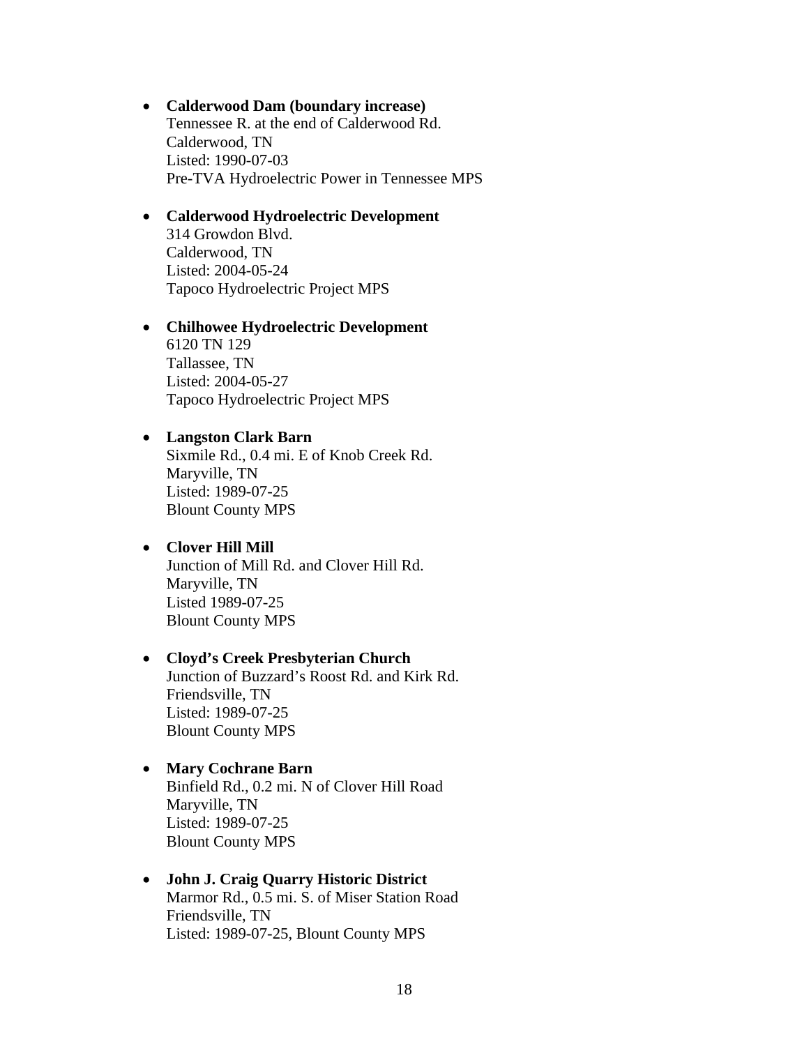- **Calderwood Dam (boundary increase)**
  Tennessee R. at the end of Calderwood Rd.
  Calderwood, TN
  Listed: 1990-07-03
  Pre-TVA Hydroelectric Power in Tennessee MPS

- **Calderwood Hydroelectric Development**
  314 Growdon Blvd.
  Calderwood, TN
  Listed: 2004-05-24
  Tapoco Hydroelectric Project MPS

- **Chilhowee Hydroelectric Development**
  6120 TN 129
  Tallassee, TN
  Listed: 2004-05-27
  Tapoco Hydroelectric Project MPS

- **Langston Clark Barn**
  Sixmile Rd., 0.4 mi. E of Knob Creek Rd.
  Maryville, TN
  Listed: 1989-07-25
  Blount County MPS

- **Clover Hill Mill**
  Junction of Mill Rd. and Clover Hill Rd.
  Maryville, TN
  Listed 1989-07-25
  Blount County MPS

- **Cloyd's Creek Presbyterian Church**
  Junction of Buzzard's Roost Rd. and Kirk Rd.
  Friendsville, TN
  Listed: 1989-07-25
  Blount County MPS

- **Mary Cochrane Barn**
  Binfield Rd., 0.2 mi. N of Clover Hill Road
  Maryville, TN
  Listed: 1989-07-25
  Blount County MPS

- **John J. Craig Quarry Historic District**
  Marmor Rd., 0.5 mi. S. of Miser Station Road
  Friendsville, TN
  Listed: 1989-07-25, Blount County MPS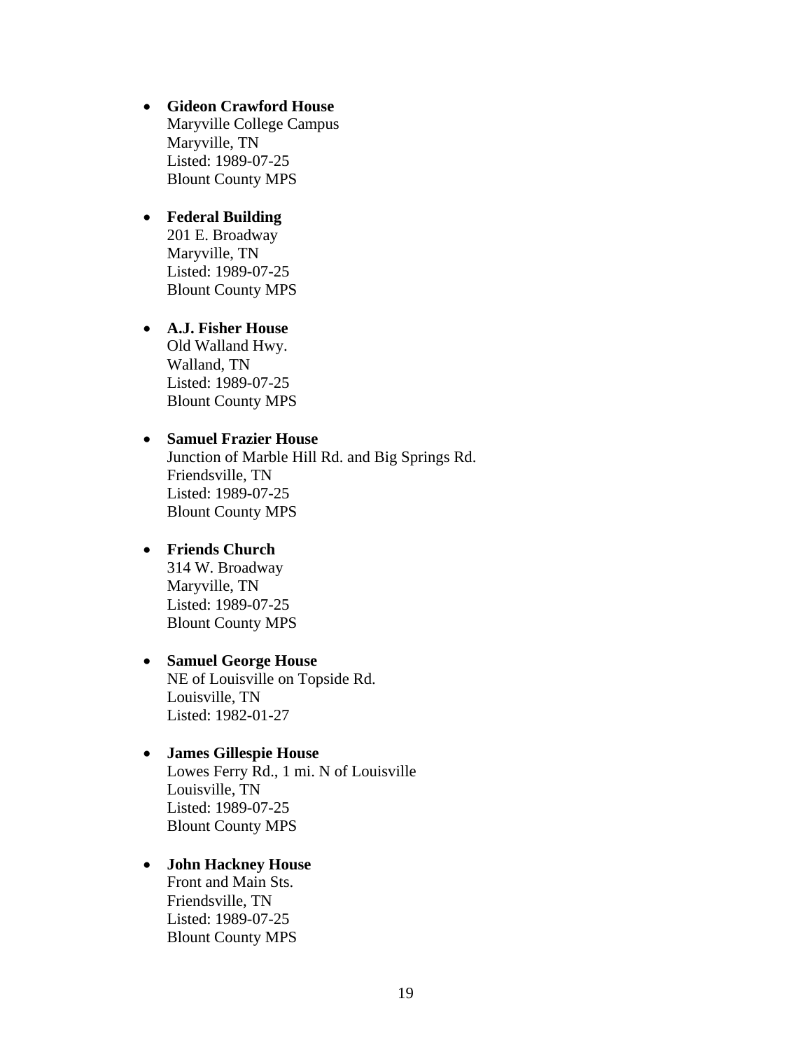- **Gideon Crawford House**
  Maryville College Campus
  Maryville, TN
  Listed: 1989-07-25
  Blount County MPS

- **Federal Building**
  201 E. Broadway
  Maryville, TN
  Listed: 1989-07-25
  Blount County MPS

- **A.J. Fisher House**
  Old Walland Hwy.
  Walland, TN
  Listed: 1989-07-25
  Blount County MPS

- **Samuel Frazier House**
  Junction of Marble Hill Rd. and Big Springs Rd.
  Friendsville, TN
  Listed: 1989-07-25
  Blount County MPS

- **Friends Church**
  314 W. Broadway
  Maryville, TN
  Listed: 1989-07-25
  Blount County MPS

- **Samuel George House**
  NE of Louisville on Topside Rd.
  Louisville, TN
  Listed: 1982-01-27

- **James Gillespie House**
  Lowes Ferry Rd., 1 mi. N of Louisville
  Louisville, TN
  Listed: 1989-07-25
  Blount County MPS

- **John Hackney House**
  Front and Main Sts.
  Friendsville, TN
  Listed: 1989-07-25
  Blount County MPS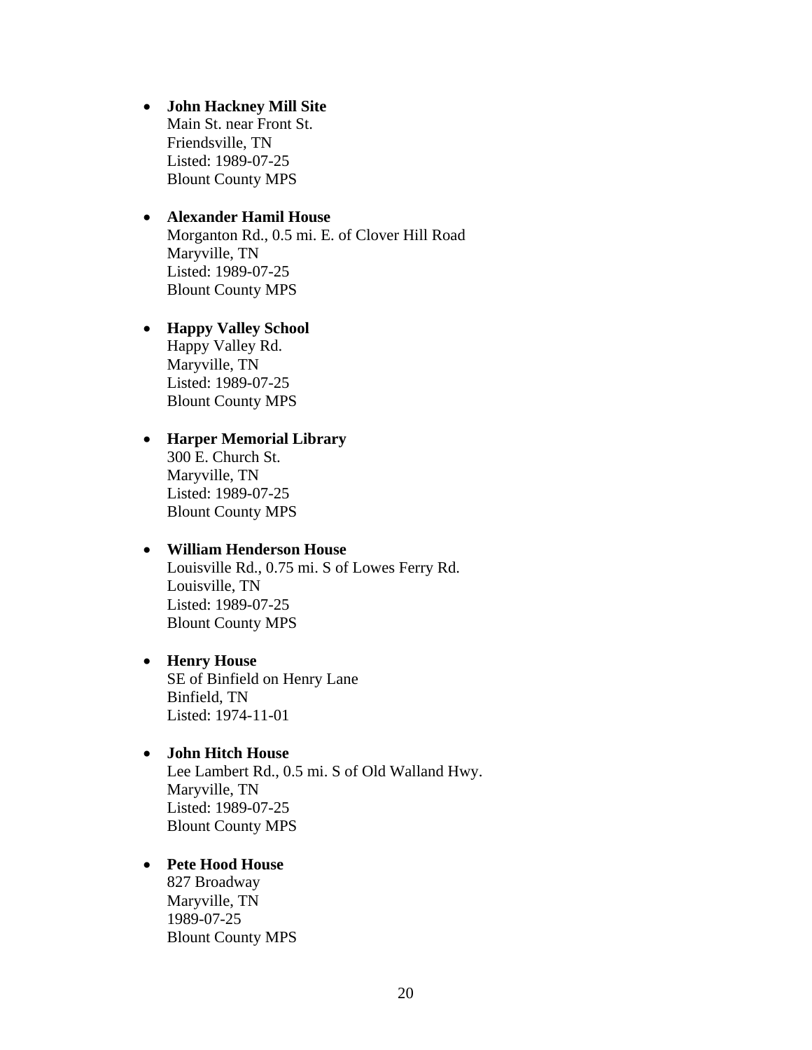- **John Hackney Mill Site**
  Main St. near Front St.
  Friendsville, TN
  Listed: 1989-07-25
  Blount County MPS

- **Alexander Hamil House**
  Morganton Rd., 0.5 mi. E. of Clover Hill Road
  Maryville, TN
  Listed: 1989-07-25
  Blount County MPS

- **Happy Valley School**
  Happy Valley Rd.
  Maryville, TN
  Listed: 1989-07-25
  Blount County MPS

- **Harper Memorial Library**
  300 E. Church St.
  Maryville, TN
  Listed: 1989-07-25
  Blount County MPS

- **William Henderson House**
  Louisville Rd., 0.75 mi. S of Lowes Ferry Rd.
  Louisville, TN
  Listed: 1989-07-25
  Blount County MPS

- **Henry House**
  SE of Binfield on Henry Lane
  Binfield, TN
  Listed: 1974-11-01

- **John Hitch House**
  Lee Lambert Rd., 0.5 mi. S of Old Walland Hwy.
  Maryville, TN
  Listed: 1989-07-25
  Blount County MPS

- **Pete Hood House**
  827 Broadway
  Maryville, TN
  1989-07-25
  Blount County MPS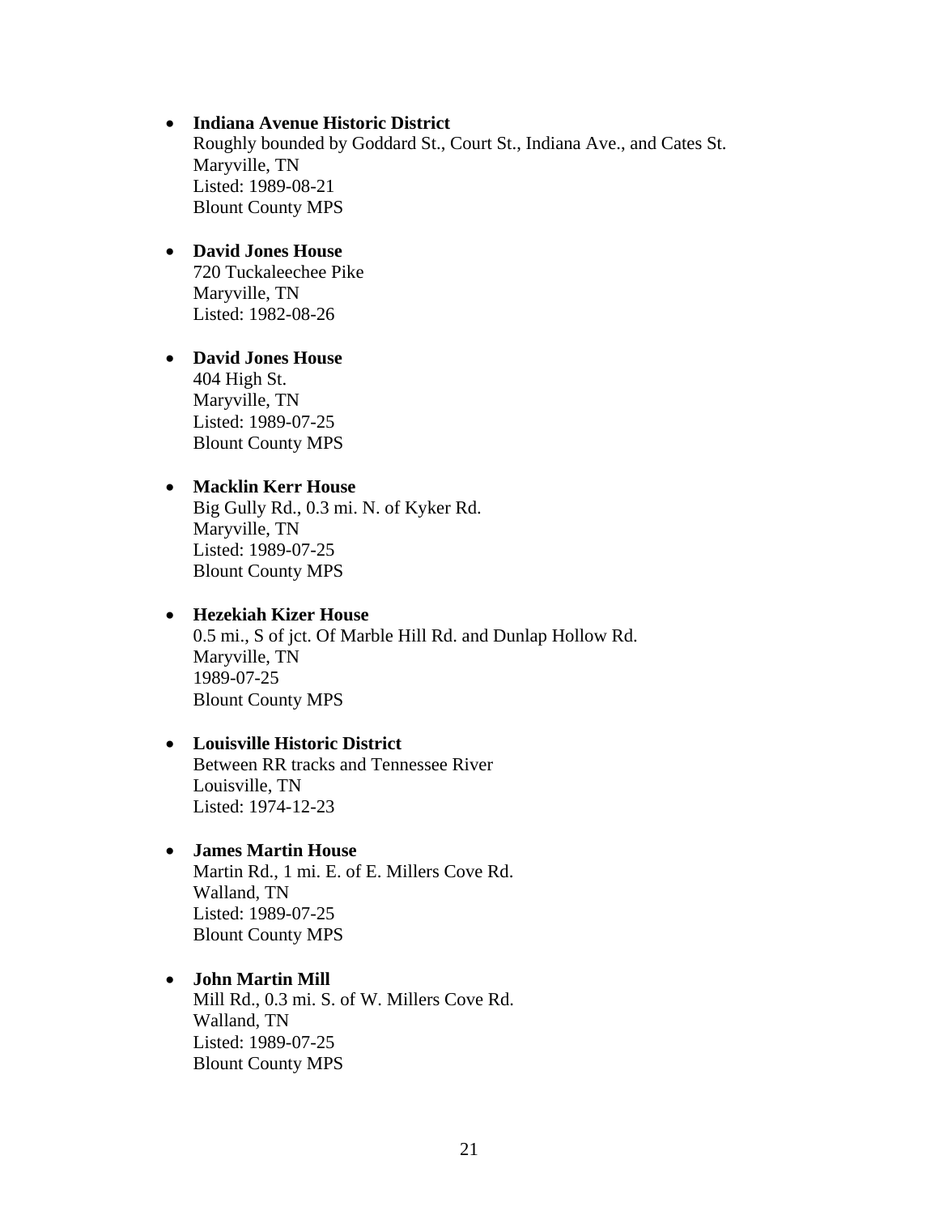- **Indiana Avenue Historic District**
  Roughly bounded by Goddard St., Court St., Indiana Ave., and Cates St.
  Maryville, TN
  Listed: 1989-08-21
  Blount County MPS

- **David Jones House**
  720 Tuckaleechee Pike
  Maryville, TN
  Listed: 1982-08-26

- **David Jones House**
  404 High St.
  Maryville, TN
  Listed: 1989-07-25
  Blount County MPS

- **Macklin Kerr House**
  Big Gully Rd., 0.3 mi. N. of Kyker Rd.
  Maryville, TN
  Listed: 1989-07-25
  Blount County MPS

- **Hezekiah Kizer House**
  0.5 mi., S of jct. Of Marble Hill Rd. and Dunlap Hollow Rd.
  Maryville, TN
  1989-07-25
  Blount County MPS

- **Louisville Historic District**
  Between RR tracks and Tennessee River
  Louisville, TN
  Listed: 1974-12-23

- **James Martin House**
  Martin Rd., 1 mi. E. of E. Millers Cove Rd.
  Walland, TN
  Listed: 1989-07-25
  Blount County MPS

- **John Martin Mill**
  Mill Rd., 0.3 mi. S. of W. Millers Cove Rd.
  Walland, TN
  Listed: 1989-07-25
  Blount County MPS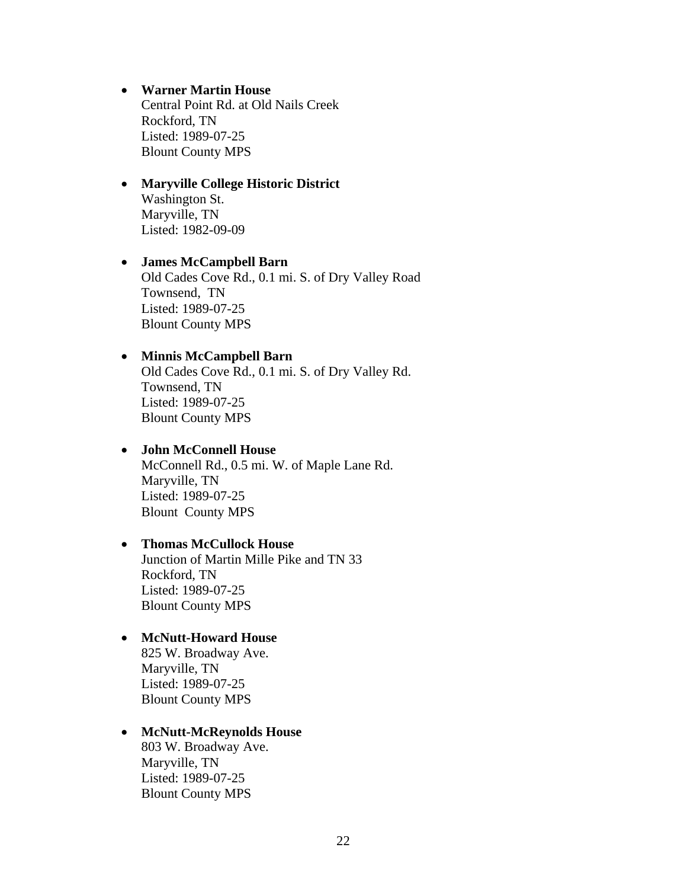- **Warner Martin House**
  Central Point Rd. at Old Nails Creek
  Rockford, TN
  Listed: 1989-07-25
  Blount County MPS

- **Maryville College Historic District**
  Washington St.
  Maryville, TN
  Listed: 1982-09-09

- **James McCampbell Barn**
  Old Cades Cove Rd., 0.1 mi. S. of Dry Valley Road
  Townsend, TN
  Listed: 1989-07-25
  Blount County MPS

- **Minnis McCampbell Barn**
  Old Cades Cove Rd., 0.1 mi. S. of Dry Valley Rd.
  Townsend, TN
  Listed: 1989-07-25
  Blount County MPS

- **John McConnell House**
  McConnell Rd., 0.5 mi. W. of Maple Lane Rd.
  Maryville, TN
  Listed: 1989-07-25
  Blount County MPS

- **Thomas McCullock House**
  Junction of Martin Mille Pike and TN 33
  Rockford, TN
  Listed: 1989-07-25
  Blount County MPS

- **McNutt-Howard House**
  825 W. Broadway Ave.
  Maryville, TN
  Listed: 1989-07-25
  Blount County MPS

- **McNutt-McReynolds House**
  803 W. Broadway Ave.
  Maryville, TN
  Listed: 1989-07-25
  Blount County MPS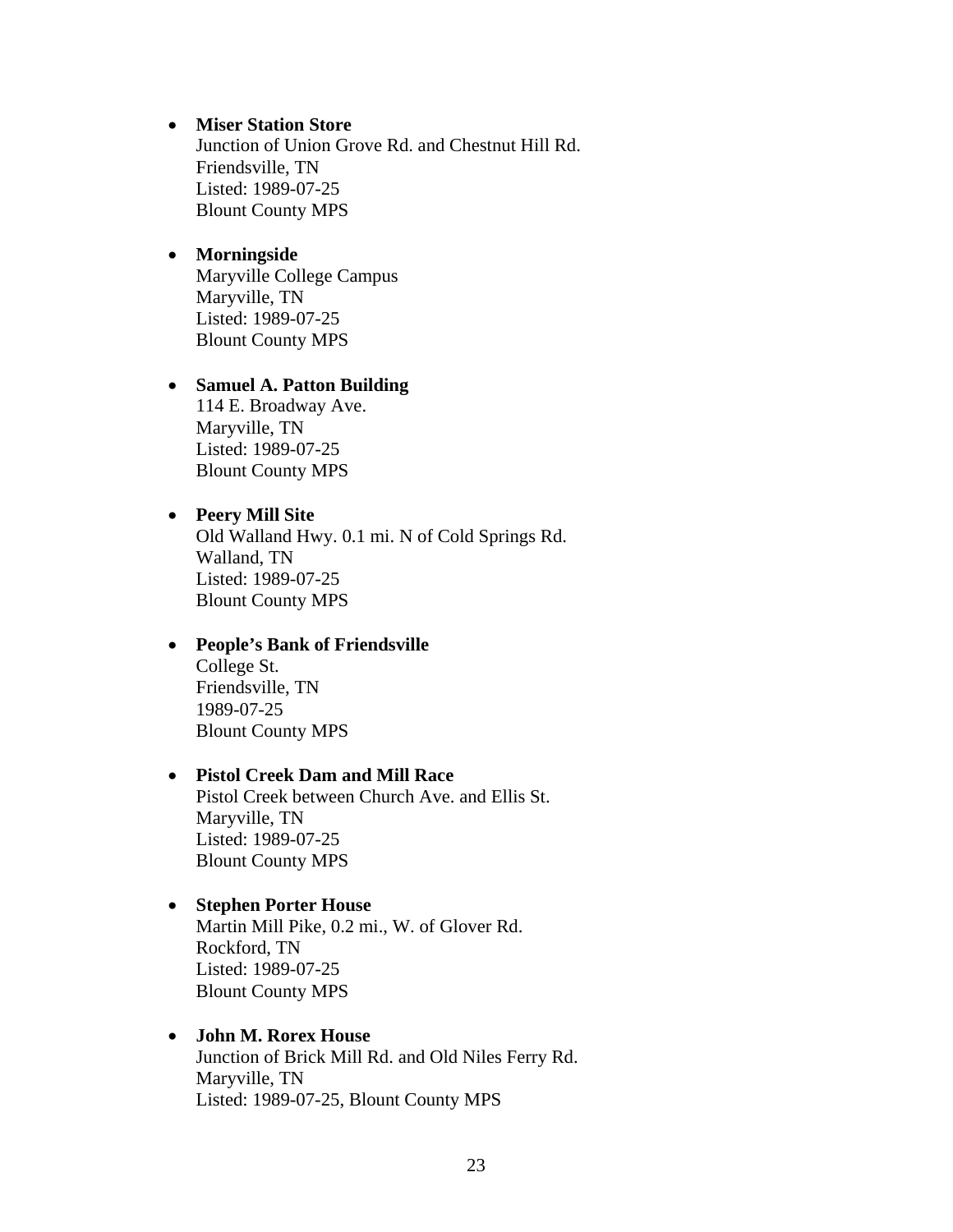- **Miser Station Store**
  Junction of Union Grove Rd. and Chestnut Hill Rd.
  Friendsville, TN
  Listed: 1989-07-25
  Blount County MPS

- **Morningside**
  Maryville College Campus
  Maryville, TN
  Listed: 1989-07-25
  Blount County MPS

- **Samuel A. Patton Building**
  114 E. Broadway Ave.
  Maryville, TN
  Listed: 1989-07-25
  Blount County MPS

- **Peery Mill Site**
  Old Walland Hwy. 0.1 mi. N of Cold Springs Rd.
  Walland, TN
  Listed: 1989-07-25
  Blount County MPS

- **People's Bank of Friendsville**
  College St.
  Friendsville, TN
  1989-07-25
  Blount County MPS

- **Pistol Creek Dam and Mill Race**
  Pistol Creek between Church Ave. and Ellis St.
  Maryville, TN
  Listed: 1989-07-25
  Blount County MPS

- **Stephen Porter House**
  Martin Mill Pike, 0.2 mi., W. of Glover Rd.
  Rockford, TN
  Listed: 1989-07-25
  Blount County MPS

- **John M. Rorex House**
  Junction of Brick Mill Rd. and Old Niles Ferry Rd.
  Maryville, TN
  Listed: 1989-07-25, Blount County MPS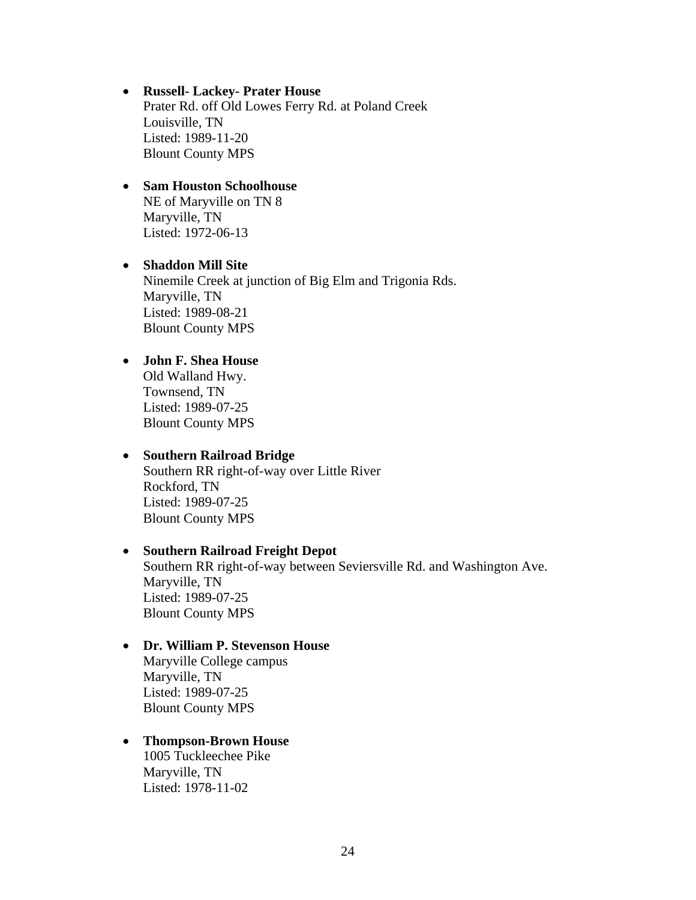- **Russell- Lackey- Prater House**
  Prater Rd. off Old Lowes Ferry Rd. at Poland Creek
  Louisville, TN
  Listed: 1989-11-20
  Blount County MPS

- **Sam Houston Schoolhouse**
  NE of Maryville on TN 8
  Maryville, TN
  Listed: 1972-06-13

- **Shaddon Mill Site**
  Ninemile Creek at junction of Big Elm and Trigonia Rds.
  Maryville, TN
  Listed: 1989-08-21
  Blount County MPS

- **John F. Shea House**
  Old Walland Hwy.
  Townsend, TN
  Listed: 1989-07-25
  Blount County MPS

- **Southern Railroad Bridge**
  Southern RR right-of-way over Little River
  Rockford, TN
  Listed: 1989-07-25
  Blount County MPS

- **Southern Railroad Freight Depot**
  Southern RR right-of-way between Seviersville Rd. and Washington Ave.
  Maryville, TN
  Listed: 1989-07-25
  Blount County MPS

- **Dr. William P. Stevenson House**
  Maryville College campus
  Maryville, TN
  Listed: 1989-07-25
  Blount County MPS

- **Thompson-Brown House**
  1005 Tuckleechee Pike
  Maryville, TN
  Listed: 1978-11-02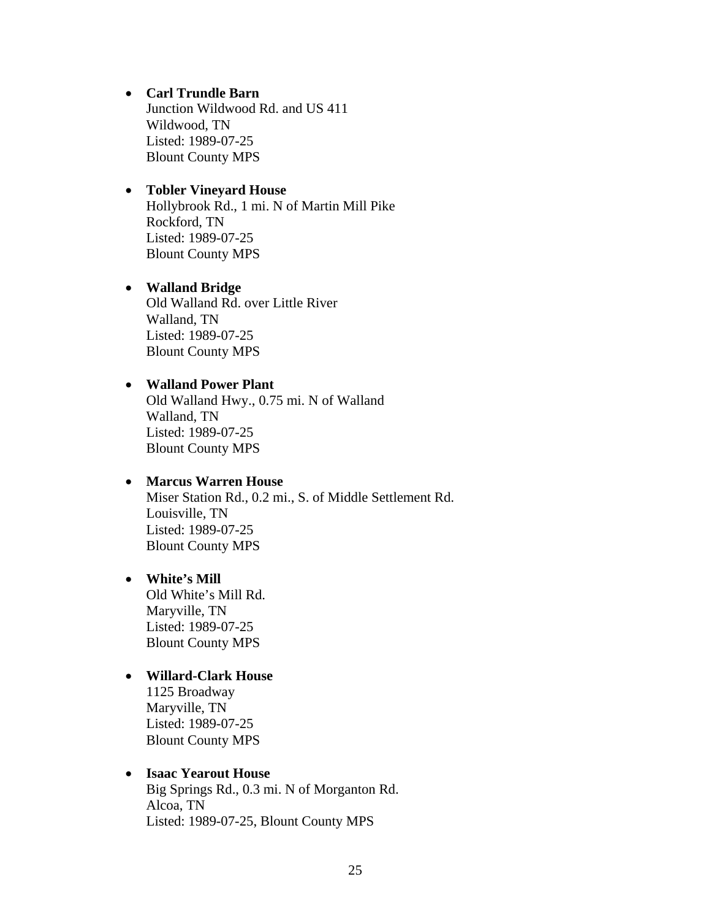- **Carl Trundle Barn**
  Junction Wildwood Rd. and US 411
  Wildwood, TN
  Listed: 1989-07-25
  Blount County MPS

- **Tobler Vineyard House**
  Hollybrook Rd., 1 mi. N of Martin Mill Pike
  Rockford, TN
  Listed: 1989-07-25
  Blount County MPS

- **Walland Bridge**
  Old Walland Rd. over Little River
  Walland, TN
  Listed: 1989-07-25
  Blount County MPS

- **Walland Power Plant**
  Old Walland Hwy., 0.75 mi. N of Walland
  Walland, TN
  Listed: 1989-07-25
  Blount County MPS

- **Marcus Warren House**
  Miser Station Rd., 0.2 mi., S. of Middle Settlement Rd.
  Louisville, TN
  Listed: 1989-07-25
  Blount County MPS

- **White's Mill**
  Old White's Mill Rd.
  Maryville, TN
  Listed: 1989-07-25
  Blount County MPS

- **Willard-Clark House**
  1125 Broadway
  Maryville, TN
  Listed: 1989-07-25
  Blount County MPS

- **Isaac Yearout House**
  Big Springs Rd., 0.3 mi. N of Morganton Rd.
  Alcoa, TN
  Listed: 1989-07-25, Blount County MPS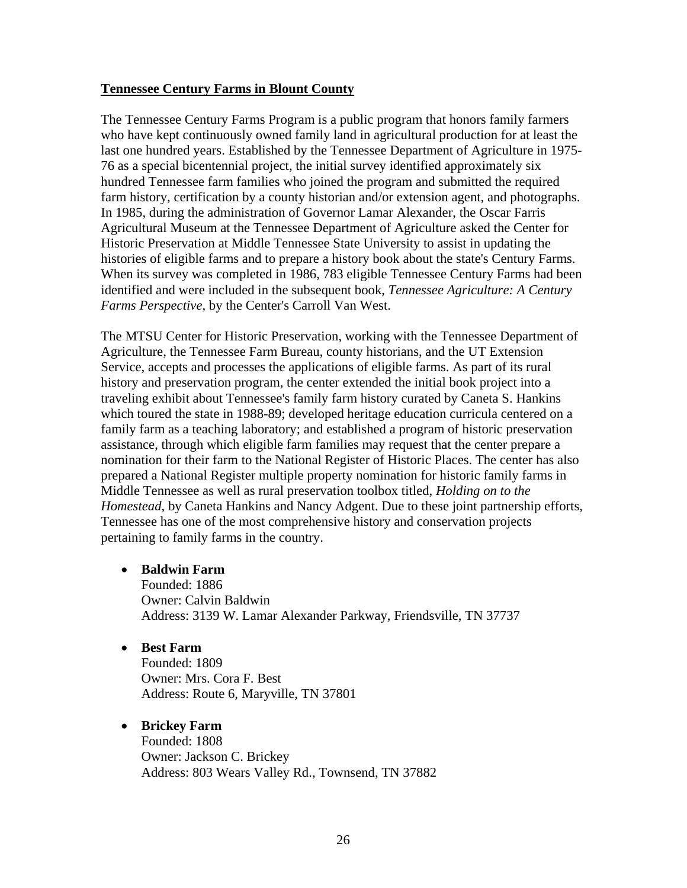**Tennessee Century Farms in Blount County**

The Tennessee Century Farms Program is a public program that honors family farmers who have kept continuously owned family land in agricultural production for at least the last one hundred years. Established by the Tennessee Department of Agriculture in 1975-76 as a special bicentennial project, the initial survey identified approximately six hundred Tennessee farm families who joined the program and submitted the required farm history, certification by a county historian and/or extension agent, and photographs. In 1985, during the administration of Governor Lamar Alexander, the Oscar Farris Agricultural Museum at the Tennessee Department of Agriculture asked the Center for Historic Preservation at Middle Tennessee State University to assist in updating the histories of eligible farms and to prepare a history book about the state's Century Farms. When its survey was completed in 1986, 783 eligible Tennessee Century Farms had been identified and were included in the subsequent book, *Tennessee Agriculture: A Century Farms Perspective*, by the Center's Carroll Van West.

The MTSU Center for Historic Preservation, working with the Tennessee Department of Agriculture, the Tennessee Farm Bureau, county historians, and the UT Extension Service, accepts and processes the applications of eligible farms. As part of its rural history and preservation program, the center extended the initial book project into a traveling exhibit about Tennessee's family farm history curated by Caneta S. Hankins which toured the state in 1988-89; developed heritage education curricula centered on a family farm as a teaching laboratory; and established a program of historic preservation assistance, through which eligible farm families may request that the center prepare a nomination for their farm to the National Register of Historic Places. The center has also prepared a National Register multiple property nomination for historic family farms in Middle Tennessee as well as rural preservation toolbox titled, *Holding on to the Homestead*, by Caneta Hankins and Nancy Adgent. Due to these joint partnership efforts, Tennessee has one of the most comprehensive history and conservation projects pertaining to family farms in the country.

- **Baldwin Farm**
  Founded: 1886
  Owner: Calvin Baldwin
  Address: 3139 W. Lamar Alexander Parkway, Friendsville, TN 37737

- **Best Farm**
  Founded: 1809
  Owner: Mrs. Cora F. Best
  Address: Route 6, Maryville, TN 37801

- **Brickey Farm**
  Founded: 1808
  Owner: Jackson C. Brickey
  Address: 803 Wears Valley Rd., Townsend, TN 37882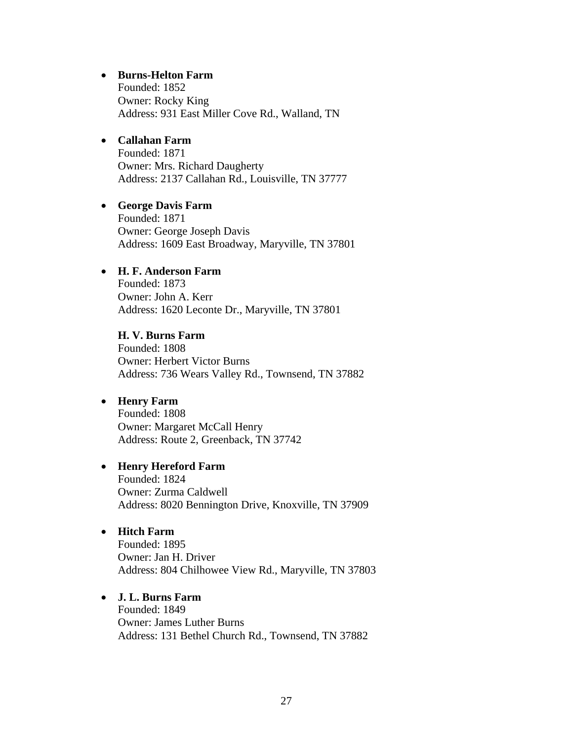- **Burns-Helton Farm**
  Founded: 1852
  Owner: Rocky King
  Address: 931 East Miller Cove Rd., Walland, TN

- **Callahan Farm**
  Founded: 1871
  Owner: Mrs. Richard Daugherty
  Address: 2137 Callahan Rd., Louisville, TN 37777

- **George Davis Farm**
  Founded: 1871
  Owner: George Joseph Davis
  Address: 1609 East Broadway, Maryville, TN 37801

- **H. F. Anderson Farm**
  Founded: 1873
  Owner: John A. Kerr
  Address: 1620 Leconte Dr., Maryville, TN 37801

  **H. V. Burns Farm**
  Founded: 1808
  Owner: Herbert Victor Burns
  Address: 736 Wears Valley Rd., Townsend, TN 37882

- **Henry Farm**
  Founded: 1808
  Owner: Margaret McCall Henry
  Address: Route 2, Greenback, TN 37742

- **Henry Hereford Farm**
  Founded: 1824
  Owner: Zurma Caldwell
  Address: 8020 Bennington Drive, Knoxville, TN 37909

- **Hitch Farm**
  Founded: 1895
  Owner: Jan H. Driver
  Address: 804 Chilhowee View Rd., Maryville, TN 37803

- **J. L. Burns Farm**
  Founded: 1849
  Owner: James Luther Burns
  Address: 131 Bethel Church Rd., Townsend, TN 37882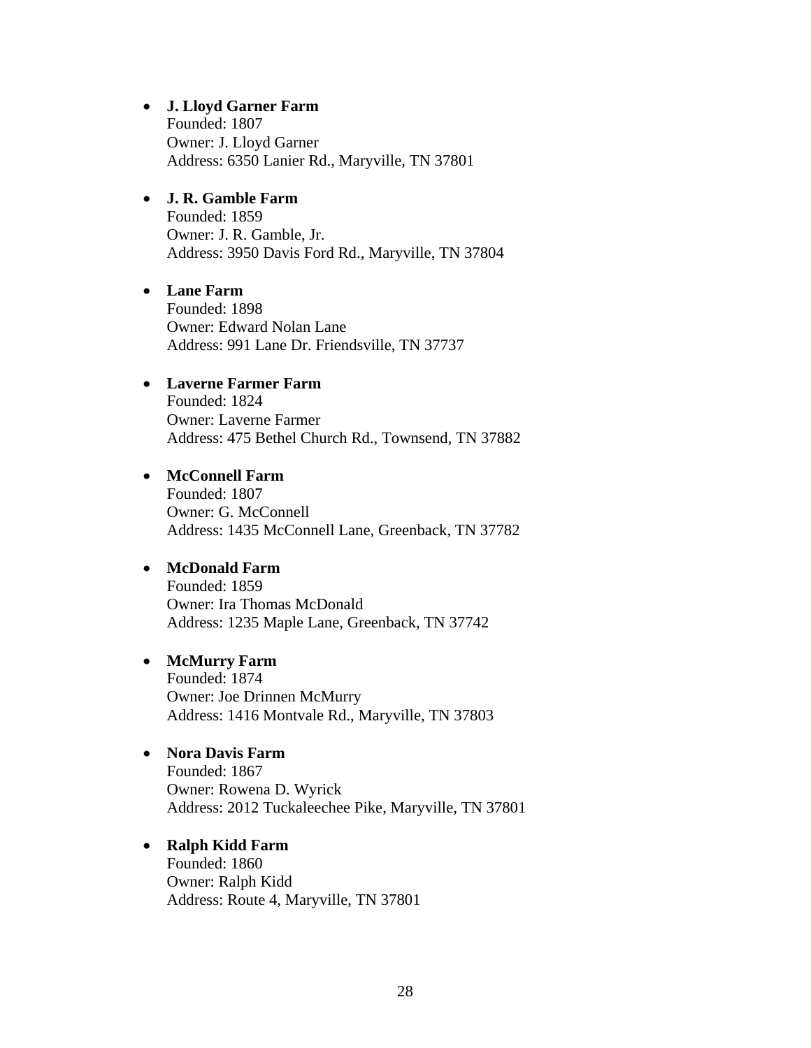- **J. Lloyd Garner Farm**
  Founded: 1807
  Owner: J. Lloyd Garner
  Address: 6350 Lanier Rd., Maryville, TN 37801

- **J. R. Gamble Farm**
  Founded: 1859
  Owner: J. R. Gamble, Jr.
  Address: 3950 Davis Ford Rd., Maryville, TN 37804

- **Lane Farm**
  Founded: 1898
  Owner: Edward Nolan Lane
  Address: 991 Lane Dr. Friendsville, TN 37737

- **Laverne Farmer Farm**
  Founded: 1824
  Owner: Laverne Farmer
  Address: 475 Bethel Church Rd., Townsend, TN 37882

- **McConnell Farm**
  Founded: 1807
  Owner: G. McConnell
  Address: 1435 McConnell Lane, Greenback, TN 37782

- **McDonald Farm**
  Founded: 1859
  Owner: Ira Thomas McDonald
  Address: 1235 Maple Lane, Greenback, TN 37742

- **McMurry Farm**
  Founded: 1874
  Owner: Joe Drinnen McMurry
  Address: 1416 Montvale Rd., Maryville, TN 37803

- **Nora Davis Farm**
  Founded: 1867
  Owner: Rowena D. Wyrick
  Address: 2012 Tuckaleechee Pike, Maryville, TN 37801

- **Ralph Kidd Farm**
  Founded: 1860
  Owner: Ralph Kidd
  Address: Route 4, Maryville, TN 37801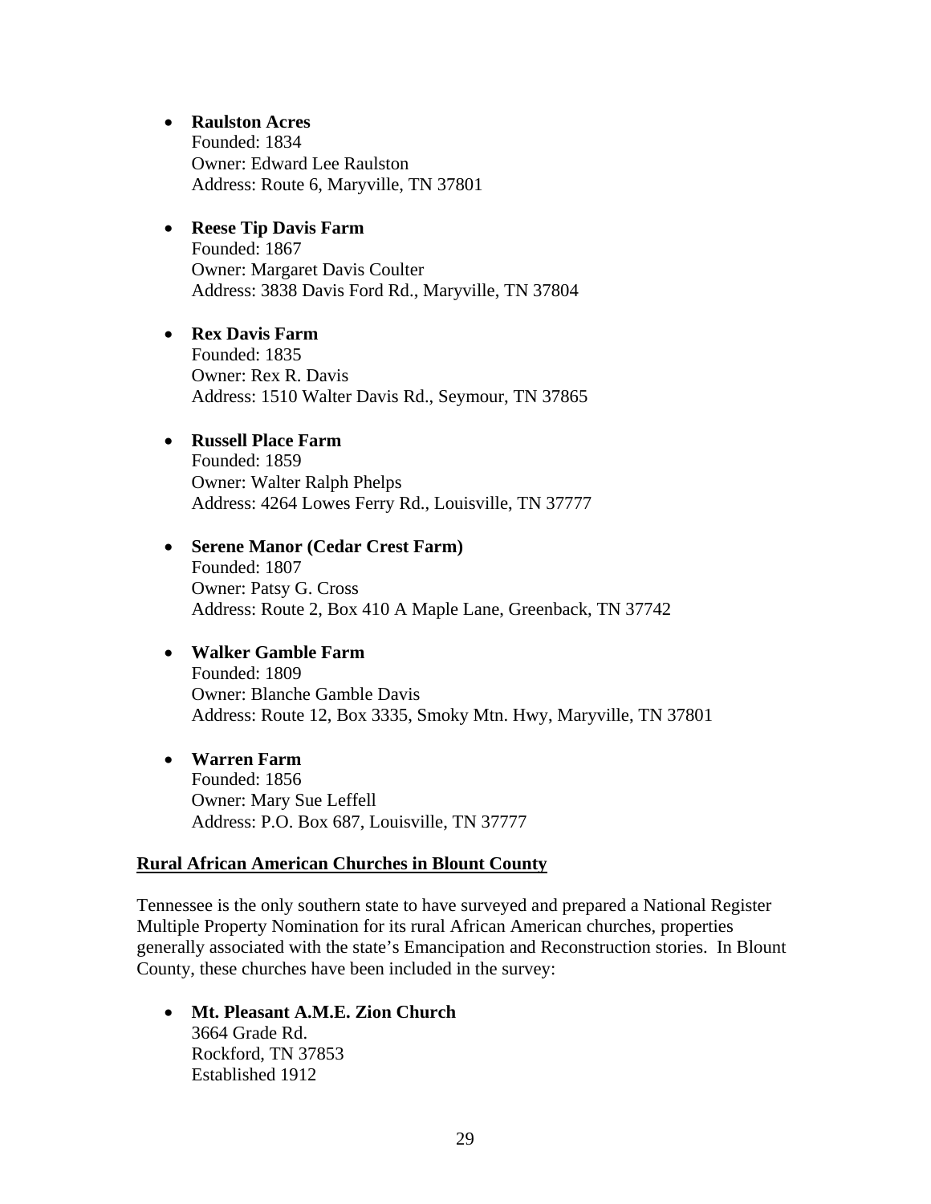- **Raulston Acres**
  Founded: 1834
  Owner: Edward Lee Raulston
  Address: Route 6, Maryville, TN 37801

- **Reese Tip Davis Farm**
  Founded: 1867
  Owner: Margaret Davis Coulter
  Address: 3838 Davis Ford Rd., Maryville, TN 37804

- **Rex Davis Farm**
  Founded: 1835
  Owner: Rex R. Davis
  Address: 1510 Walter Davis Rd., Seymour, TN 37865

- **Russell Place Farm**
  Founded: 1859
  Owner: Walter Ralph Phelps
  Address: 4264 Lowes Ferry Rd., Louisville, TN 37777

- **Serene Manor (Cedar Crest Farm)**
  Founded: 1807
  Owner: Patsy G. Cross
  Address: Route 2, Box 410 A Maple Lane, Greenback, TN 37742

- **Walker Gamble Farm**
  Founded: 1809
  Owner: Blanche Gamble Davis
  Address: Route 12, Box 3335, Smoky Mtn. Hwy, Maryville, TN 37801

- **Warren Farm**
  Founded: 1856
  Owner: Mary Sue Leffell
  Address: P.O. Box 687, Louisville, TN 37777

**<u>Rural African American Churches in Blount County</u>**

Tennessee is the only southern state to have surveyed and prepared a National Register Multiple Property Nomination for its rural African American churches, properties generally associated with the state's Emancipation and Reconstruction stories. In Blount County, these churches have been included in the survey:

- **Mt. Pleasant A.M.E. Zion Church**
  3664 Grade Rd.
  Rockford, TN 37853
  Established 1912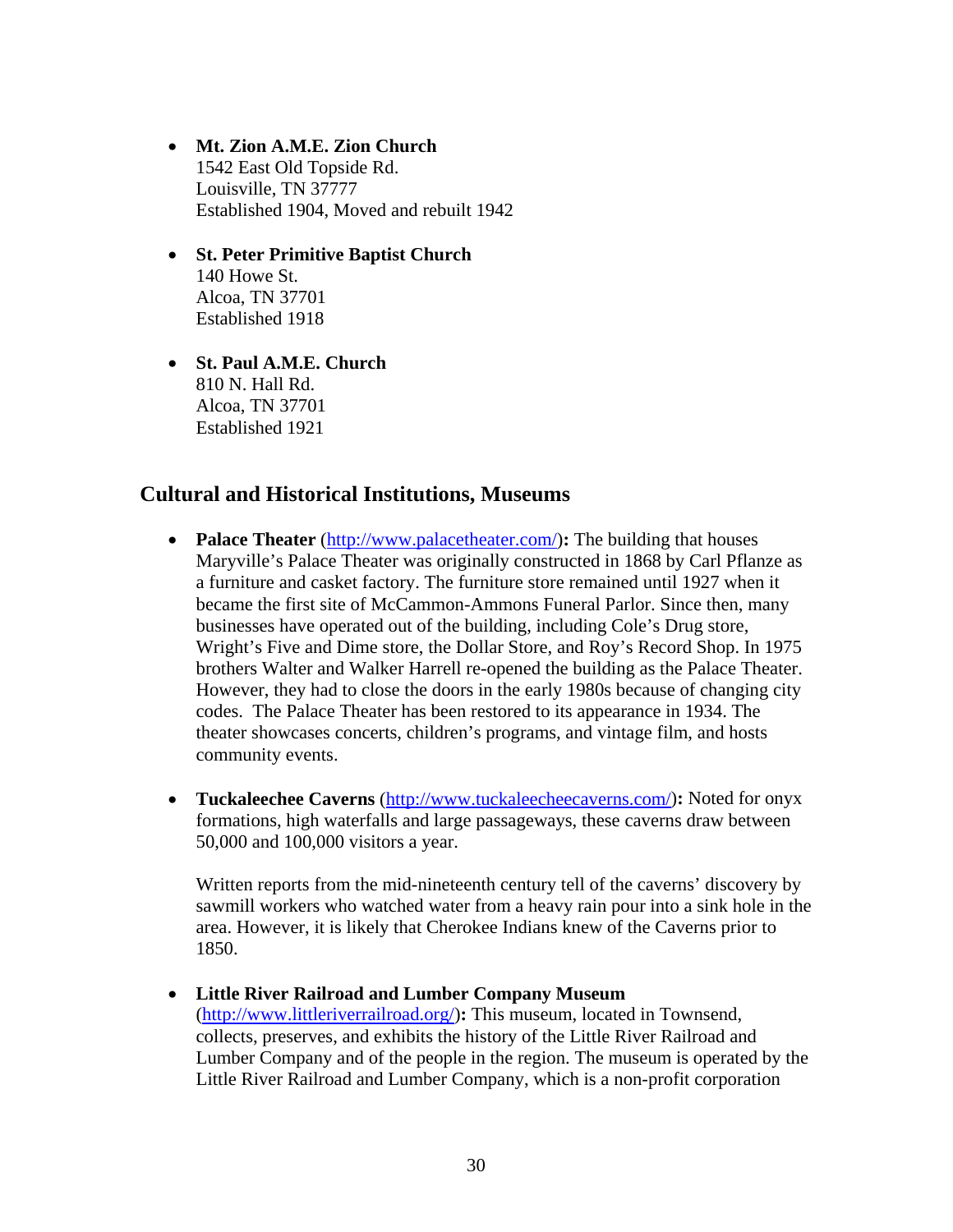- **Mt. Zion A.M.E. Zion Church**
  1542 East Old Topside Rd.
  Louisville, TN 37777
  Established 1904, Moved and rebuilt 1942

- **St. Peter Primitive Baptist Church**
  140 Howe St.
  Alcoa, TN 37701
  Established 1918

- **St. Paul A.M.E. Church**
  810 N. Hall Rd.
  Alcoa, TN 37701
  Established 1921

## Cultural and Historical Institutions, Museums

- **Palace Theater** (http://www.palacetheater.com/)**:** The building that houses Maryville's Palace Theater was originally constructed in 1868 by Carl Pflanze as a furniture and casket factory. The furniture store remained until 1927 when it became the first site of McCammon-Ammons Funeral Parlor. Since then, many businesses have operated out of the building, including Cole's Drug store, Wright's Five and Dime store, the Dollar Store, and Roy's Record Shop. In 1975 brothers Walter and Walker Harrell re-opened the building as the Palace Theater. However, they had to close the doors in the early 1980s because of changing city codes. The Palace Theater has been restored to its appearance in 1934. The theater showcases concerts, children's programs, and vintage film, and hosts community events.

- **Tuckaleechee Caverns** (http://www.tuckaleecheecaverns.com/)**:** Noted for onyx formations, high waterfalls and large passageways, these caverns draw between 50,000 and 100,000 visitors a year.

  Written reports from the mid-nineteenth century tell of the caverns' discovery by sawmill workers who watched water from a heavy rain pour into a sink hole in the area. However, it is likely that Cherokee Indians knew of the Caverns prior to 1850.

- **Little River Railroad and Lumber Company Museum** (http://www.littleriverrailroad.org/)**:** This museum, located in Townsend, collects, preserves, and exhibits the history of the Little River Railroad and Lumber Company and of the people in the region. The museum is operated by the Little River Railroad and Lumber Company, which is a non-profit corporation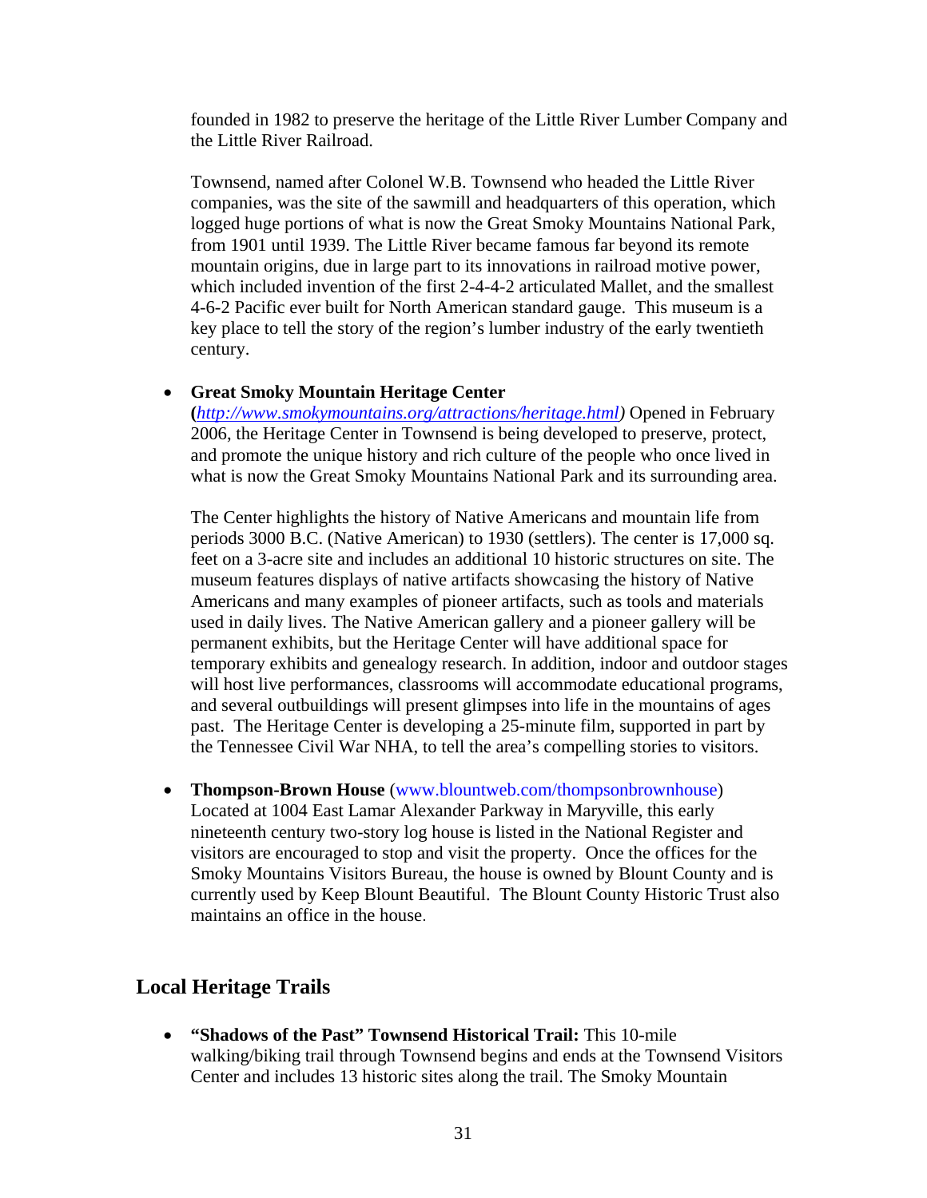founded in 1982 to preserve the heritage of the Little River Lumber Company and the Little River Railroad.

Townsend, named after Colonel W.B. Townsend who headed the Little River companies, was the site of the sawmill and headquarters of this operation, which logged huge portions of what is now the Great Smoky Mountains National Park, from 1901 until 1939. The Little River became famous far beyond its remote mountain origins, due in large part to its innovations in railroad motive power, which included invention of the first 2-4-4-2 articulated Mallet, and the smallest 4-6-2 Pacific ever built for North American standard gauge. This museum is a key place to tell the story of the region's lumber industry of the early twentieth century.

- **Great Smoky Mountain Heritage Center (***http://www.smokymountains.org/attractions/heritage.html*) Opened in February 2006, the Heritage Center in Townsend is being developed to preserve, protect, and promote the unique history and rich culture of the people who once lived in what is now the Great Smoky Mountains National Park and its surrounding area.

  The Center highlights the history of Native Americans and mountain life from periods 3000 B.C. (Native American) to 1930 (settlers). The center is 17,000 sq. feet on a 3-acre site and includes an additional 10 historic structures on site. The museum features displays of native artifacts showcasing the history of Native Americans and many examples of pioneer artifacts, such as tools and materials used in daily lives. The Native American gallery and a pioneer gallery will be permanent exhibits, but the Heritage Center will have additional space for temporary exhibits and genealogy research. In addition, indoor and outdoor stages will host live performances, classrooms will accommodate educational programs, and several outbuildings will present glimpses into life in the mountains of ages past. The Heritage Center is developing a 25-minute film, supported in part by the Tennessee Civil War NHA, to tell the area's compelling stories to visitors.

- **Thompson-Brown House** (www.blountweb.com/thompsonbrownhouse) Located at 1004 East Lamar Alexander Parkway in Maryville, this early nineteenth century two-story log house is listed in the National Register and visitors are encouraged to stop and visit the property. Once the offices for the Smoky Mountains Visitors Bureau, the house is owned by Blount County and is currently used by Keep Blount Beautiful. The Blount County Historic Trust also maintains an office in the house.

## Local Heritage Trails

- **"Shadows of the Past" Townsend Historical Trail:** This 10-mile walking/biking trail through Townsend begins and ends at the Townsend Visitors Center and includes 13 historic sites along the trail. The Smoky Mountain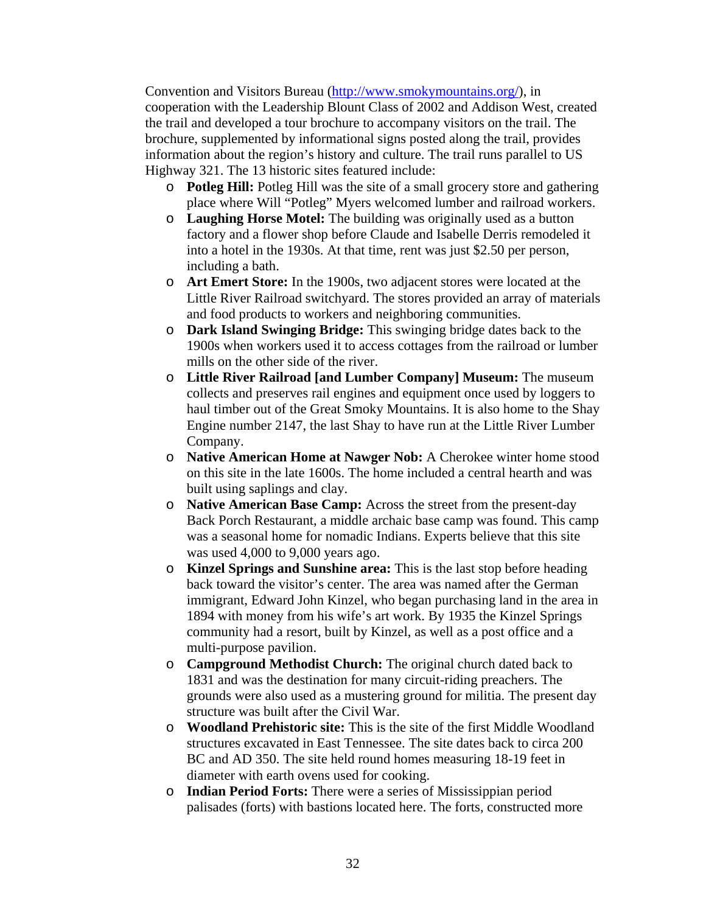Convention and Visitors Bureau (http://www.smokymountains.org/), in cooperation with the Leadership Blount Class of 2002 and Addison West, created the trail and developed a tour brochure to accompany visitors on the trail. The brochure, supplemented by informational signs posted along the trail, provides information about the region's history and culture. The trail runs parallel to US Highway 321. The 13 historic sites featured include:

- **Potleg Hill:** Potleg Hill was the site of a small grocery store and gathering place where Will "Potleg" Myers welcomed lumber and railroad workers.
- **Laughing Horse Motel:** The building was originally used as a button factory and a flower shop before Claude and Isabelle Derris remodeled it into a hotel in the 1930s. At that time, rent was just $2.50 per person, including a bath.
- **Art Emert Store:** In the 1900s, two adjacent stores were located at the Little River Railroad switchyard. The stores provided an array of materials and food products to workers and neighboring communities.
- **Dark Island Swinging Bridge:** This swinging bridge dates back to the 1900s when workers used it to access cottages from the railroad or lumber mills on the other side of the river.
- **Little River Railroad [and Lumber Company] Museum:** The museum collects and preserves rail engines and equipment once used by loggers to haul timber out of the Great Smoky Mountains. It is also home to the Shay Engine number 2147, the last Shay to have run at the Little River Lumber Company.
- **Native American Home at Nawger Nob:** A Cherokee winter home stood on this site in the late 1600s. The home included a central hearth and was built using saplings and clay.
- **Native American Base Camp:** Across the street from the present-day Back Porch Restaurant, a middle archaic base camp was found. This camp was a seasonal home for nomadic Indians. Experts believe that this site was used 4,000 to 9,000 years ago.
- **Kinzel Springs and Sunshine area:** This is the last stop before heading back toward the visitor's center. The area was named after the German immigrant, Edward John Kinzel, who began purchasing land in the area in 1894 with money from his wife's art work. By 1935 the Kinzel Springs community had a resort, built by Kinzel, as well as a post office and a multi-purpose pavilion.
- **Campground Methodist Church:** The original church dated back to 1831 and was the destination for many circuit-riding preachers. The grounds were also used as a mustering ground for militia. The present day structure was built after the Civil War.
- **Woodland Prehistoric site:** This is the site of the first Middle Woodland structures excavated in East Tennessee. The site dates back to circa 200 BC and AD 350. The site held round homes measuring 18-19 feet in diameter with earth ovens used for cooking.
- **Indian Period Forts:** There were a series of Mississippian period palisades (forts) with bastions located here. The forts, constructed more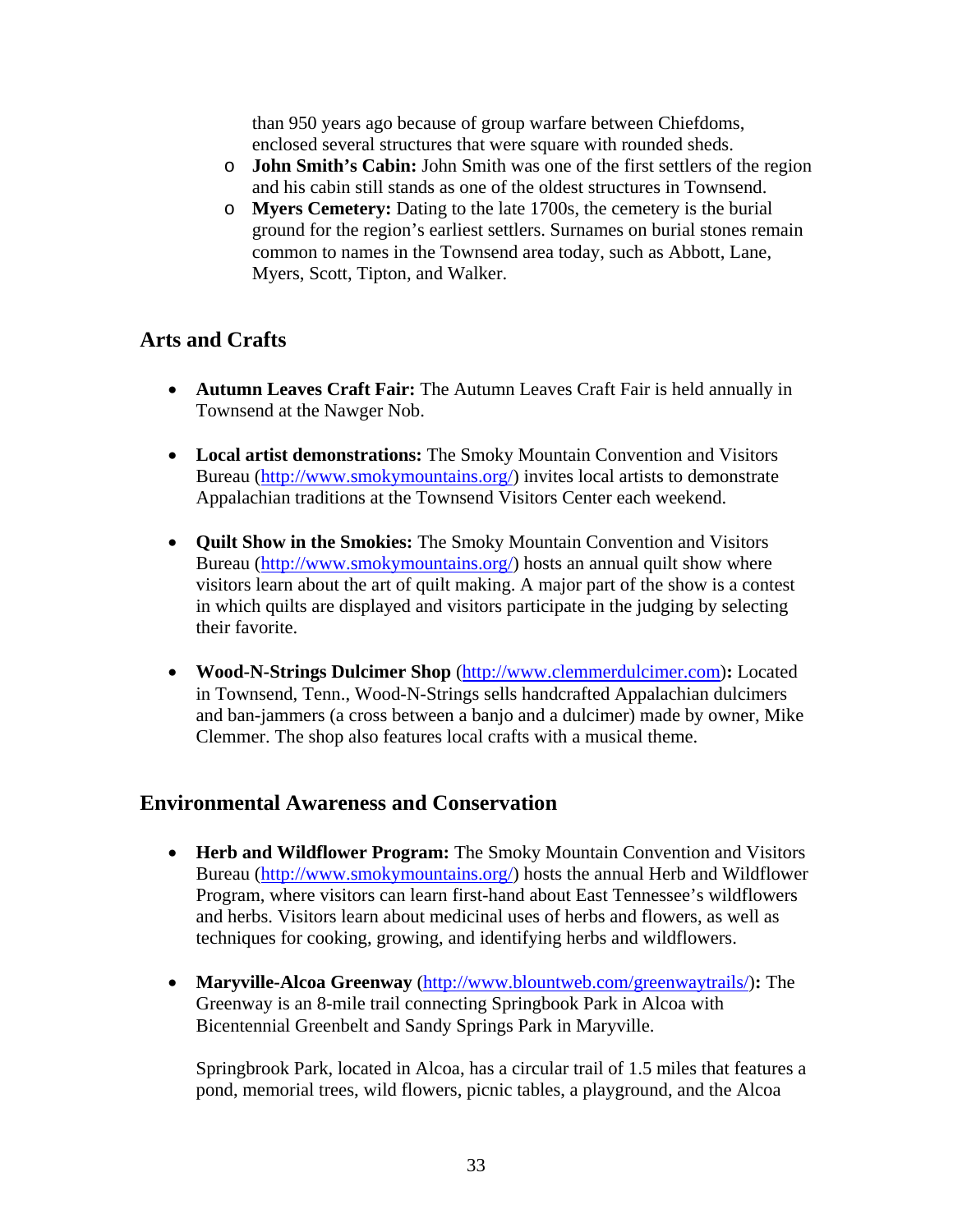than 950 years ago because of group warfare between Chiefdoms, enclosed several structures that were square with rounded sheds.

  - **John Smith's Cabin:** John Smith was one of the first settlers of the region and his cabin still stands as one of the oldest structures in Townsend.
  - **Myers Cemetery:** Dating to the late 1700s, the cemetery is the burial ground for the region's earliest settlers. Surnames on burial stones remain common to names in the Townsend area today, such as Abbott, Lane, Myers, Scott, Tipton, and Walker.

## Arts and Crafts

- **Autumn Leaves Craft Fair:** The Autumn Leaves Craft Fair is held annually in Townsend at the Nawger Nob.

- **Local artist demonstrations:** The Smoky Mountain Convention and Visitors Bureau (http://www.smokymountains.org/) invites local artists to demonstrate Appalachian traditions at the Townsend Visitors Center each weekend.

- **Quilt Show in the Smokies:** The Smoky Mountain Convention and Visitors Bureau (http://www.smokymountains.org/) hosts an annual quilt show where visitors learn about the art of quilt making. A major part of the show is a contest in which quilts are displayed and visitors participate in the judging by selecting their favorite.

- **Wood-N-Strings Dulcimer Shop** (http://www.clemmerdulcimer.com)**:** Located in Townsend, Tenn., Wood-N-Strings sells handcrafted Appalachian dulcimers and ban-jammers (a cross between a banjo and a dulcimer) made by owner, Mike Clemmer. The shop also features local crafts with a musical theme.

## Environmental Awareness and Conservation

- **Herb and Wildflower Program:** The Smoky Mountain Convention and Visitors Bureau (http://www.smokymountains.org/) hosts the annual Herb and Wildflower Program, where visitors can learn first-hand about East Tennessee's wildflowers and herbs. Visitors learn about medicinal uses of herbs and flowers, as well as techniques for cooking, growing, and identifying herbs and wildflowers.

- **Maryville-Alcoa Greenway** (http://www.blountweb.com/greenwaytrails/)**:** The Greenway is an 8-mile trail connecting Springbook Park in Alcoa with Bicentennial Greenbelt and Sandy Springs Park in Maryville.

  Springbrook Park, located in Alcoa, has a circular trail of 1.5 miles that features a pond, memorial trees, wild flowers, picnic tables, a playground, and the Alcoa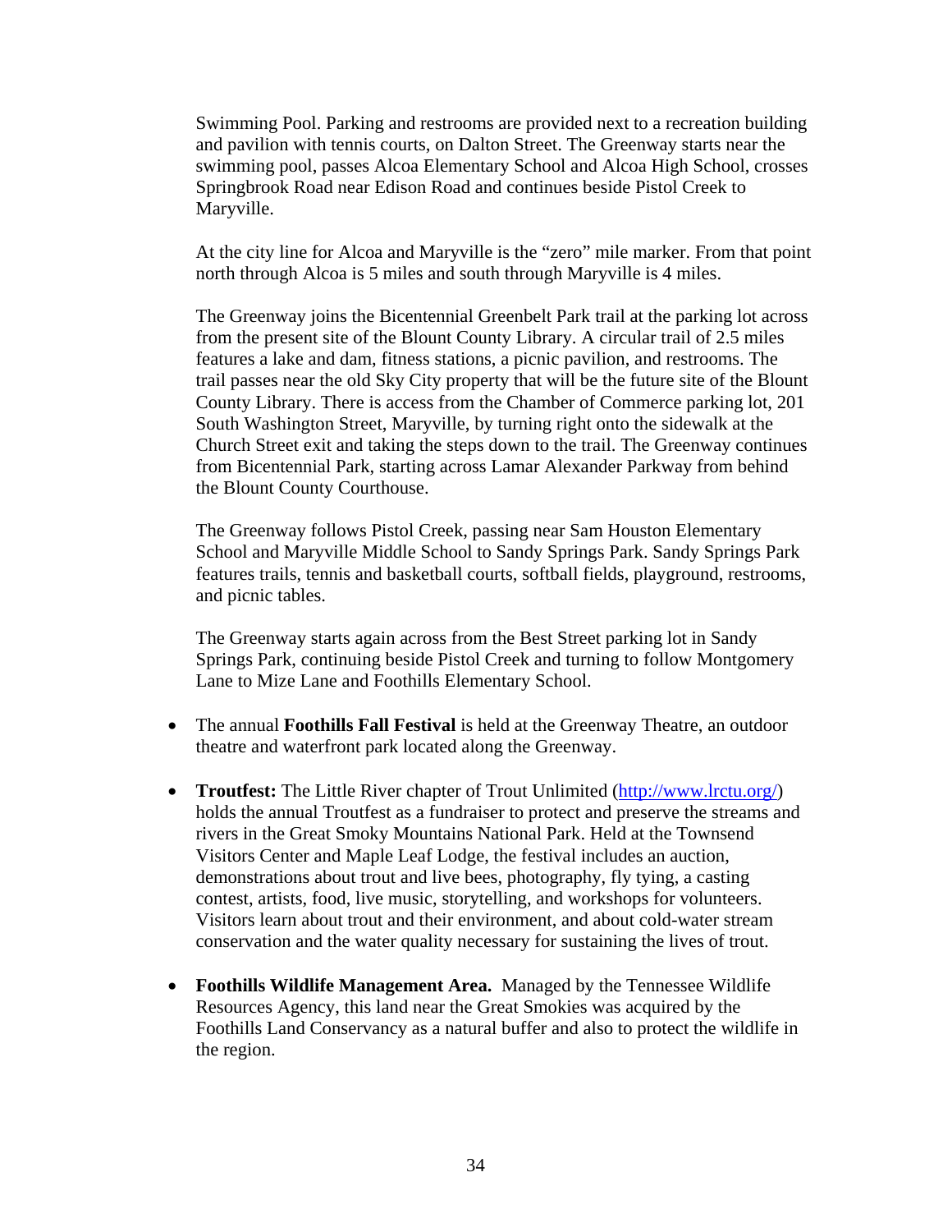Swimming Pool. Parking and restrooms are provided next to a recreation building and pavilion with tennis courts, on Dalton Street. The Greenway starts near the swimming pool, passes Alcoa Elementary School and Alcoa High School, crosses Springbrook Road near Edison Road and continues beside Pistol Creek to Maryville.

At the city line for Alcoa and Maryville is the "zero" mile marker. From that point north through Alcoa is 5 miles and south through Maryville is 4 miles.

The Greenway joins the Bicentennial Greenbelt Park trail at the parking lot across from the present site of the Blount County Library. A circular trail of 2.5 miles features a lake and dam, fitness stations, a picnic pavilion, and restrooms. The trail passes near the old Sky City property that will be the future site of the Blount County Library. There is access from the Chamber of Commerce parking lot, 201 South Washington Street, Maryville, by turning right onto the sidewalk at the Church Street exit and taking the steps down to the trail. The Greenway continues from Bicentennial Park, starting across Lamar Alexander Parkway from behind the Blount County Courthouse.

The Greenway follows Pistol Creek, passing near Sam Houston Elementary School and Maryville Middle School to Sandy Springs Park. Sandy Springs Park features trails, tennis and basketball courts, softball fields, playground, restrooms, and picnic tables.

The Greenway starts again across from the Best Street parking lot in Sandy Springs Park, continuing beside Pistol Creek and turning to follow Montgomery Lane to Mize Lane and Foothills Elementary School.

- The annual **Foothills Fall Festival** is held at the Greenway Theatre, an outdoor theatre and waterfront park located along the Greenway.

- **Troutfest:** The Little River chapter of Trout Unlimited (http://www.lrctu.org/) holds the annual Troutfest as a fundraiser to protect and preserve the streams and rivers in the Great Smoky Mountains National Park. Held at the Townsend Visitors Center and Maple Leaf Lodge, the festival includes an auction, demonstrations about trout and live bees, photography, fly tying, a casting contest, artists, food, live music, storytelling, and workshops for volunteers. Visitors learn about trout and their environment, and about cold-water stream conservation and the water quality necessary for sustaining the lives of trout.

- **Foothills Wildlife Management Area.** Managed by the Tennessee Wildlife Resources Agency, this land near the Great Smokies was acquired by the Foothills Land Conservancy as a natural buffer and also to protect the wildlife in the region.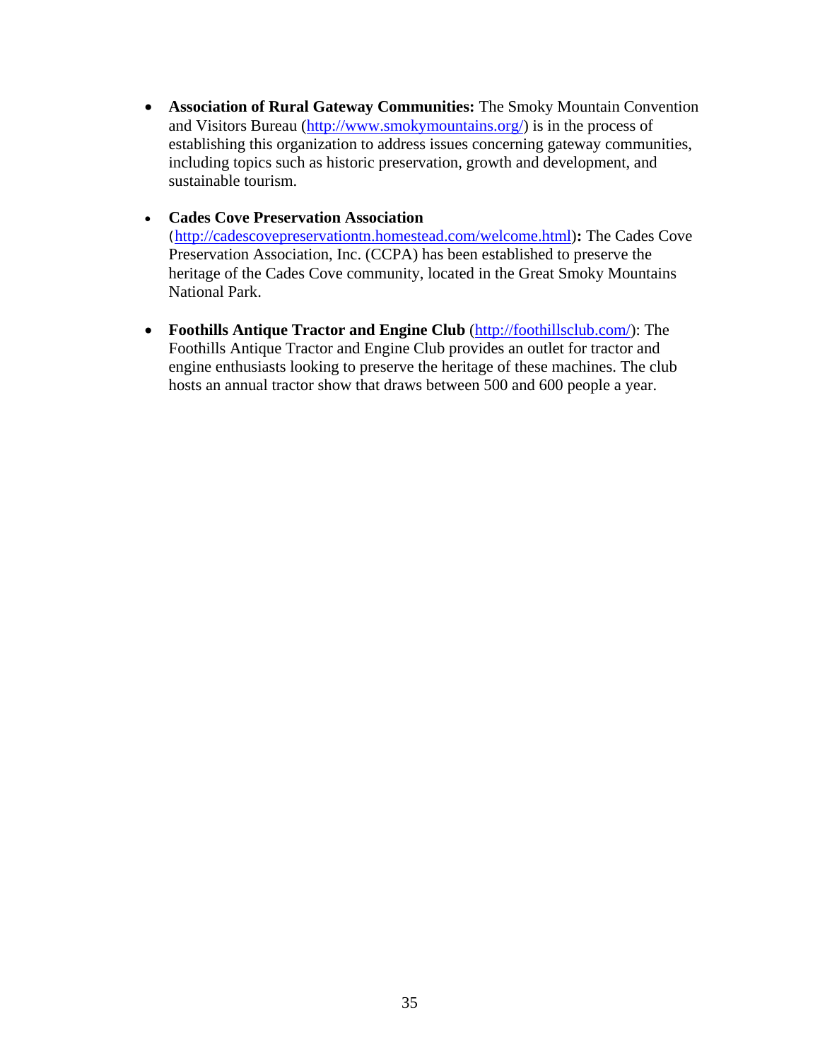- **Association of Rural Gateway Communities:** The Smoky Mountain Convention and Visitors Bureau (http://www.smokymountains.org/) is in the process of establishing this organization to address issues concerning gateway communities, including topics such as historic preservation, growth and development, and sustainable tourism.

- **Cades Cove Preservation Association** (http://cadescovepreservationtn.homestead.com/welcome.html)**:** The Cades Cove Preservation Association, Inc. (CCPA) has been established to preserve the heritage of the Cades Cove community, located in the Great Smoky Mountains National Park.

- **Foothills Antique Tractor and Engine Club** (http://foothillsclub.com/): The Foothills Antique Tractor and Engine Club provides an outlet for tractor and engine enthusiasts looking to preserve the heritage of these machines. The club hosts an annual tractor show that draws between 500 and 600 people a year.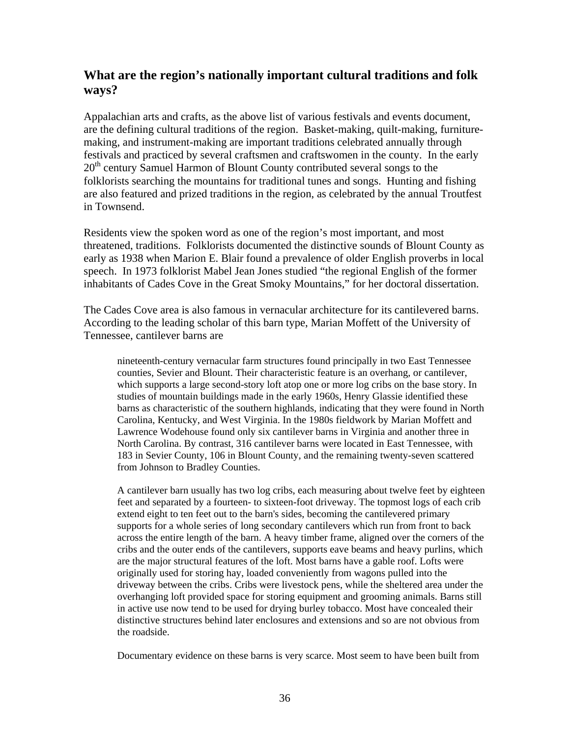## What are the region's nationally important cultural traditions and folk ways?

Appalachian arts and crafts, as the above list of various festivals and events document, are the defining cultural traditions of the region. Basket-making, quilt-making, furniture-making, and instrument-making are important traditions celebrated annually through festivals and practiced by several craftsmen and craftswomen in the county. In the early 20th century Samuel Harmon of Blount County contributed several songs to the folklorists searching the mountains for traditional tunes and songs. Hunting and fishing are also featured and prized traditions in the region, as celebrated by the annual Troutfest in Townsend.

Residents view the spoken word as one of the region's most important, and most threatened, traditions. Folklorists documented the distinctive sounds of Blount County as early as 1938 when Marion E. Blair found a prevalence of older English proverbs in local speech. In 1973 folklorist Mabel Jean Jones studied "the regional English of the former inhabitants of Cades Cove in the Great Smoky Mountains," for her doctoral dissertation.

The Cades Cove area is also famous in vernacular architecture for its cantilevered barns. According to the leading scholar of this barn type, Marian Moffett of the University of Tennessee, cantilever barns are

> nineteenth-century vernacular farm structures found principally in two East Tennessee counties, Sevier and Blount. Their characteristic feature is an overhang, or cantilever, which supports a large second-story loft atop one or more log cribs on the base story. In studies of mountain buildings made in the early 1960s, Henry Glassie identified these barns as characteristic of the southern highlands, indicating that they were found in North Carolina, Kentucky, and West Virginia. In the 1980s fieldwork by Marian Moffett and Lawrence Wodehouse found only six cantilever barns in Virginia and another three in North Carolina. By contrast, 316 cantilever barns were located in East Tennessee, with 183 in Sevier County, 106 in Blount County, and the remaining twenty-seven scattered from Johnson to Bradley Counties.
>
> A cantilever barn usually has two log cribs, each measuring about twelve feet by eighteen feet and separated by a fourteen- to sixteen-foot driveway. The topmost logs of each crib extend eight to ten feet out to the barn's sides, becoming the cantilevered primary supports for a whole series of long secondary cantilevers which run from front to back across the entire length of the barn. A heavy timber frame, aligned over the corners of the cribs and the outer ends of the cantilevers, supports eave beams and heavy purlins, which are the major structural features of the loft. Most barns have a gable roof. Lofts were originally used for storing hay, loaded conveniently from wagons pulled into the driveway between the cribs. Cribs were livestock pens, while the sheltered area under the overhanging loft provided space for storing equipment and grooming animals. Barns still in active use now tend to be used for drying burley tobacco. Most have concealed their distinctive structures behind later enclosures and extensions and so are not obvious from the roadside.
>
> Documentary evidence on these barns is very scarce. Most seem to have been built from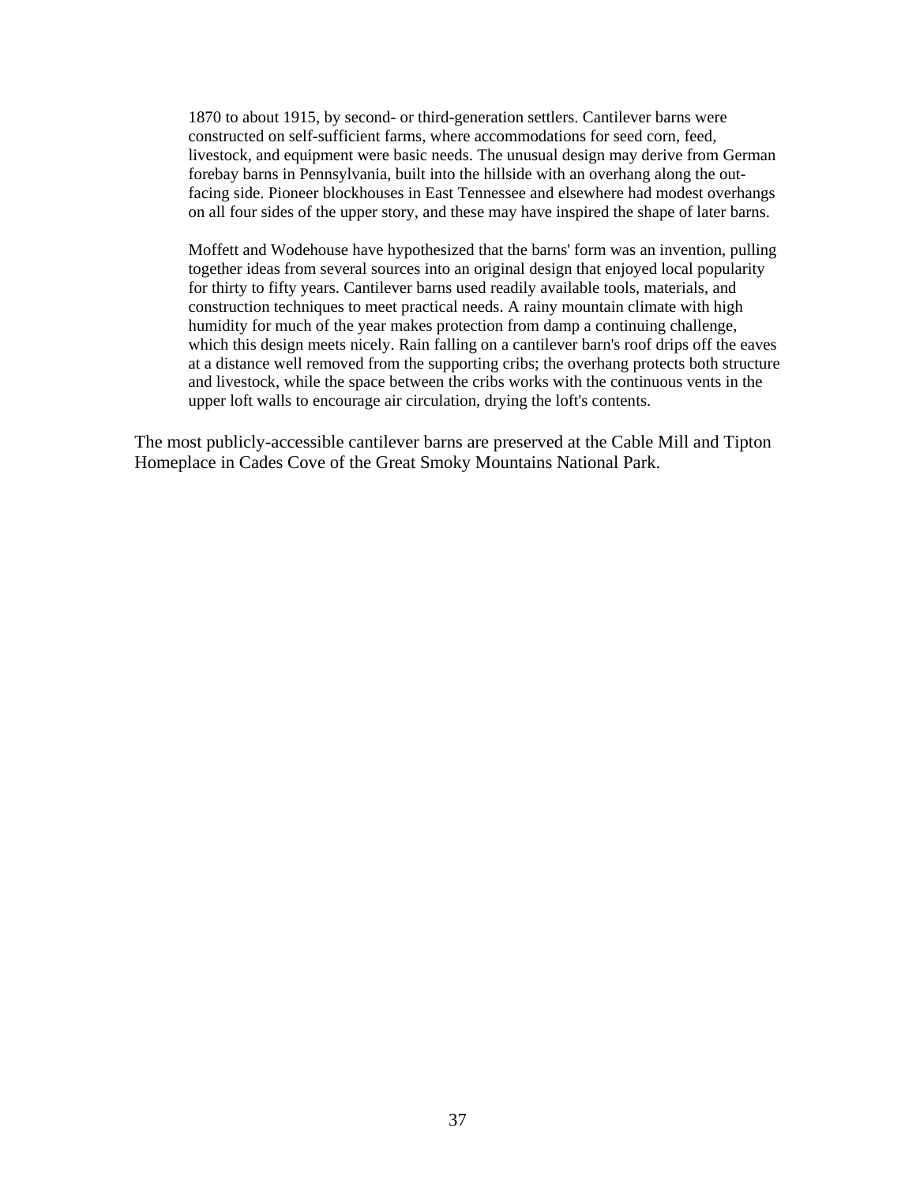> 1870 to about 1915, by second- or third-generation settlers. Cantilever barns were constructed on self-sufficient farms, where accommodations for seed corn, feed, livestock, and equipment were basic needs. The unusual design may derive from German forebay barns in Pennsylvania, built into the hillside with an overhang along the out-facing side. Pioneer blockhouses in East Tennessee and elsewhere had modest overhangs on all four sides of the upper story, and these may have inspired the shape of later barns.
>
> Moffett and Wodehouse have hypothesized that the barns' form was an invention, pulling together ideas from several sources into an original design that enjoyed local popularity for thirty to fifty years. Cantilever barns used readily available tools, materials, and construction techniques to meet practical needs. A rainy mountain climate with high humidity for much of the year makes protection from damp a continuing challenge, which this design meets nicely. Rain falling on a cantilever barn's roof drips off the eaves at a distance well removed from the supporting cribs; the overhang protects both structure and livestock, while the space between the cribs works with the continuous vents in the upper loft walls to encourage air circulation, drying the loft's contents.

The most publicly-accessible cantilever barns are preserved at the Cable Mill and Tipton Homeplace in Cades Cove of the Great Smoky Mountains National Park.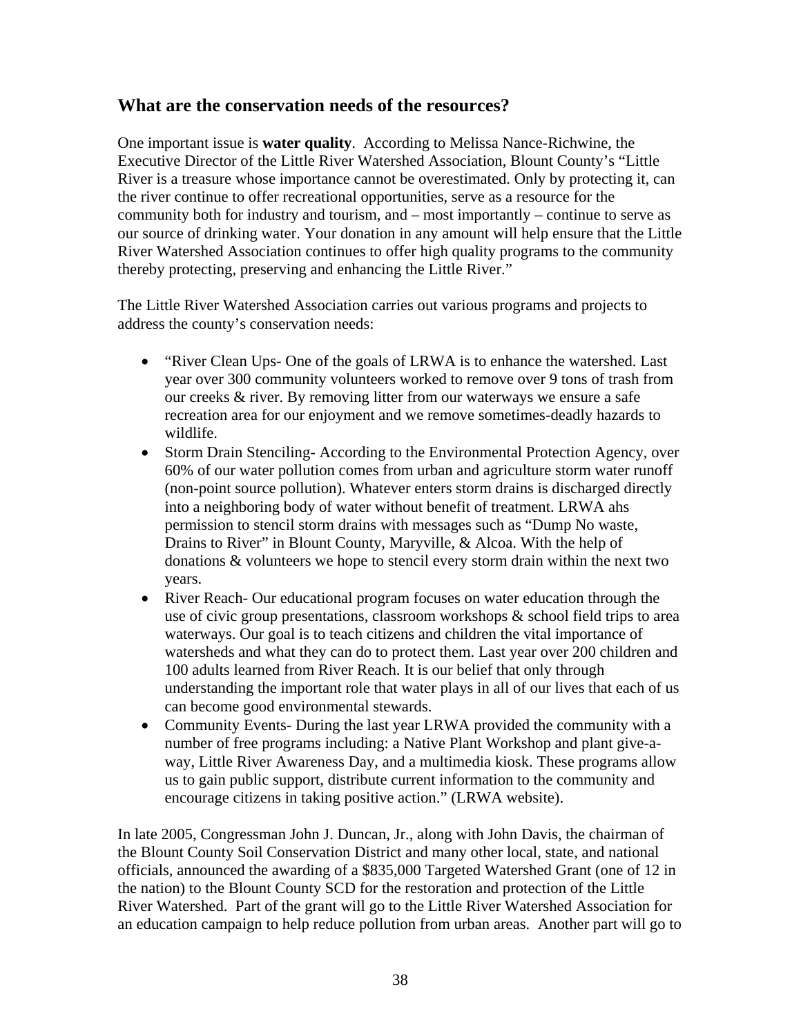## What are the conservation needs of the resources?

One important issue is **water quality**. According to Melissa Nance-Richwine, the Executive Director of the Little River Watershed Association, Blount County's "Little River is a treasure whose importance cannot be overestimated. Only by protecting it, can the river continue to offer recreational opportunities, serve as a resource for the community both for industry and tourism, and – most importantly – continue to serve as our source of drinking water. Your donation in any amount will help ensure that the Little River Watershed Association continues to offer high quality programs to the community thereby protecting, preserving and enhancing the Little River."

The Little River Watershed Association carries out various programs and projects to address the county's conservation needs:

- "River Clean Ups- One of the goals of LRWA is to enhance the watershed. Last year over 300 community volunteers worked to remove over 9 tons of trash from our creeks & river. By removing litter from our waterways we ensure a safe recreation area for our enjoyment and we remove sometimes-deadly hazards to wildlife.
- Storm Drain Stenciling- According to the Environmental Protection Agency, over 60% of our water pollution comes from urban and agriculture storm water runoff (non-point source pollution). Whatever enters storm drains is discharged directly into a neighboring body of water without benefit of treatment. LRWA ahs permission to stencil storm drains with messages such as "Dump No waste, Drains to River" in Blount County, Maryville, & Alcoa. With the help of donations & volunteers we hope to stencil every storm drain within the next two years.
- River Reach- Our educational program focuses on water education through the use of civic group presentations, classroom workshops & school field trips to area waterways. Our goal is to teach citizens and children the vital importance of watersheds and what they can do to protect them. Last year over 200 children and 100 adults learned from River Reach. It is our belief that only through understanding the important role that water plays in all of our lives that each of us can become good environmental stewards.
- Community Events- During the last year LRWA provided the community with a number of free programs including: a Native Plant Workshop and plant give-a-way, Little River Awareness Day, and a multimedia kiosk. These programs allow us to gain public support, distribute current information to the community and encourage citizens in taking positive action." (LRWA website).

In late 2005, Congressman John J. Duncan, Jr., along with John Davis, the chairman of the Blount County Soil Conservation District and many other local, state, and national officials, announced the awarding of a $835,000 Targeted Watershed Grant (one of 12 in the nation) to the Blount County SCD for the restoration and protection of the Little River Watershed. Part of the grant will go to the Little River Watershed Association for an education campaign to help reduce pollution from urban areas. Another part will go to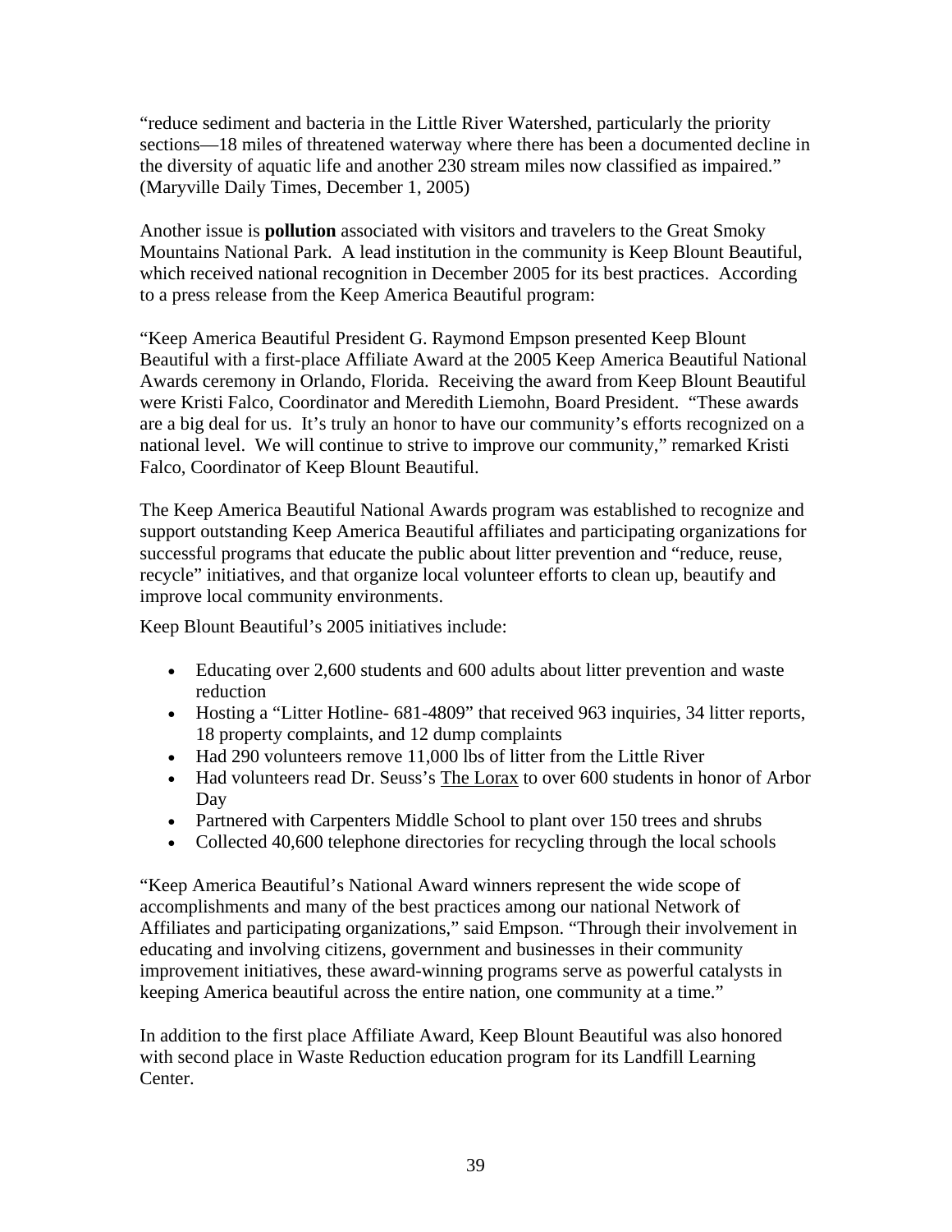"reduce sediment and bacteria in the Little River Watershed, particularly the priority sections—18 miles of threatened waterway where there has been a documented decline in the diversity of aquatic life and another 230 stream miles now classified as impaired." (Maryville Daily Times, December 1, 2005)

Another issue is **pollution** associated with visitors and travelers to the Great Smoky Mountains National Park. A lead institution in the community is Keep Blount Beautiful, which received national recognition in December 2005 for its best practices. According to a press release from the Keep America Beautiful program:

"Keep America Beautiful President G. Raymond Empson presented Keep Blount Beautiful with a first-place Affiliate Award at the 2005 Keep America Beautiful National Awards ceremony in Orlando, Florida. Receiving the award from Keep Blount Beautiful were Kristi Falco, Coordinator and Meredith Liemohn, Board President. "These awards are a big deal for us. It's truly an honor to have our community's efforts recognized on a national level. We will continue to strive to improve our community," remarked Kristi Falco, Coordinator of Keep Blount Beautiful.

The Keep America Beautiful National Awards program was established to recognize and support outstanding Keep America Beautiful affiliates and participating organizations for successful programs that educate the public about litter prevention and "reduce, reuse, recycle" initiatives, and that organize local volunteer efforts to clean up, beautify and improve local community environments.

Keep Blount Beautiful's 2005 initiatives include:

- Educating over 2,600 students and 600 adults about litter prevention and waste reduction
- Hosting a "Litter Hotline- 681-4809" that received 963 inquiries, 34 litter reports, 18 property complaints, and 12 dump complaints
- Had 290 volunteers remove 11,000 lbs of litter from the Little River
- Had volunteers read Dr. Seuss's The Lorax to over 600 students in honor of Arbor Day
- Partnered with Carpenters Middle School to plant over 150 trees and shrubs
- Collected 40,600 telephone directories for recycling through the local schools

"Keep America Beautiful's National Award winners represent the wide scope of accomplishments and many of the best practices among our national Network of Affiliates and participating organizations," said Empson. "Through their involvement in educating and involving citizens, government and businesses in their community improvement initiatives, these award-winning programs serve as powerful catalysts in keeping America beautiful across the entire nation, one community at a time."

In addition to the first place Affiliate Award, Keep Blount Beautiful was also honored with second place in Waste Reduction education program for its Landfill Learning Center.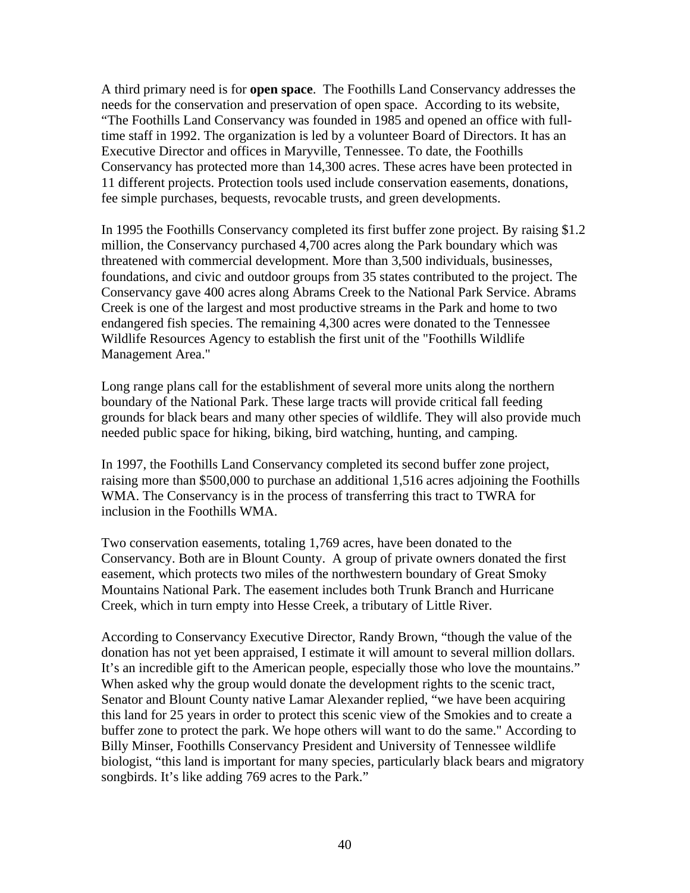A third primary need is for **open space**. The Foothills Land Conservancy addresses the needs for the conservation and preservation of open space. According to its website, "The Foothills Land Conservancy was founded in 1985 and opened an office with full-time staff in 1992. The organization is led by a volunteer Board of Directors. It has an Executive Director and offices in Maryville, Tennessee. To date, the Foothills Conservancy has protected more than 14,300 acres. These acres have been protected in 11 different projects. Protection tools used include conservation easements, donations, fee simple purchases, bequests, revocable trusts, and green developments.

In 1995 the Foothills Conservancy completed its first buffer zone project. By raising $1.2 million, the Conservancy purchased 4,700 acres along the Park boundary which was threatened with commercial development. More than 3,500 individuals, businesses, foundations, and civic and outdoor groups from 35 states contributed to the project. The Conservancy gave 400 acres along Abrams Creek to the National Park Service. Abrams Creek is one of the largest and most productive streams in the Park and home to two endangered fish species. The remaining 4,300 acres were donated to the Tennessee Wildlife Resources Agency to establish the first unit of the "Foothills Wildlife Management Area."

Long range plans call for the establishment of several more units along the northern boundary of the National Park. These large tracts will provide critical fall feeding grounds for black bears and many other species of wildlife. They will also provide much needed public space for hiking, biking, bird watching, hunting, and camping.

In 1997, the Foothills Land Conservancy completed its second buffer zone project, raising more than $500,000 to purchase an additional 1,516 acres adjoining the Foothills WMA. The Conservancy is in the process of transferring this tract to TWRA for inclusion in the Foothills WMA.

Two conservation easements, totaling 1,769 acres, have been donated to the Conservancy. Both are in Blount County. A group of private owners donated the first easement, which protects two miles of the northwestern boundary of Great Smoky Mountains National Park. The easement includes both Trunk Branch and Hurricane Creek, which in turn empty into Hesse Creek, a tributary of Little River.

According to Conservancy Executive Director, Randy Brown, "though the value of the donation has not yet been appraised, I estimate it will amount to several million dollars. It's an incredible gift to the American people, especially those who love the mountains." When asked why the group would donate the development rights to the scenic tract, Senator and Blount County native Lamar Alexander replied, "we have been acquiring this land for 25 years in order to protect this scenic view of the Smokies and to create a buffer zone to protect the park. We hope others will want to do the same." According to Billy Minser, Foothills Conservancy President and University of Tennessee wildlife biologist, "this land is important for many species, particularly black bears and migratory songbirds. It's like adding 769 acres to the Park."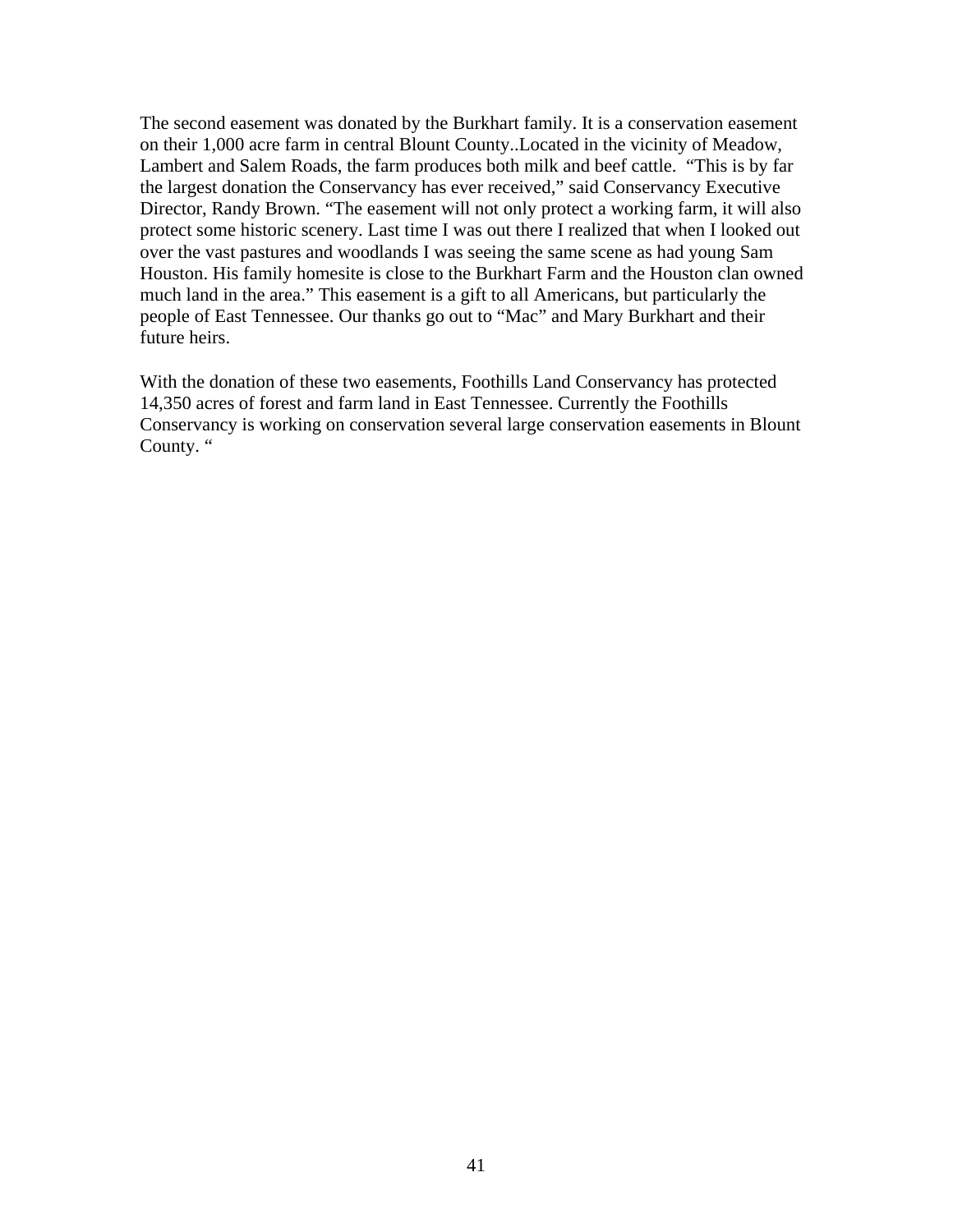The second easement was donated by the Burkhart family. It is a conservation easement on their 1,000 acre farm in central Blount County..Located in the vicinity of Meadow, Lambert and Salem Roads, the farm produces both milk and beef cattle. "This is by far the largest donation the Conservancy has ever received," said Conservancy Executive Director, Randy Brown. "The easement will not only protect a working farm, it will also protect some historic scenery. Last time I was out there I realized that when I looked out over the vast pastures and woodlands I was seeing the same scene as had young Sam Houston. His family homesite is close to the Burkhart Farm and the Houston clan owned much land in the area." This easement is a gift to all Americans, but particularly the people of East Tennessee. Our thanks go out to "Mac" and Mary Burkhart and their future heirs.

With the donation of these two easements, Foothills Land Conservancy has protected 14,350 acres of forest and farm land in East Tennessee. Currently the Foothills Conservancy is working on conservation several large conservation easements in Blount County. "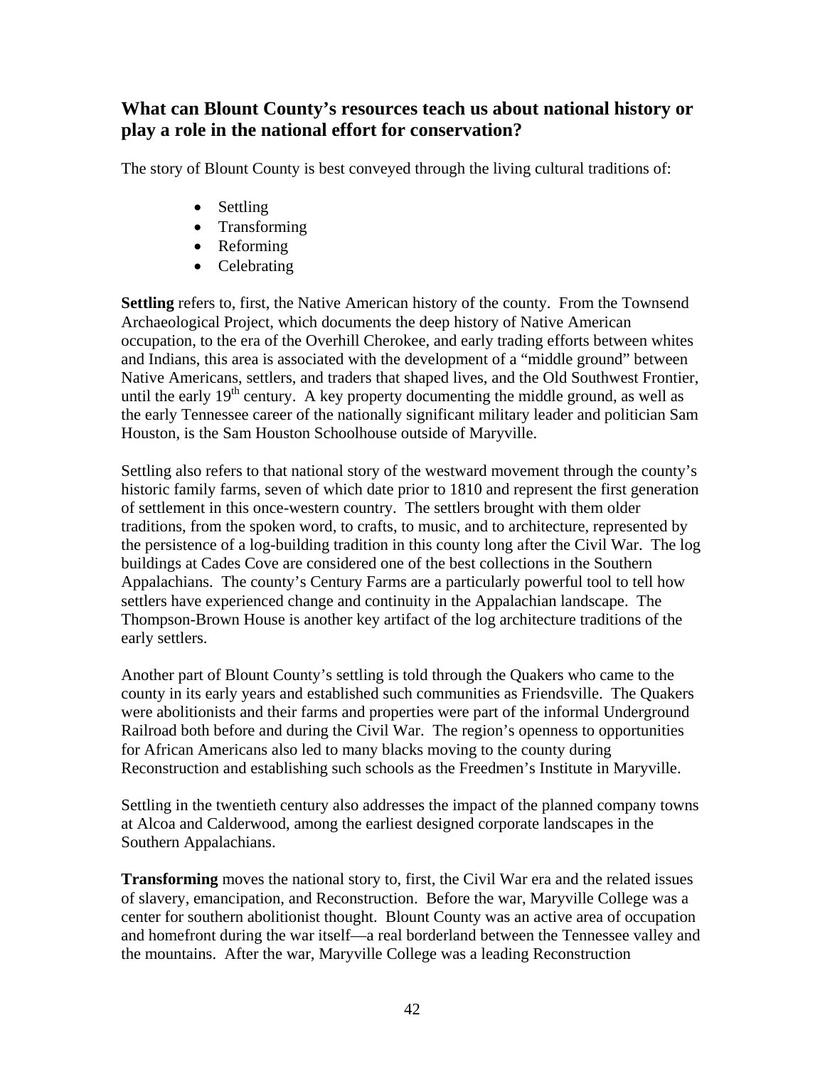## What can Blount County's resources teach us about national history or play a role in the national effort for conservation?

The story of Blount County is best conveyed through the living cultural traditions of:

- Settling
- Transforming
- Reforming
- Celebrating

**Settling** refers to, first, the Native American history of the county. From the Townsend Archaeological Project, which documents the deep history of Native American occupation, to the era of the Overhill Cherokee, and early trading efforts between whites and Indians, this area is associated with the development of a "middle ground" between Native Americans, settlers, and traders that shaped lives, and the Old Southwest Frontier, until the early 19th century. A key property documenting the middle ground, as well as the early Tennessee career of the nationally significant military leader and politician Sam Houston, is the Sam Houston Schoolhouse outside of Maryville.

Settling also refers to that national story of the westward movement through the county's historic family farms, seven of which date prior to 1810 and represent the first generation of settlement in this once-western country. The settlers brought with them older traditions, from the spoken word, to crafts, to music, and to architecture, represented by the persistence of a log-building tradition in this county long after the Civil War. The log buildings at Cades Cove are considered one of the best collections in the Southern Appalachians. The county's Century Farms are a particularly powerful tool to tell how settlers have experienced change and continuity in the Appalachian landscape. The Thompson-Brown House is another key artifact of the log architecture traditions of the early settlers.

Another part of Blount County's settling is told through the Quakers who came to the county in its early years and established such communities as Friendsville. The Quakers were abolitionists and their farms and properties were part of the informal Underground Railroad both before and during the Civil War. The region's openness to opportunities for African Americans also led to many blacks moving to the county during Reconstruction and establishing such schools as the Freedmen's Institute in Maryville.

Settling in the twentieth century also addresses the impact of the planned company towns at Alcoa and Calderwood, among the earliest designed corporate landscapes in the Southern Appalachians.

**Transforming** moves the national story to, first, the Civil War era and the related issues of slavery, emancipation, and Reconstruction. Before the war, Maryville College was a center for southern abolitionist thought. Blount County was an active area of occupation and homefront during the war itself—a real borderland between the Tennessee valley and the mountains. After the war, Maryville College was a leading Reconstruction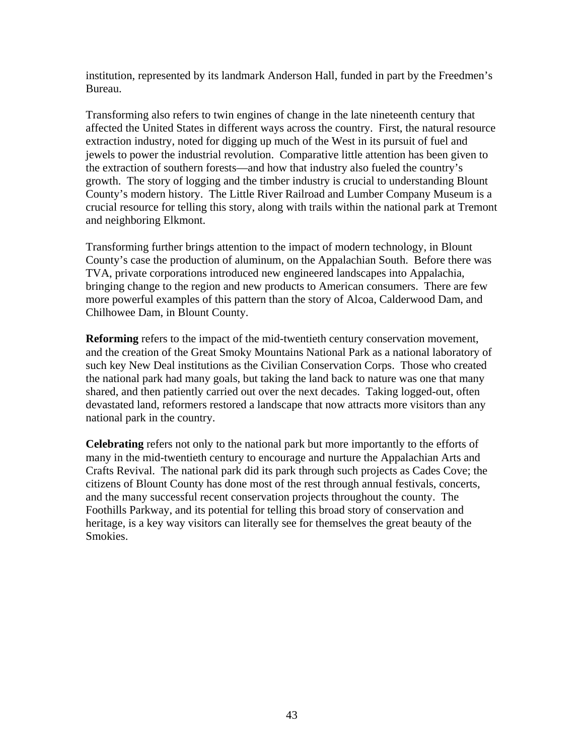institution, represented by its landmark Anderson Hall, funded in part by the Freedmen's Bureau.

Transforming also refers to twin engines of change in the late nineteenth century that affected the United States in different ways across the country. First, the natural resource extraction industry, noted for digging up much of the West in its pursuit of fuel and jewels to power the industrial revolution. Comparative little attention has been given to the extraction of southern forests—and how that industry also fueled the country's growth. The story of logging and the timber industry is crucial to understanding Blount County's modern history. The Little River Railroad and Lumber Company Museum is a crucial resource for telling this story, along with trails within the national park at Tremont and neighboring Elkmont.

Transforming further brings attention to the impact of modern technology, in Blount County's case the production of aluminum, on the Appalachian South. Before there was TVA, private corporations introduced new engineered landscapes into Appalachia, bringing change to the region and new products to American consumers. There are few more powerful examples of this pattern than the story of Alcoa, Calderwood Dam, and Chilhowee Dam, in Blount County.

**Reforming** refers to the impact of the mid-twentieth century conservation movement, and the creation of the Great Smoky Mountains National Park as a national laboratory of such key New Deal institutions as the Civilian Conservation Corps. Those who created the national park had many goals, but taking the land back to nature was one that many shared, and then patiently carried out over the next decades. Taking logged-out, often devastated land, reformers restored a landscape that now attracts more visitors than any national park in the country.

**Celebrating** refers not only to the national park but more importantly to the efforts of many in the mid-twentieth century to encourage and nurture the Appalachian Arts and Crafts Revival. The national park did its park through such projects as Cades Cove; the citizens of Blount County has done most of the rest through annual festivals, concerts, and the many successful recent conservation projects throughout the county. The Foothills Parkway, and its potential for telling this broad story of conservation and heritage, is a key way visitors can literally see for themselves the great beauty of the Smokies.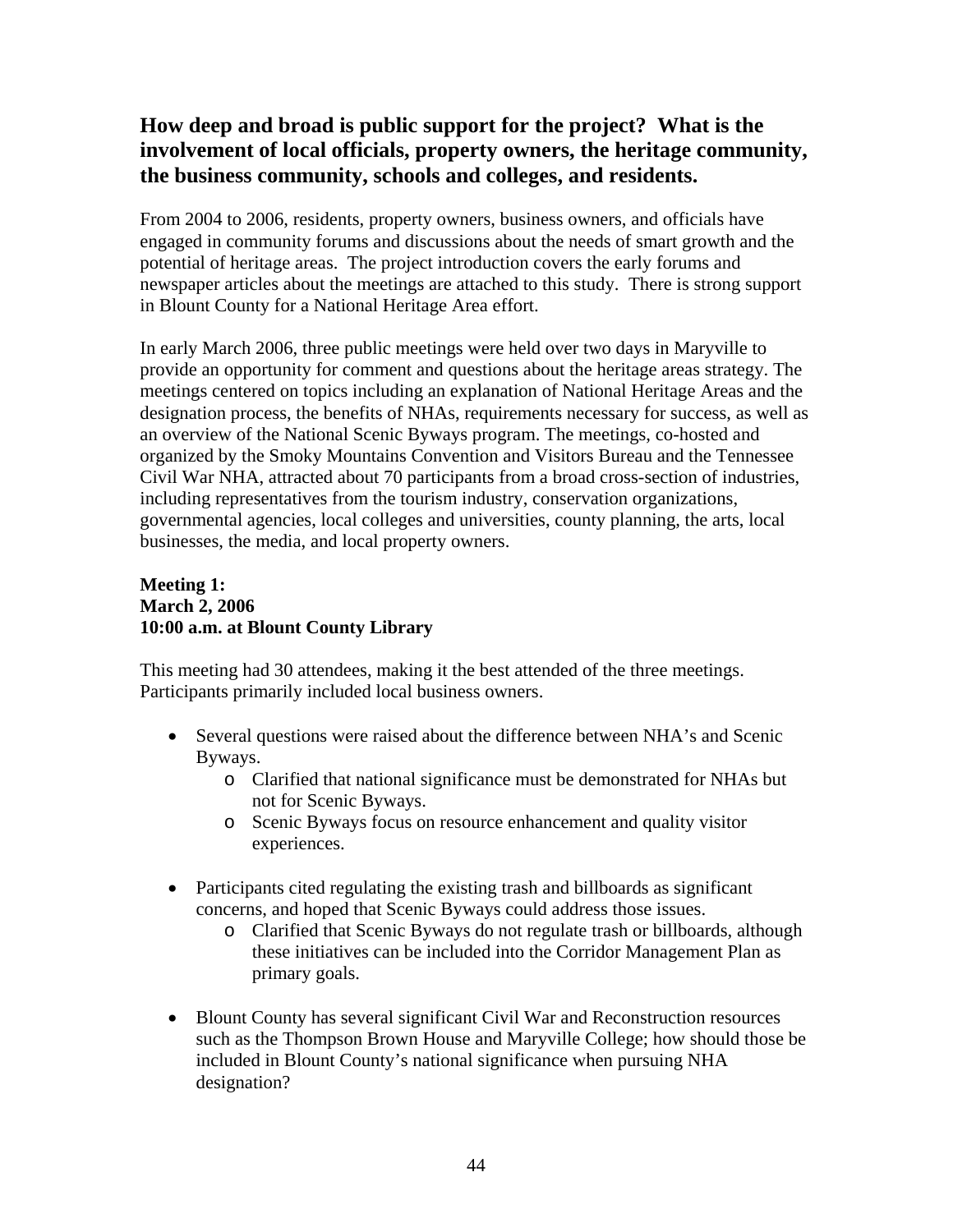## How deep and broad is public support for the project? What is the involvement of local officials, property owners, the heritage community, the business community, schools and colleges, and residents.

From 2004 to 2006, residents, property owners, business owners, and officials have engaged in community forums and discussions about the needs of smart growth and the potential of heritage areas. The project introduction covers the early forums and newspaper articles about the meetings are attached to this study. There is strong support in Blount County for a National Heritage Area effort.

In early March 2006, three public meetings were held over two days in Maryville to provide an opportunity for comment and questions about the heritage areas strategy. The meetings centered on topics including an explanation of National Heritage Areas and the designation process, the benefits of NHAs, requirements necessary for success, as well as an overview of the National Scenic Byways program. The meetings, co-hosted and organized by the Smoky Mountains Convention and Visitors Bureau and the Tennessee Civil War NHA, attracted about 70 participants from a broad cross-section of industries, including representatives from the tourism industry, conservation organizations, governmental agencies, local colleges and universities, county planning, the arts, local businesses, the media, and local property owners.

**Meeting 1:**
**March 2, 2006**
**10:00 a.m. at Blount County Library**

This meeting had 30 attendees, making it the best attended of the three meetings. Participants primarily included local business owners.

- Several questions were raised about the difference between NHA's and Scenic Byways.
  - Clarified that national significance must be demonstrated for NHAs but not for Scenic Byways.
  - Scenic Byways focus on resource enhancement and quality visitor experiences.

- Participants cited regulating the existing trash and billboards as significant concerns, and hoped that Scenic Byways could address those issues.
  - Clarified that Scenic Byways do not regulate trash or billboards, although these initiatives can be included into the Corridor Management Plan as primary goals.

- Blount County has several significant Civil War and Reconstruction resources such as the Thompson Brown House and Maryville College; how should those be included in Blount County's national significance when pursuing NHA designation?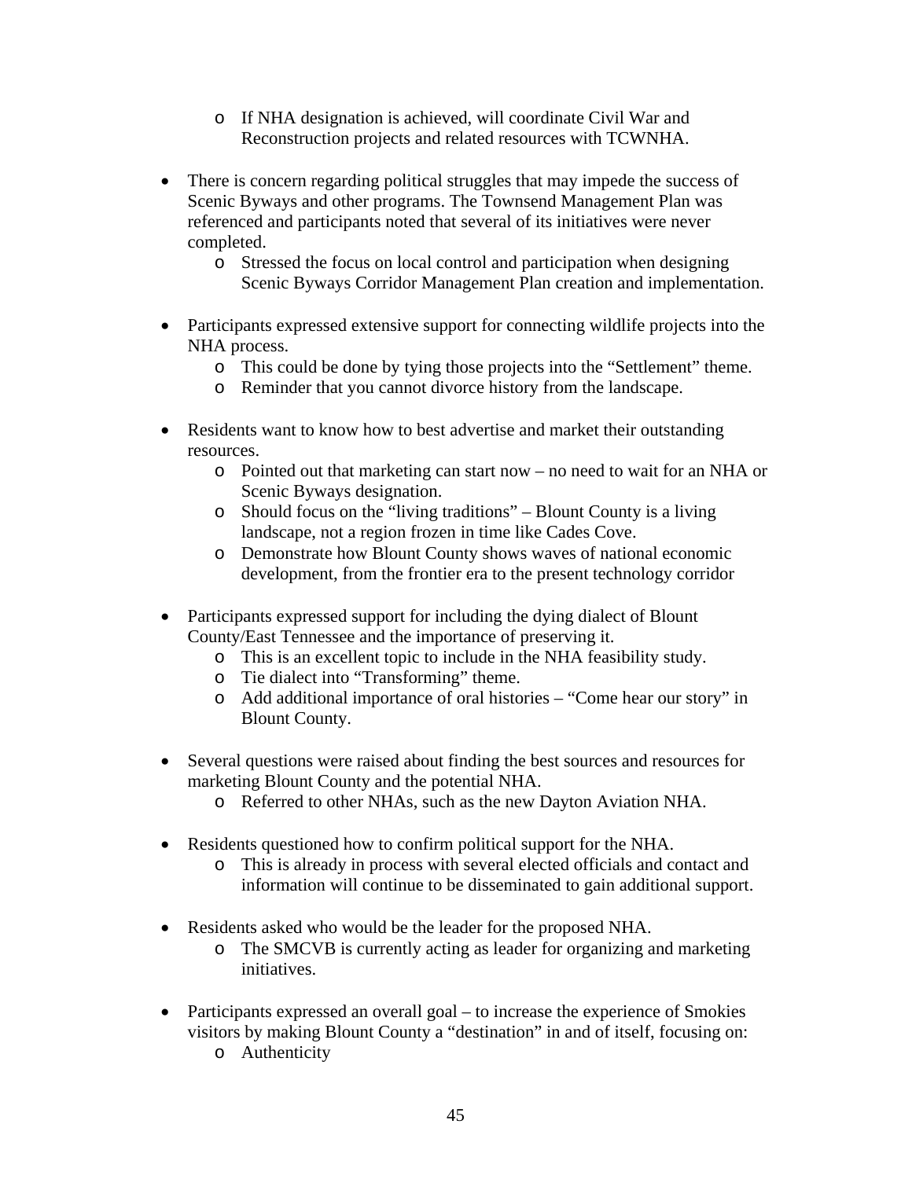- If NHA designation is achieved, will coordinate Civil War and Reconstruction projects and related resources with TCWNHA.

- There is concern regarding political struggles that may impede the success of Scenic Byways and other programs. The Townsend Management Plan was referenced and participants noted that several of its initiatives were never completed.
  - Stressed the focus on local control and participation when designing Scenic Byways Corridor Management Plan creation and implementation.

- Participants expressed extensive support for connecting wildlife projects into the NHA process.
  - This could be done by tying those projects into the "Settlement" theme.
  - Reminder that you cannot divorce history from the landscape.

- Residents want to know how to best advertise and market their outstanding resources.
  - Pointed out that marketing can start now – no need to wait for an NHA or Scenic Byways designation.
  - Should focus on the "living traditions" – Blount County is a living landscape, not a region frozen in time like Cades Cove.
  - Demonstrate how Blount County shows waves of national economic development, from the frontier era to the present technology corridor

- Participants expressed support for including the dying dialect of Blount County/East Tennessee and the importance of preserving it.
  - This is an excellent topic to include in the NHA feasibility study.
  - Tie dialect into "Transforming" theme.
  - Add additional importance of oral histories – "Come hear our story" in Blount County.

- Several questions were raised about finding the best sources and resources for marketing Blount County and the potential NHA.
  - Referred to other NHAs, such as the new Dayton Aviation NHA.

- Residents questioned how to confirm political support for the NHA.
  - This is already in process with several elected officials and contact and information will continue to be disseminated to gain additional support.

- Residents asked who would be the leader for the proposed NHA.
  - The SMCVB is currently acting as leader for organizing and marketing initiatives.

- Participants expressed an overall goal – to increase the experience of Smokies visitors by making Blount County a "destination" in and of itself, focusing on:
  - Authenticity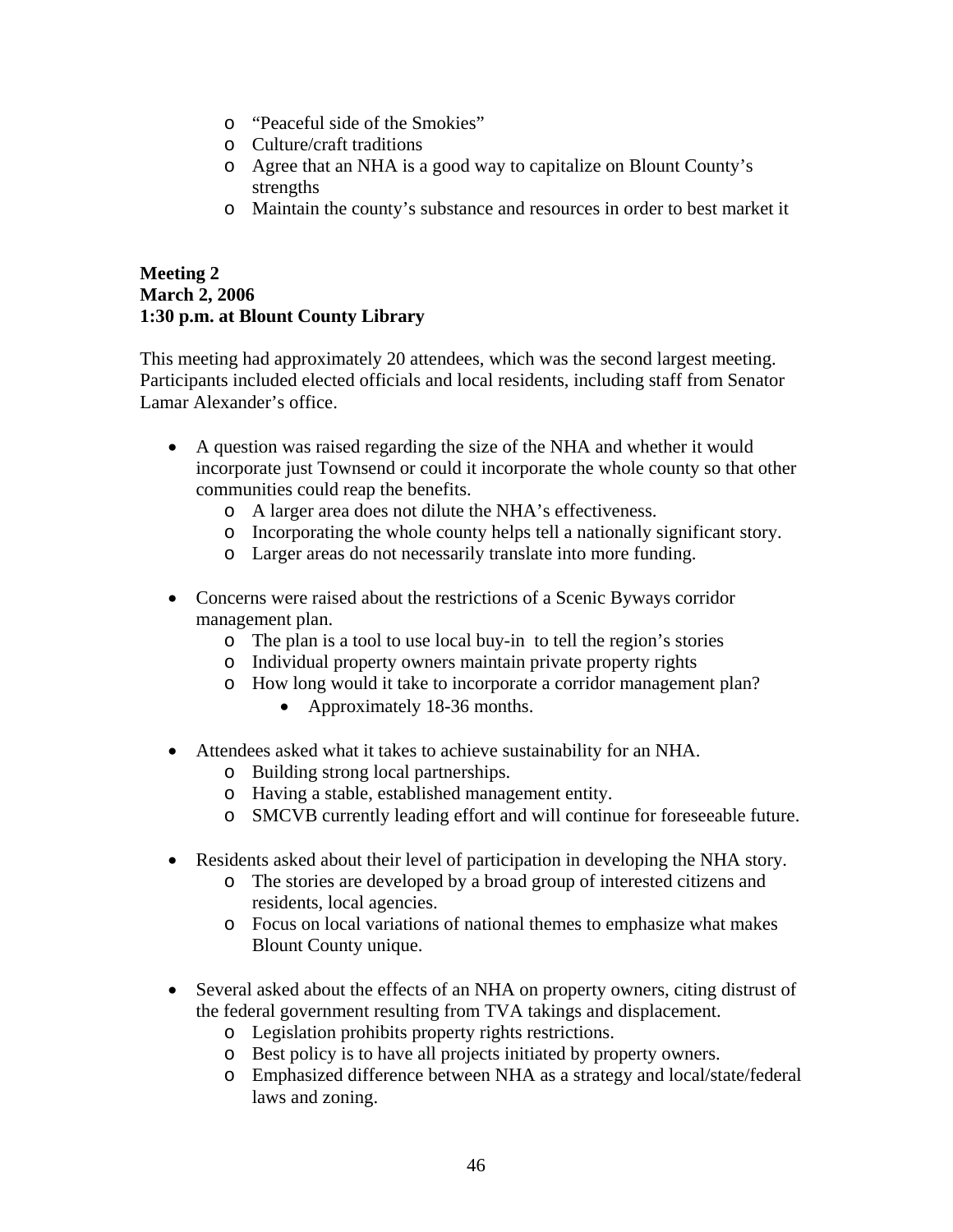- "Peaceful side of the Smokies"
    - Culture/craft traditions
    - Agree that an NHA is a good way to capitalize on Blount County's strengths
    - Maintain the county's substance and resources in order to best market it

**Meeting 2**
**March 2, 2006**
**1:30 p.m. at Blount County Library**

This meeting had approximately 20 attendees, which was the second largest meeting. Participants included elected officials and local residents, including staff from Senator Lamar Alexander's office.

- A question was raised regarding the size of the NHA and whether it would incorporate just Townsend or could it incorporate the whole county so that other communities could reap the benefits.
    - A larger area does not dilute the NHA's effectiveness.
    - Incorporating the whole county helps tell a nationally significant story.
    - Larger areas do not necessarily translate into more funding.

- Concerns were raised about the restrictions of a Scenic Byways corridor management plan.
    - The plan is a tool to use local buy-in to tell the region's stories
    - Individual property owners maintain private property rights
    - How long would it take to incorporate a corridor management plan?
        - Approximately 18-36 months.

- Attendees asked what it takes to achieve sustainability for an NHA.
    - Building strong local partnerships.
    - Having a stable, established management entity.
    - SMCVB currently leading effort and will continue for foreseeable future.

- Residents asked about their level of participation in developing the NHA story.
    - The stories are developed by a broad group of interested citizens and residents, local agencies.
    - Focus on local variations of national themes to emphasize what makes Blount County unique.

- Several asked about the effects of an NHA on property owners, citing distrust of the federal government resulting from TVA takings and displacement.
    - Legislation prohibits property rights restrictions.
    - Best policy is to have all projects initiated by property owners.
    - Emphasized difference between NHA as a strategy and local/state/federal laws and zoning.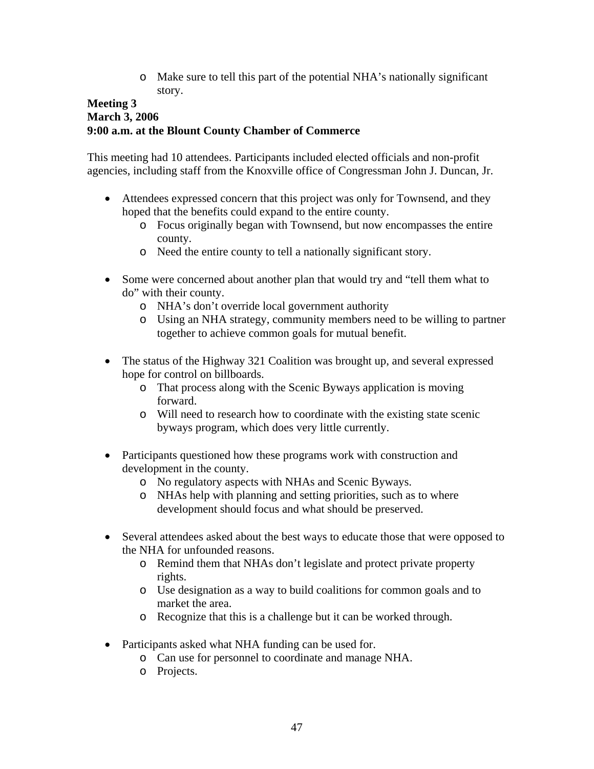- Make sure to tell this part of the potential NHA's nationally significant story.

**Meeting 3**
**March 3, 2006**
**9:00 a.m. at the Blount County Chamber of Commerce**

This meeting had 10 attendees. Participants included elected officials and non-profit agencies, including staff from the Knoxville office of Congressman John J. Duncan, Jr.

- Attendees expressed concern that this project was only for Townsend, and they hoped that the benefits could expand to the entire county.
    - Focus originally began with Townsend, but now encompasses the entire county.
    - Need the entire county to tell a nationally significant story.

- Some were concerned about another plan that would try and "tell them what to do" with their county.
    - NHA's don't override local government authority
    - Using an NHA strategy, community members need to be willing to partner together to achieve common goals for mutual benefit.

- The status of the Highway 321 Coalition was brought up, and several expressed hope for control on billboards.
    - That process along with the Scenic Byways application is moving forward.
    - Will need to research how to coordinate with the existing state scenic byways program, which does very little currently.

- Participants questioned how these programs work with construction and development in the county.
    - No regulatory aspects with NHAs and Scenic Byways.
    - NHAs help with planning and setting priorities, such as to where development should focus and what should be preserved.

- Several attendees asked about the best ways to educate those that were opposed to the NHA for unfounded reasons.
    - Remind them that NHAs don't legislate and protect private property rights.
    - Use designation as a way to build coalitions for common goals and to market the area.
    - Recognize that this is a challenge but it can be worked through.

- Participants asked what NHA funding can be used for.
    - Can use for personnel to coordinate and manage NHA.
    - Projects.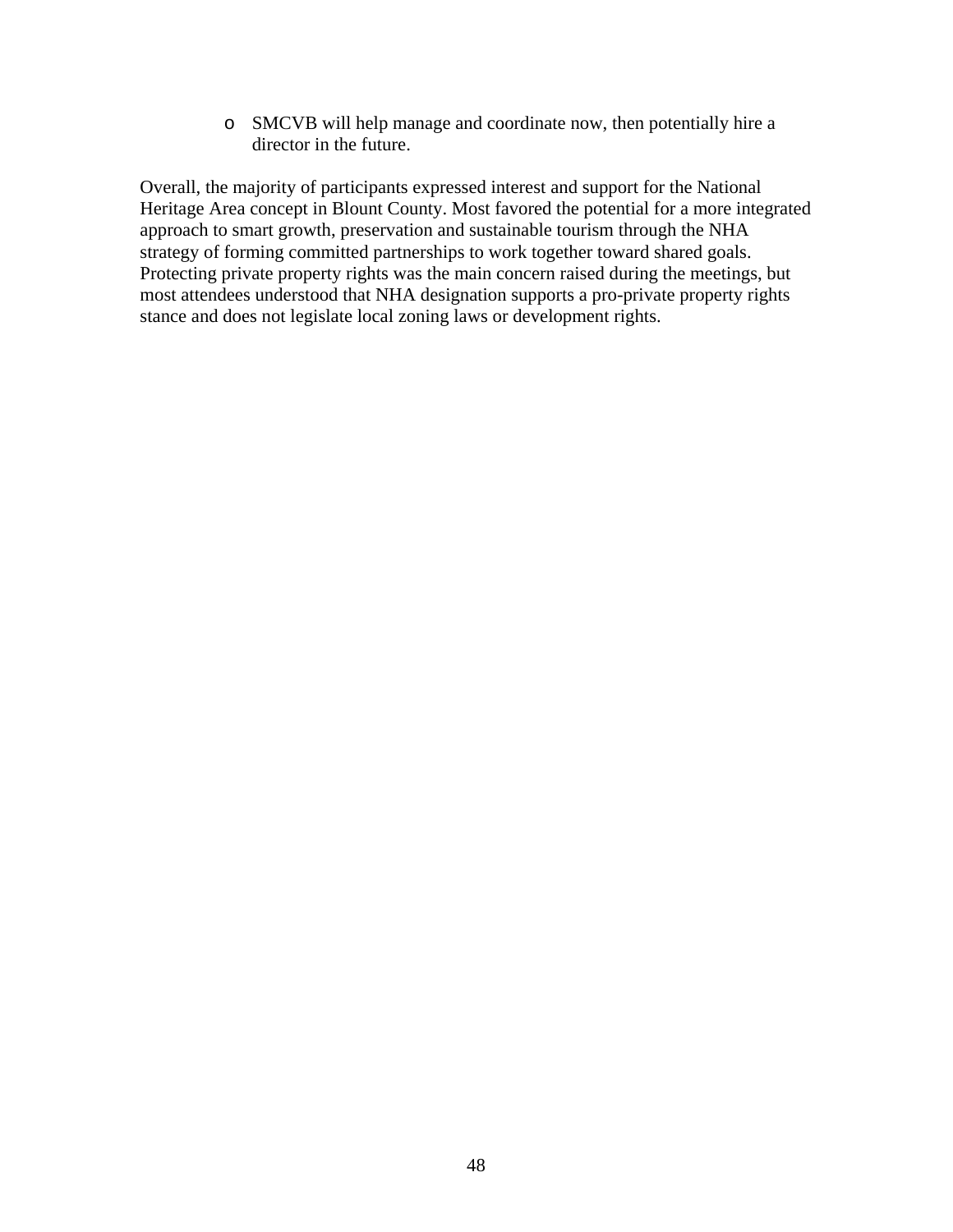- SMCVB will help manage and coordinate now, then potentially hire a director in the future.

Overall, the majority of participants expressed interest and support for the National Heritage Area concept in Blount County. Most favored the potential for a more integrated approach to smart growth, preservation and sustainable tourism through the NHA strategy of forming committed partnerships to work together toward shared goals. Protecting private property rights was the main concern raised during the meetings, but most attendees understood that NHA designation supports a pro-private property rights stance and does not legislate local zoning laws or development rights.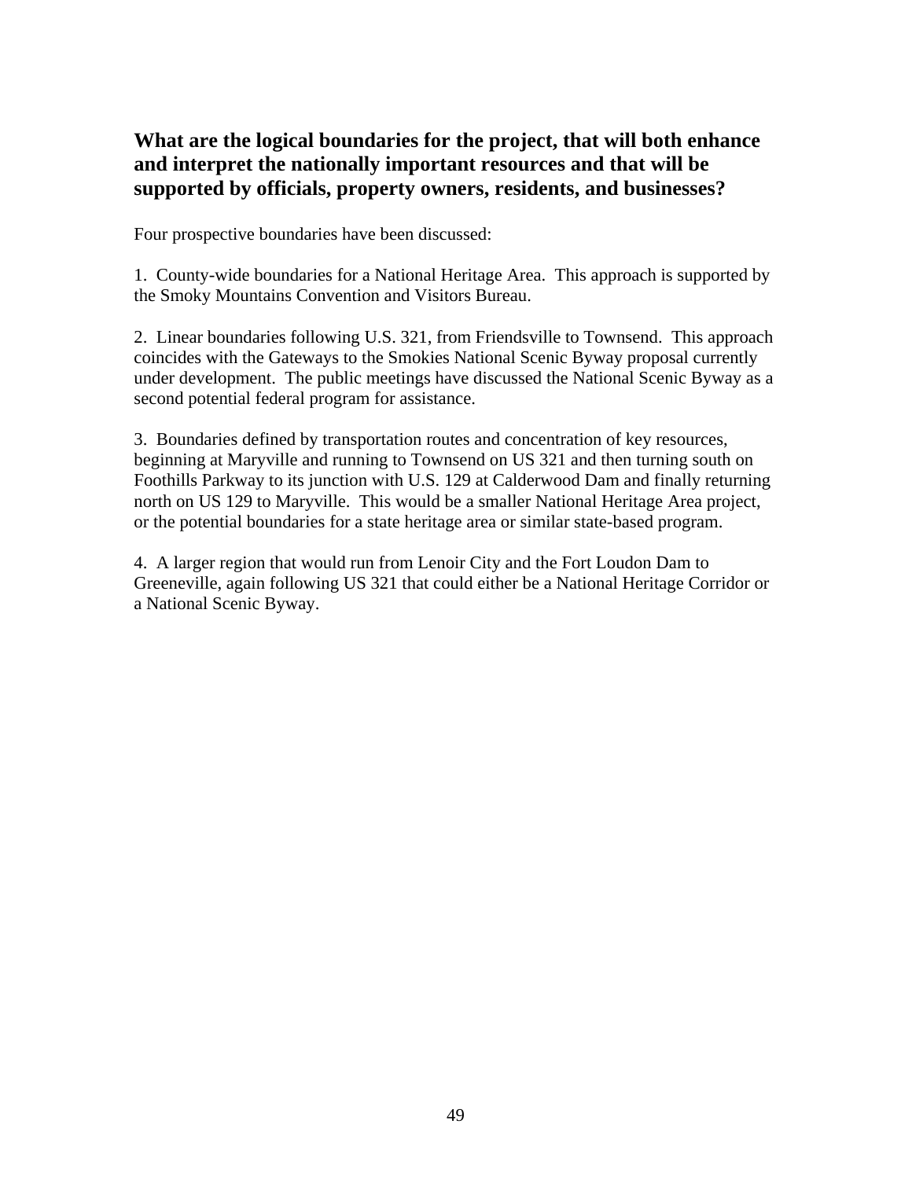## What are the logical boundaries for the project, that will both enhance and interpret the nationally important resources and that will be supported by officials, property owners, residents, and businesses?

Four prospective boundaries have been discussed:

1. County-wide boundaries for a National Heritage Area. This approach is supported by the Smoky Mountains Convention and Visitors Bureau.

2. Linear boundaries following U.S. 321, from Friendsville to Townsend. This approach coincides with the Gateways to the Smokies National Scenic Byway proposal currently under development. The public meetings have discussed the National Scenic Byway as a second potential federal program for assistance.

3. Boundaries defined by transportation routes and concentration of key resources, beginning at Maryville and running to Townsend on US 321 and then turning south on Foothills Parkway to its junction with U.S. 129 at Calderwood Dam and finally returning north on US 129 to Maryville. This would be a smaller National Heritage Area project, or the potential boundaries for a state heritage area or similar state-based program.

4. A larger region that would run from Lenoir City and the Fort Loudon Dam to Greeneville, again following US 321 that could either be a National Heritage Corridor or a National Scenic Byway.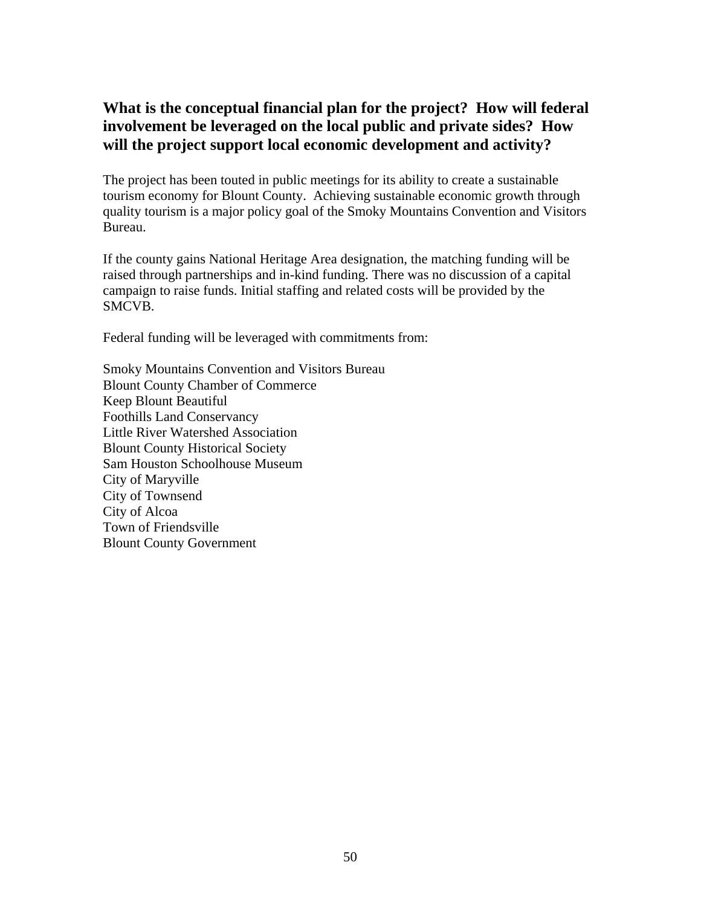## What is the conceptual financial plan for the project? How will federal involvement be leveraged on the local public and private sides? How will the project support local economic development and activity?

The project has been touted in public meetings for its ability to create a sustainable tourism economy for Blount County. Achieving sustainable economic growth through quality tourism is a major policy goal of the Smoky Mountains Convention and Visitors Bureau.

If the county gains National Heritage Area designation, the matching funding will be raised through partnerships and in-kind funding. There was no discussion of a capital campaign to raise funds. Initial staffing and related costs will be provided by the SMCVB.

Federal funding will be leveraged with commitments from:

Smoky Mountains Convention and Visitors Bureau
Blount County Chamber of Commerce
Keep Blount Beautiful
Foothills Land Conservancy
Little River Watershed Association
Blount County Historical Society
Sam Houston Schoolhouse Museum
City of Maryville
City of Townsend
City of Alcoa
Town of Friendsville
Blount County Government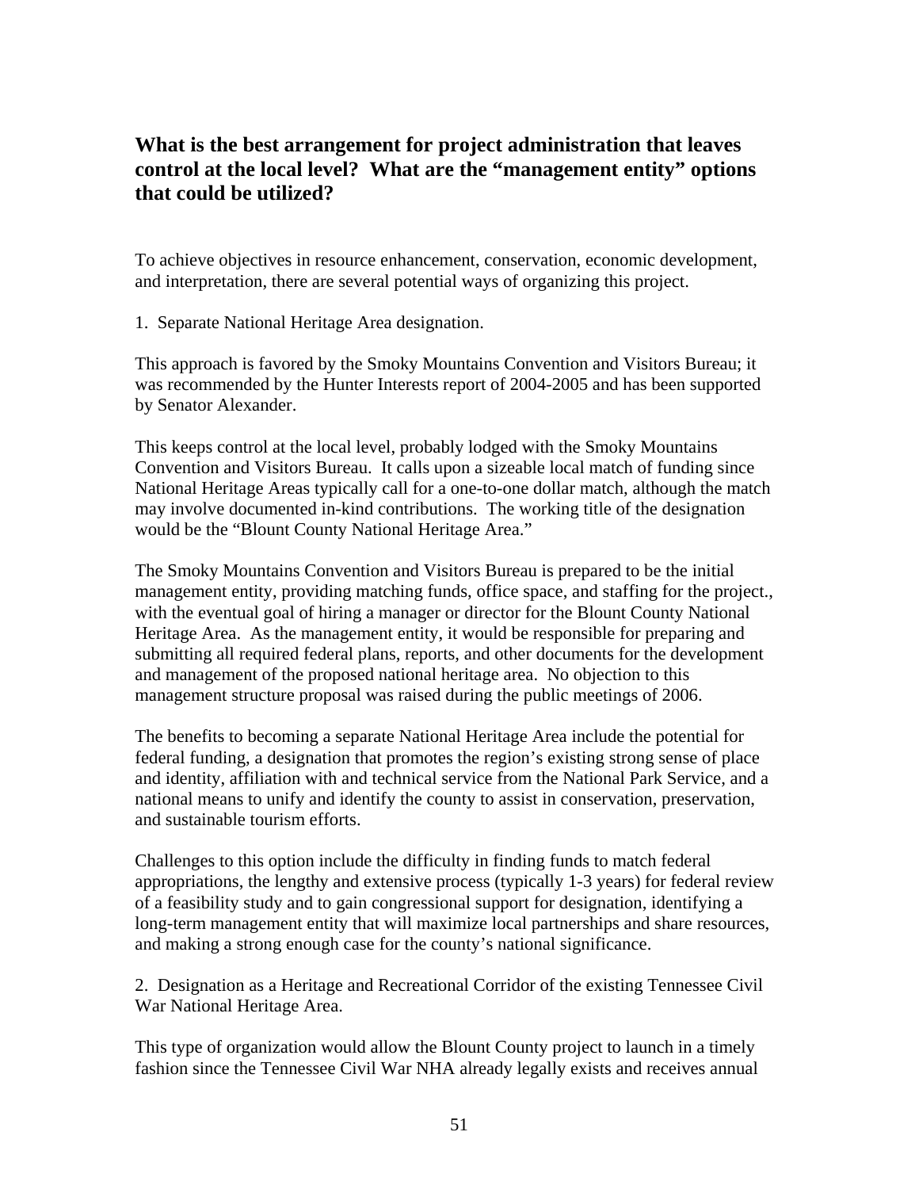## What is the best arrangement for project administration that leaves control at the local level? What are the "management entity" options that could be utilized?

To achieve objectives in resource enhancement, conservation, economic development, and interpretation, there are several potential ways of organizing this project.

1. Separate National Heritage Area designation.

This approach is favored by the Smoky Mountains Convention and Visitors Bureau; it was recommended by the Hunter Interests report of 2004-2005 and has been supported by Senator Alexander.

This keeps control at the local level, probably lodged with the Smoky Mountains Convention and Visitors Bureau. It calls upon a sizeable local match of funding since National Heritage Areas typically call for a one-to-one dollar match, although the match may involve documented in-kind contributions. The working title of the designation would be the "Blount County National Heritage Area."

The Smoky Mountains Convention and Visitors Bureau is prepared to be the initial management entity, providing matching funds, office space, and staffing for the project., with the eventual goal of hiring a manager or director for the Blount County National Heritage Area. As the management entity, it would be responsible for preparing and submitting all required federal plans, reports, and other documents for the development and management of the proposed national heritage area. No objection to this management structure proposal was raised during the public meetings of 2006.

The benefits to becoming a separate National Heritage Area include the potential for federal funding, a designation that promotes the region's existing strong sense of place and identity, affiliation with and technical service from the National Park Service, and a national means to unify and identify the county to assist in conservation, preservation, and sustainable tourism efforts.

Challenges to this option include the difficulty in finding funds to match federal appropriations, the lengthy and extensive process (typically 1-3 years) for federal review of a feasibility study and to gain congressional support for designation, identifying a long-term management entity that will maximize local partnerships and share resources, and making a strong enough case for the county's national significance.

2. Designation as a Heritage and Recreational Corridor of the existing Tennessee Civil War National Heritage Area.

This type of organization would allow the Blount County project to launch in a timely fashion since the Tennessee Civil War NHA already legally exists and receives annual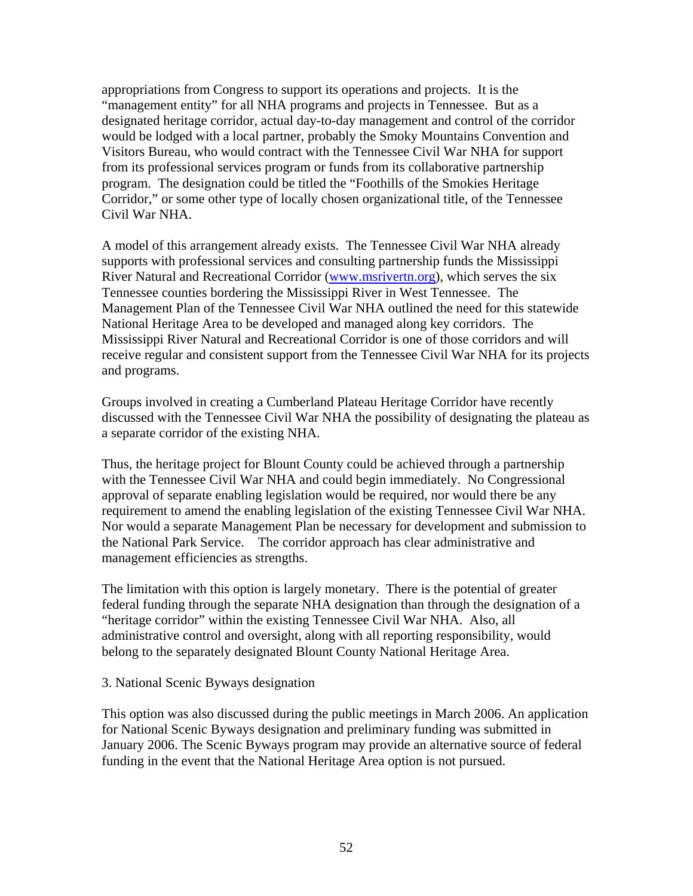appropriations from Congress to support its operations and projects. It is the "management entity" for all NHA programs and projects in Tennessee. But as a designated heritage corridor, actual day-to-day management and control of the corridor would be lodged with a local partner, probably the Smoky Mountains Convention and Visitors Bureau, who would contract with the Tennessee Civil War NHA for support from its professional services program or funds from its collaborative partnership program. The designation could be titled the "Foothills of the Smokies Heritage Corridor," or some other type of locally chosen organizational title, of the Tennessee Civil War NHA.

A model of this arrangement already exists. The Tennessee Civil War NHA already supports with professional services and consulting partnership funds the Mississippi River Natural and Recreational Corridor (www.msrivertn.org), which serves the six Tennessee counties bordering the Mississippi River in West Tennessee. The Management Plan of the Tennessee Civil War NHA outlined the need for this statewide National Heritage Area to be developed and managed along key corridors. The Mississippi River Natural and Recreational Corridor is one of those corridors and will receive regular and consistent support from the Tennessee Civil War NHA for its projects and programs.

Groups involved in creating a Cumberland Plateau Heritage Corridor have recently discussed with the Tennessee Civil War NHA the possibility of designating the plateau as a separate corridor of the existing NHA.

Thus, the heritage project for Blount County could be achieved through a partnership with the Tennessee Civil War NHA and could begin immediately. No Congressional approval of separate enabling legislation would be required, nor would there be any requirement to amend the enabling legislation of the existing Tennessee Civil War NHA. Nor would a separate Management Plan be necessary for development and submission to the National Park Service. The corridor approach has clear administrative and management efficiencies as strengths.

The limitation with this option is largely monetary. There is the potential of greater federal funding through the separate NHA designation than through the designation of a "heritage corridor" within the existing Tennessee Civil War NHA. Also, all administrative control and oversight, along with all reporting responsibility, would belong to the separately designated Blount County National Heritage Area.

3. National Scenic Byways designation

This option was also discussed during the public meetings in March 2006. An application for National Scenic Byways designation and preliminary funding was submitted in January 2006. The Scenic Byways program may provide an alternative source of federal funding in the event that the National Heritage Area option is not pursued.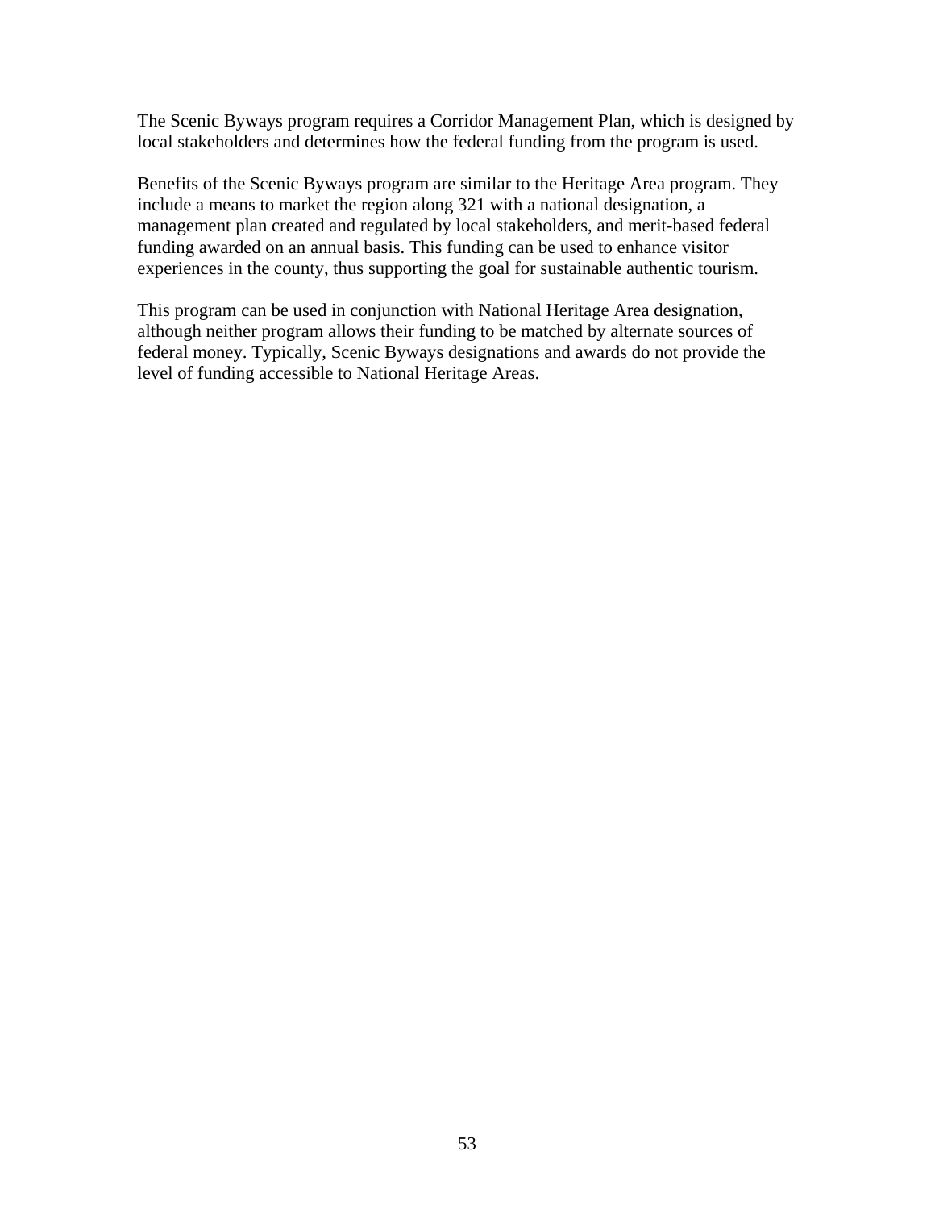The Scenic Byways program requires a Corridor Management Plan, which is designed by local stakeholders and determines how the federal funding from the program is used.

Benefits of the Scenic Byways program are similar to the Heritage Area program. They include a means to market the region along 321 with a national designation, a management plan created and regulated by local stakeholders, and merit-based federal funding awarded on an annual basis. This funding can be used to enhance visitor experiences in the county, thus supporting the goal for sustainable authentic tourism.

This program can be used in conjunction with National Heritage Area designation, although neither program allows their funding to be matched by alternate sources of federal money. Typically, Scenic Byways designations and awards do not provide the level of funding accessible to National Heritage Areas.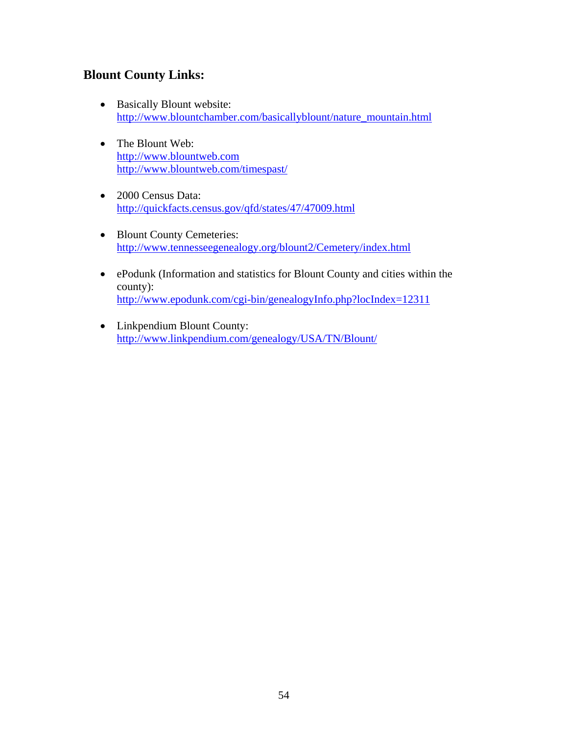## Blount County Links:

- Basically Blount website:
  http://www.blountchamber.com/basicallyblount/nature_mountain.html

- The Blount Web:
  http://www.blountweb.com
  http://www.blountweb.com/timespast/

- 2000 Census Data:
  http://quickfacts.census.gov/qfd/states/47/47009.html

- Blount County Cemeteries:
  http://www.tennesseegenealogy.org/blount2/Cemetery/index.html

- ePodunk (Information and statistics for Blount County and cities within the county):
  http://www.epodunk.com/cgi-bin/genealogyInfo.php?locIndex=12311

- Linkpendium Blount County:
  http://www.linkpendium.com/genealogy/USA/TN/Blount/